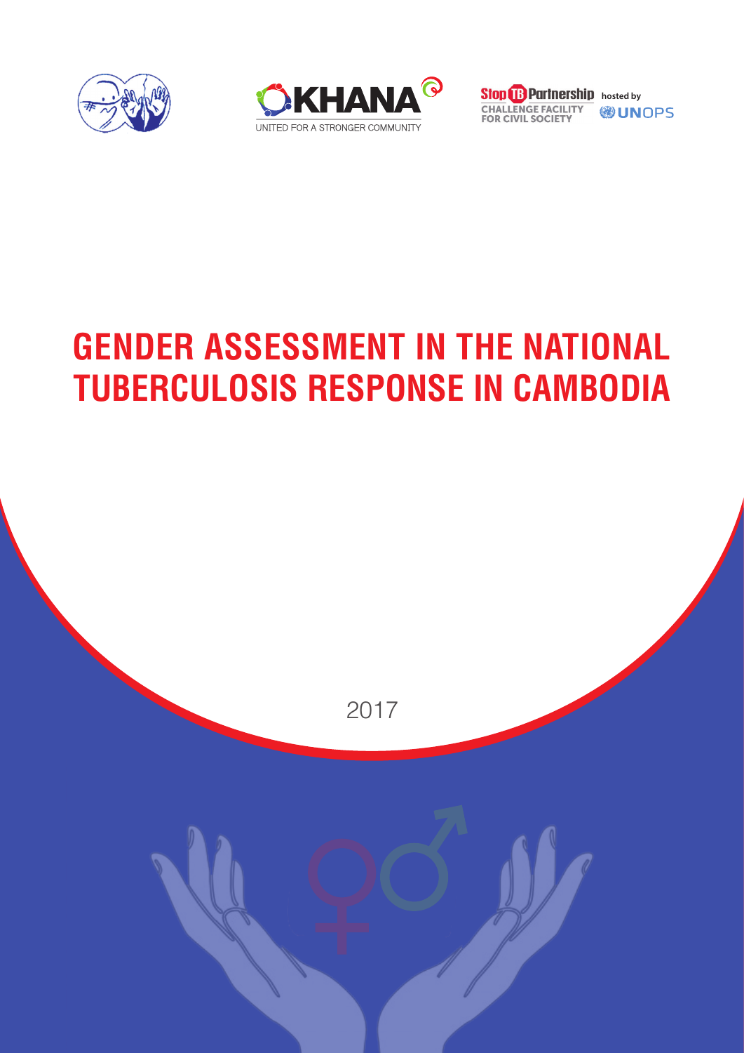KHANA

UNITED FOR A STRONGER COMMUNITY

Stop TB Partnership hosted by UNOPS

CHALLENGE FACILITY FOR CIVIL SOCIETY

# GENDER ASSESSMENT IN THE NATIONAL TUBERCULOSIS RESPONSE IN CAMBODIA

2017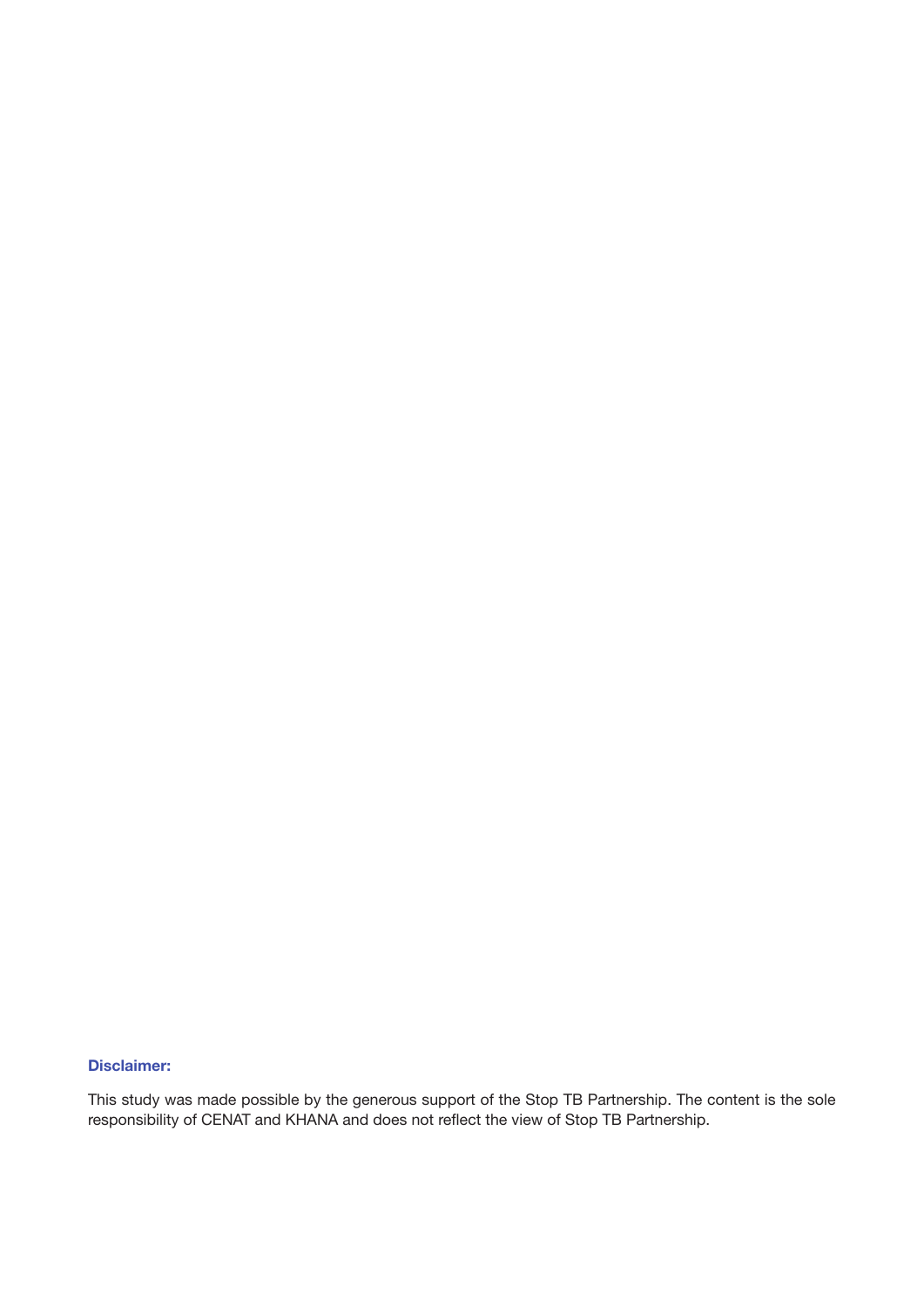**Disclaimer:**

This study was made possible by the generous support of the Stop TB Partnership. The content is the sole responsibility of CENAT and KHANA and does not reflect the view of Stop TB Partnership.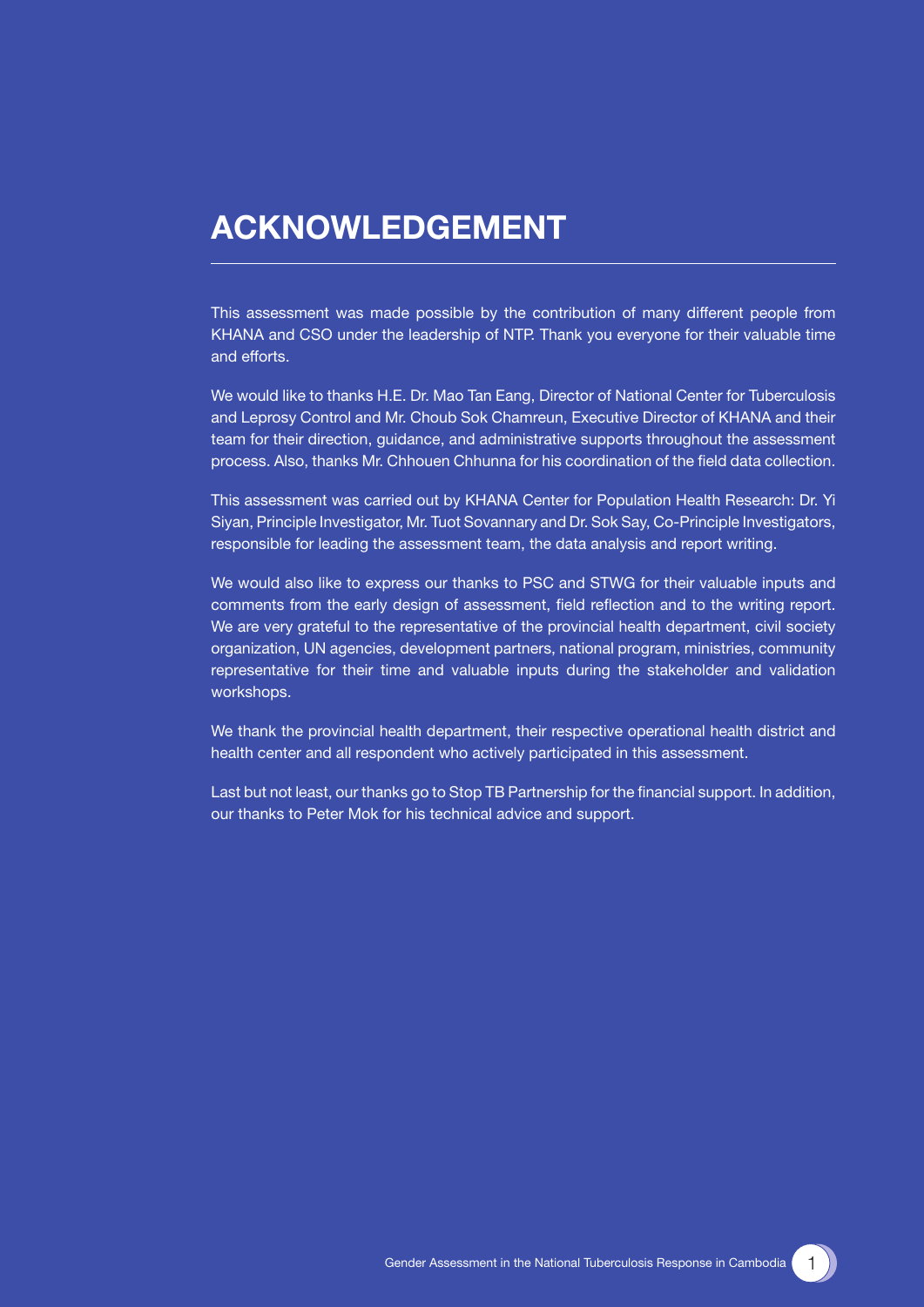# ACKNOWLEDGEMENT

This assessment was made possible by the contribution of many different people from KHANA and CSO under the leadership of NTP. Thank you everyone for their valuable time and efforts.

We would like to thanks H.E. Dr. Mao Tan Eang, Director of National Center for Tuberculosis and Leprosy Control and Mr. Choub Sok Chamreun, Executive Director of KHANA and their team for their direction, guidance, and administrative supports throughout the assessment process. Also, thanks Mr. Chhouen Chhunna for his coordination of the field data collection.

This assessment was carried out by KHANA Center for Population Health Research: Dr. Yi Siyan, Principle Investigator, Mr. Tuot Sovannary and Dr. Sok Say, Co-Principle Investigators, responsible for leading the assessment team, the data analysis and report writing.

We would also like to express our thanks to PSC and STWG for their valuable inputs and comments from the early design of assessment, field reflection and to the writing report. We are very grateful to the representative of the provincial health department, civil society organization, UN agencies, development partners, national program, ministries, community representative for their time and valuable inputs during the stakeholder and validation workshops.

We thank the provincial health department, their respective operational health district and health center and all respondent who actively participated in this assessment.

Last but not least, our thanks go to Stop TB Partnership for the financial support. In addition, our thanks to Peter Mok for his technical advice and support.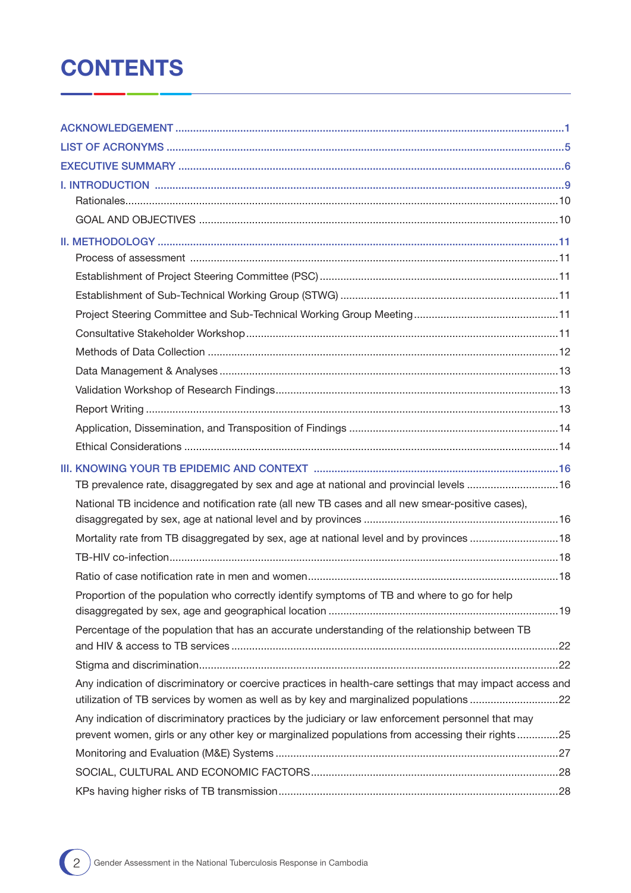# CONTENTS

ACKNOWLEDGEMENT ....................................................................................................................1

LIST OF ACRONYMS ....................................................................................................................5

EXECUTIVE SUMMARY ................................................................................................................6

I. INTRODUCTION ........................................................................................................................9

- Rationales........................................................................................................................10
- GOAL AND OBJECTIVES ................................................................................................10

II. METHODOLOGY .....................................................................................................................11

- Process of assessment ....................................................................................................11
- Establishment of Project Steering Committee (PSC) .......................................................11
- Establishment of Sub-Technical Working Group (STWG) ................................................11
- Project Steering Committee and Sub-Technical Working Group Meeting ........................11
- Consultative Stakeholder Workshop .................................................................................11
- Methods of Data Collection ..............................................................................................12
- Data Management & Analyses .........................................................................................13
- Validation Workshop of Research Findings.......................................................................13
- Report Writing ..................................................................................................................13
- Application, Dissemination, and Transposition of Findings ..............................................14
- Ethical Considerations .....................................................................................................14

III. KNOWING YOUR TB EPIDEMIC AND CONTEXT ..................................................................16

- TB prevalence rate, disaggregated by sex and age at national and provincial levels .......16
- National TB incidence and notification rate (all new TB cases and all new smear-positive cases), disaggregated by sex, age at national level and by provinces ..............................................16
- Mortality rate from TB disaggregated by sex, age at national level and by provinces .....18
- TB-HIV co-infection..........................................................................................................18
- Ratio of case notification rate in men and women............................................................18
- Proportion of the population who correctly identify symptoms of TB and where to go for help disaggregated by sex, age and geographical location ...........................................................19
- Percentage of the population that has an accurate understanding of the relationship between TB and HIV & access to TB services ..................................................................................22
- Stigma and discrimination.................................................................................................22
- Any indication of discriminatory or coercive practices in health-care settings that may impact access and utilization of TB services by women as well as by key and marginalized populations .............................22
- Any indication of discriminatory practices by the judiciary or law enforcement personnel that may prevent women, girls or any other key or marginalized populations from accessing their rights..............25
- Monitoring and Evaluation (M&E) Systems .......................................................................27
- SOCIAL, CULTURAL AND ECONOMIC FACTORS...........................................................28
- KPs having higher risks of TB transmission.......................................................................28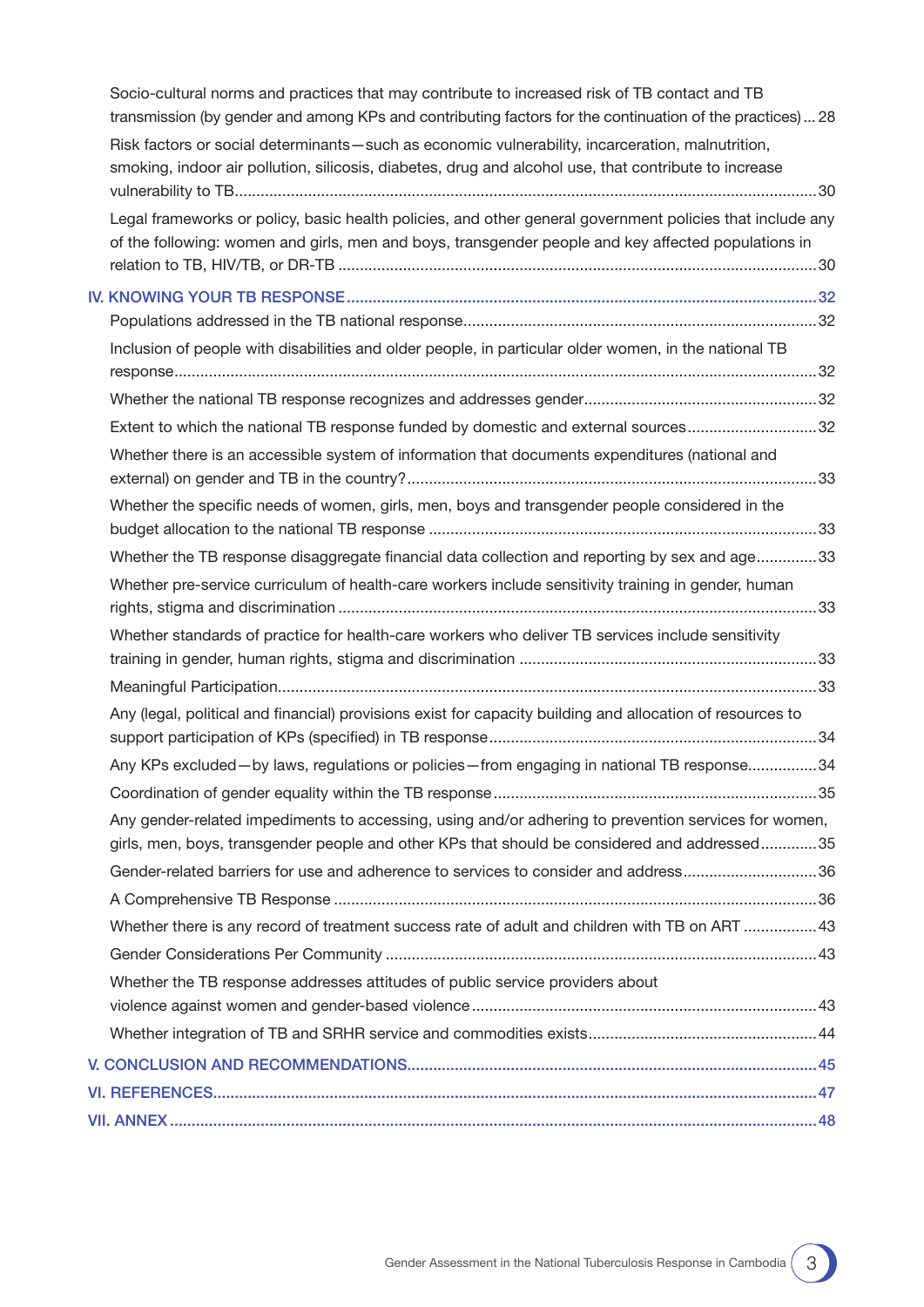Socio-cultural norms and practices that may contribute to increased risk of TB contact and TB transmission (by gender and among KPs and contributing factors for the continuation of the practices) ... 28

Risk factors or social determinants—such as economic vulnerability, incarceration, malnutrition, smoking, indoor air pollution, silicosis, diabetes, drug and alcohol use, that contribute to increase vulnerability to TB ... 30

Legal frameworks or policy, basic health policies, and other general government policies that include any of the following: women and girls, men and boys, transgender people and key affected populations in relation to TB, HIV/TB, or DR-TB ... 30

IV. KNOWING YOUR TB RESPONSE ... 32

Populations addressed in the TB national response ... 32

Inclusion of people with disabilities and older people, in particular older women, in the national TB response ... 32

Whether the national TB response recognizes and addresses gender ... 32

Extent to which the national TB response funded by domestic and external sources ... 32

Whether there is an accessible system of information that documents expenditures (national and external) on gender and TB in the country? ... 33

Whether the specific needs of women, girls, men, boys and transgender people considered in the budget allocation to the national TB response ... 33

Whether the TB response disaggregate financial data collection and reporting by sex and age ... 33

Whether pre-service curriculum of health-care workers include sensitivity training in gender, human rights, stigma and discrimination ... 33

Whether standards of practice for health-care workers who deliver TB services include sensitivity training in gender, human rights, stigma and discrimination ... 33

Meaningful Participation ... 33

Any (legal, political and financial) provisions exist for capacity building and allocation of resources to support participation of KPs (specified) in TB response ... 34

Any KPs excluded—by laws, regulations or policies—from engaging in national TB response ... 34

Coordination of gender equality within the TB response ... 35

Any gender-related impediments to accessing, using and/or adhering to prevention services for women, girls, men, boys, transgender people and other KPs that should be considered and addressed ... 35

Gender-related barriers for use and adherence to services to consider and address ... 36

A Comprehensive TB Response ... 36

Whether there is any record of treatment success rate of adult and children with TB on ART ... 43

Gender Considerations Per Community ... 43

Whether the TB response addresses attitudes of public service providers about violence against women and gender-based violence ... 43

Whether integration of TB and SRHR service and commodities exists ... 44

V. CONCLUSION AND RECOMMENDATIONS ... 45

VI. REFERENCES ... 47

VII. ANNEX ... 48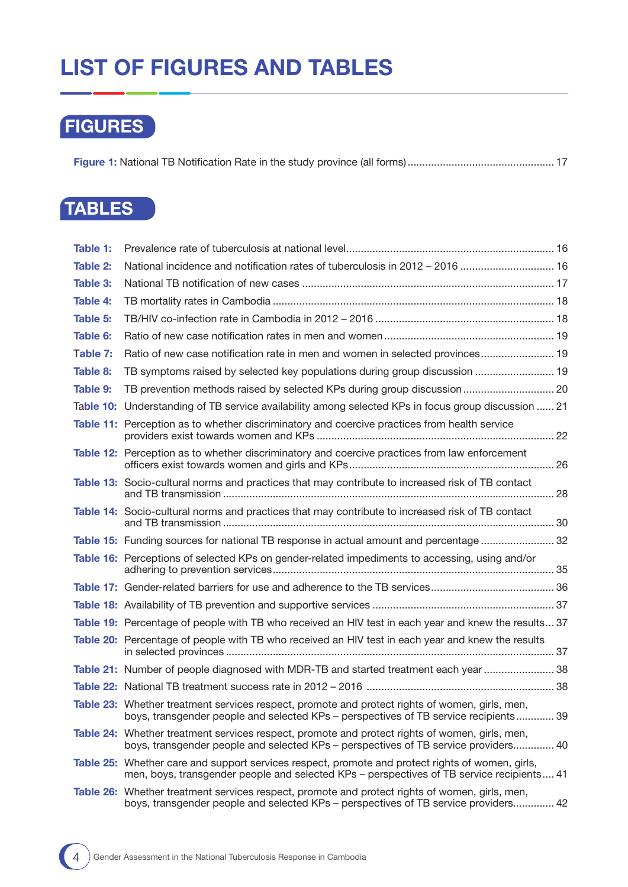# LIST OF FIGURES AND TABLES

## FIGURES

**Figure 1:** National TB Notification Rate in the study province (all forms) ..... 17

## TABLES

**Table 1:** Prevalence rate of tuberculosis at national level ..... 16

**Table 2:** National incidence and notification rates of tuberculosis in 2012 – 2016 ..... 16

**Table 3:** National TB notification of new cases ..... 17

**Table 4:** TB mortality rates in Cambodia ..... 18

**Table 5:** TB/HIV co-infection rate in Cambodia in 2012 – 2016 ..... 18

**Table 6:** Ratio of new case notification rates in men and women ..... 19

Table 7: Ratio of new case notification rate in men and women in selected provinces ..... 19

**Table 8:** TB symptoms raised by selected key populations during group discussion ..... 19

**Table 9:** TB prevention methods raised by selected KPs during group discussion ..... 20

Table 10: Understanding of TB service availability among selected KPs in focus group discussion ..... 21

**Table 11:** Perception as to whether discriminatory and coercive practices from health service providers exist towards women and KPs ..... 22

**Table 12:** Perception as to whether discriminatory and coercive practices from law enforcement officers exist towards women and girls and KPs ..... 26

**Table 13:** Socio-cultural norms and practices that may contribute to increased risk of TB contact and TB transmission ..... 28

**Table 14:** Socio-cultural norms and practices that may contribute to increased risk of TB contact and TB transmission ..... 30

**Table 15:** Funding sources for national TB response in actual amount and percentage ..... 32

**Table 16:** Perceptions of selected KPs on gender-related impediments to accessing, using and/or adhering to prevention services ..... 35

**Table 17:** Gender-related barriers for use and adherence to the TB services ..... 36

**Table 18:** Availability of TB prevention and supportive services ..... 37

**Table 19:** Percentage of people with TB who received an HIV test in each year and knew the results ..... 37

**Table 20:** Percentage of people with TB who received an HIV test in each year and knew the results in selected provinces ..... 37

**Table 21:** Number of people diagnosed with MDR-TB and started treatment each year ..... 38

**Table 22:** National TB treatment success rate in 2012 – 2016 ..... 38

**Table 23:** Whether treatment services respect, promote and protect rights of women, girls, men, boys, transgender people and selected KPs – perspectives of TB service recipients ..... 39

**Table 24:** Whether treatment services respect, promote and protect rights of women, girls, men, boys, transgender people and selected KPs – perspectives of TB service providers ..... 40

**Table 25:** Whether care and support services respect, promote and protect rights of women, girls, men, boys, transgender people and selected KPs – perspectives of TB service recipients ..... 41

**Table 26:** Whether treatment services respect, promote and protect rights of women, girls, men, boys, transgender people and selected KPs – perspectives of TB service providers ..... 42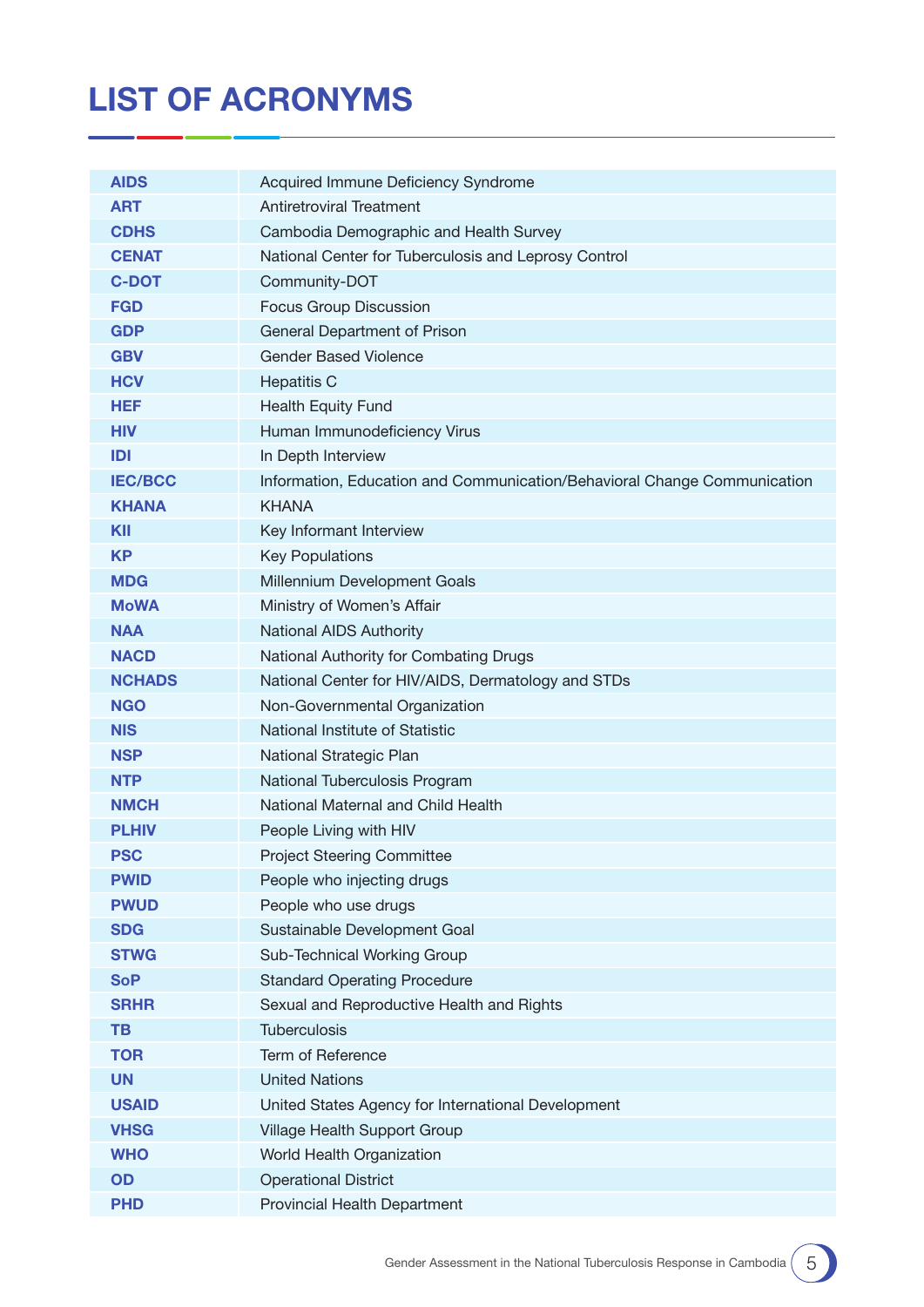# LIST OF ACRONYMS

| | |
|---|---|
| **AIDS** | Acquired Immune Deficiency Syndrome |
| **ART** | Antiretroviral Treatment |
| **CDHS** | Cambodia Demographic and Health Survey |
| **CENAT** | National Center for Tuberculosis and Leprosy Control |
| **C-DOT** | Community-DOT |
| **FGD** | Focus Group Discussion |
| **GDP** | General Department of Prison |
| **GBV** | Gender Based Violence |
| **HCV** | Hepatitis C |
| **HEF** | Health Equity Fund |
| **HIV** | Human Immunodeficiency Virus |
| **IDI** | In Depth Interview |
| **IEC/BCC** | Information, Education and Communication/Behavioral Change Communication |
| **KHANA** | KHANA |
| **KII** | Key Informant Interview |
| **KP** | Key Populations |
| **MDG** | Millennium Development Goals |
| **MoWA** | Ministry of Women's Affair |
| **NAA** | National AIDS Authority |
| **NACD** | National Authority for Combating Drugs |
| **NCHADS** | National Center for HIV/AIDS, Dermatology and STDs |
| **NGO** | Non-Governmental Organization |
| **NIS** | National Institute of Statistic |
| **NSP** | National Strategic Plan |
| **NTP** | National Tuberculosis Program |
| **NMCH** | National Maternal and Child Health |
| **PLHIV** | People Living with HIV |
| **PSC** | Project Steering Committee |
| **PWID** | People who injecting drugs |
| **PWUD** | People who use drugs |
| **SDG** | Sustainable Development Goal |
| **STWG** | Sub-Technical Working Group |
| **SoP** | Standard Operating Procedure |
| **SRHR** | Sexual and Reproductive Health and Rights |
| **TB** | Tuberculosis |
| **TOR** | Term of Reference |
| **UN** | United Nations |
| **USAID** | United States Agency for International Development |
| **VHSG** | Village Health Support Group |
| **WHO** | World Health Organization |
| **OD** | Operational District |
| **PHD** | Provincial Health Department |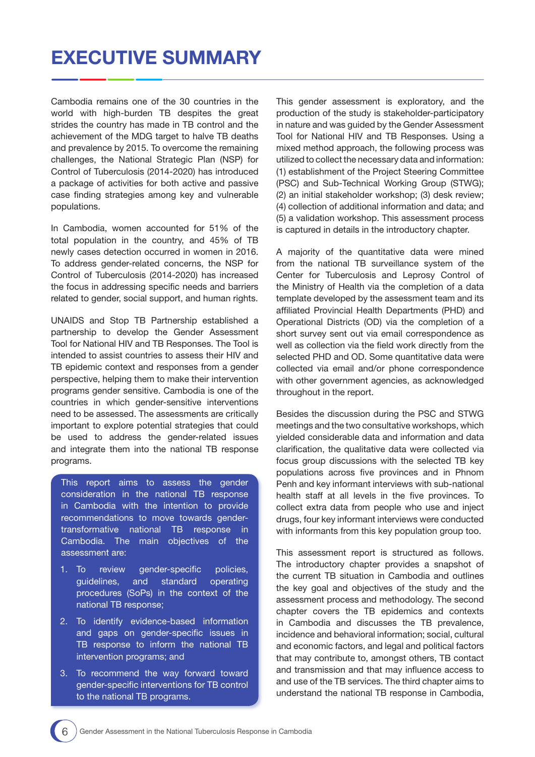# EXECUTIVE SUMMARY

Cambodia remains one of the 30 countries in the world with high-burden TB despites the great strides the country has made in TB control and the achievement of the MDG target to halve TB deaths and prevalence by 2015. To overcome the remaining challenges, the National Strategic Plan (NSP) for Control of Tuberculosis (2014-2020) has introduced a package of activities for both active and passive case finding strategies among key and vulnerable populations.

In Cambodia, women accounted for 51% of the total population in the country, and 45% of TB newly cases detection occurred in women in 2016. To address gender-related concerns, the NSP for Control of Tuberculosis (2014-2020) has increased the focus in addressing specific needs and barriers related to gender, social support, and human rights.

UNAIDS and Stop TB Partnership established a partnership to develop the Gender Assessment Tool for National HIV and TB Responses. The Tool is intended to assist countries to assess their HIV and TB epidemic context and responses from a gender perspective, helping them to make their intervention programs gender sensitive. Cambodia is one of the countries in which gender-sensitive interventions need to be assessed. The assessments are critically important to explore potential strategies that could be used to address the gender-related issues and integrate them into the national TB response programs.

This report aims to assess the gender consideration in the national TB response in Cambodia with the intention to provide recommendations to move towards gender-transformative national TB response in Cambodia. The main objectives of the assessment are:

1. To review gender-specific policies, guidelines, and standard operating procedures (SoPs) in the context of the national TB response;
2. To identify evidence-based information and gaps on gender-specific issues in TB response to inform the national TB intervention programs; and
3. To recommend the way forward toward gender-specific interventions for TB control to the national TB programs.

This gender assessment is exploratory, and the production of the study is stakeholder-participatory in nature and was guided by the Gender Assessment Tool for National HIV and TB Responses. Using a mixed method approach, the following process was utilized to collect the necessary data and information: (1) establishment of the Project Steering Committee (PSC) and Sub-Technical Working Group (STWG); (2) an initial stakeholder workshop; (3) desk review; (4) collection of additional information and data; and (5) a validation workshop. This assessment process is captured in details in the introductory chapter.

A majority of the quantitative data were mined from the national TB surveillance system of the Center for Tuberculosis and Leprosy Control of the Ministry of Health via the completion of a data template developed by the assessment team and its affiliated Provincial Health Departments (PHD) and Operational Districts (OD) via the completion of a short survey sent out via email correspondence as well as collection via the field work directly from the selected PHD and OD. Some quantitative data were collected via email and/or phone correspondence with other government agencies, as acknowledged throughout in the report.

Besides the discussion during the PSC and STWG meetings and the two consultative workshops, which yielded considerable data and information and data clarification, the qualitative data were collected via focus group discussions with the selected TB key populations across five provinces and in Phnom Penh and key informant interviews with sub-national health staff at all levels in the five provinces. To collect extra data from people who use and inject drugs, four key informant interviews were conducted with informants from this key population group too.

This assessment report is structured as follows. The introductory chapter provides a snapshot of the current TB situation in Cambodia and outlines the key goal and objectives of the study and the assessment process and methodology. The second chapter covers the TB epidemics and contexts in Cambodia and discusses the TB prevalence, incidence and behavioral information; social, cultural and economic factors, and legal and political factors that may contribute to, amongst others, TB contact and transmission and that may influence access to and use of the TB services. The third chapter aims to understand the national TB response in Cambodia,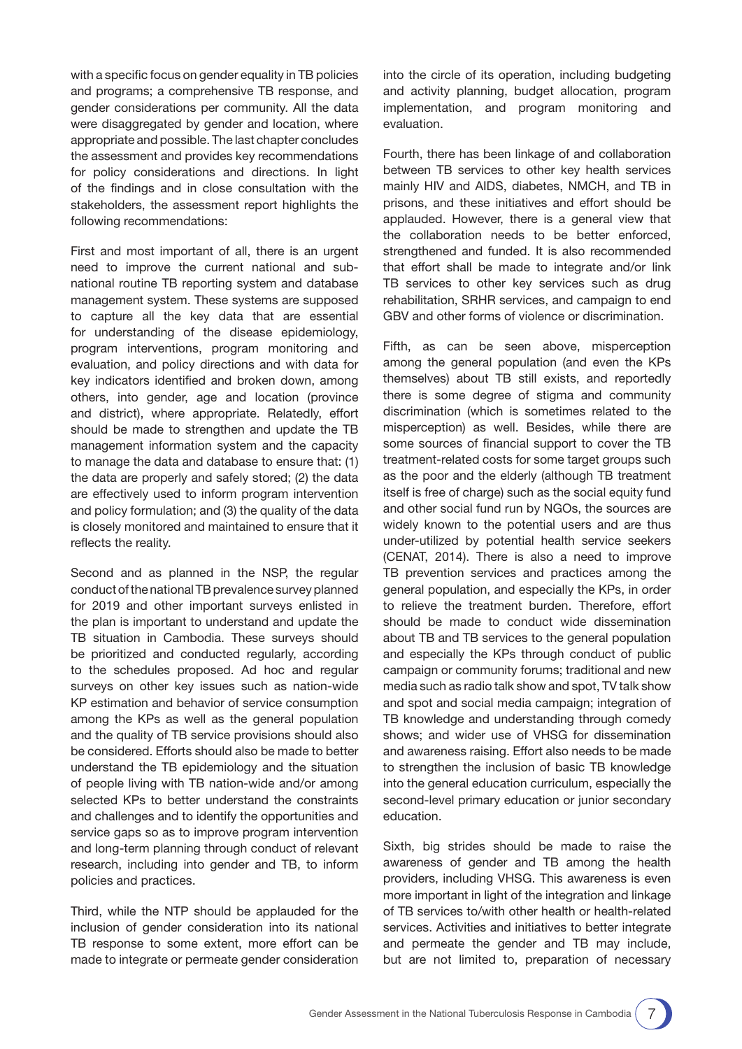with a specific focus on gender equality in TB policies and programs; a comprehensive TB response, and gender considerations per community. All the data were disaggregated by gender and location, where appropriate and possible. The last chapter concludes the assessment and provides key recommendations for policy considerations and directions. In light of the findings and in close consultation with the stakeholders, the assessment report highlights the following recommendations:

First and most important of all, there is an urgent need to improve the current national and sub-national routine TB reporting system and database management system. These systems are supposed to capture all the key data that are essential for understanding of the disease epidemiology, program interventions, program monitoring and evaluation, and policy directions and with data for key indicators identified and broken down, among others, into gender, age and location (province and district), where appropriate. Relatedly, effort should be made to strengthen and update the TB management information system and the capacity to manage the data and database to ensure that: (1) the data are properly and safely stored; (2) the data are effectively used to inform program intervention and policy formulation; and (3) the quality of the data is closely monitored and maintained to ensure that it reflects the reality.

Second and as planned in the NSP, the regular conduct of the national TB prevalence survey planned for 2019 and other important surveys enlisted in the plan is important to understand and update the TB situation in Cambodia. These surveys should be prioritized and conducted regularly, according to the schedules proposed. Ad hoc and regular surveys on other key issues such as nation-wide KP estimation and behavior of service consumption among the KPs as well as the general population and the quality of TB service provisions should also be considered. Efforts should also be made to better understand the TB epidemiology and the situation of people living with TB nation-wide and/or among selected KPs to better understand the constraints and challenges and to identify the opportunities and service gaps so as to improve program intervention and long-term planning through conduct of relevant research, including into gender and TB, to inform policies and practices.

Third, while the NTP should be applauded for the inclusion of gender consideration into its national TB response to some extent, more effort can be made to integrate or permeate gender consideration into the circle of its operation, including budgeting and activity planning, budget allocation, program implementation, and program monitoring and evaluation.

Fourth, there has been linkage of and collaboration between TB services to other key health services mainly HIV and AIDS, diabetes, NMCH, and TB in prisons, and these initiatives and effort should be applauded. However, there is a general view that the collaboration needs to be better enforced, strengthened and funded. It is also recommended that effort shall be made to integrate and/or link TB services to other key services such as drug rehabilitation, SRHR services, and campaign to end GBV and other forms of violence or discrimination.

Fifth, as can be seen above, misperception among the general population (and even the KPs themselves) about TB still exists, and reportedly there is some degree of stigma and community discrimination (which is sometimes related to the misperception) as well. Besides, while there are some sources of financial support to cover the TB treatment-related costs for some target groups such as the poor and the elderly (although TB treatment itself is free of charge) such as the social equity fund and other social fund run by NGOs, the sources are widely known to the potential users and are thus under-utilized by potential health service seekers (CENAT, 2014). There is also a need to improve TB prevention services and practices among the general population, and especially the KPs, in order to relieve the treatment burden. Therefore, effort should be made to conduct wide dissemination about TB and TB services to the general population and especially the KPs through conduct of public campaign or community forums; traditional and new media such as radio talk show and spot, TV talk show and spot and social media campaign; integration of TB knowledge and understanding through comedy shows; and wider use of VHSG for dissemination and awareness raising. Effort also needs to be made to strengthen the inclusion of basic TB knowledge into the general education curriculum, especially the second-level primary education or junior secondary education.

Sixth, big strides should be made to raise the awareness of gender and TB among the health providers, including VHSG. This awareness is even more important in light of the integration and linkage of TB services to/with other health or health-related services. Activities and initiatives to better integrate and permeate the gender and TB may include, but are not limited to, preparation of necessary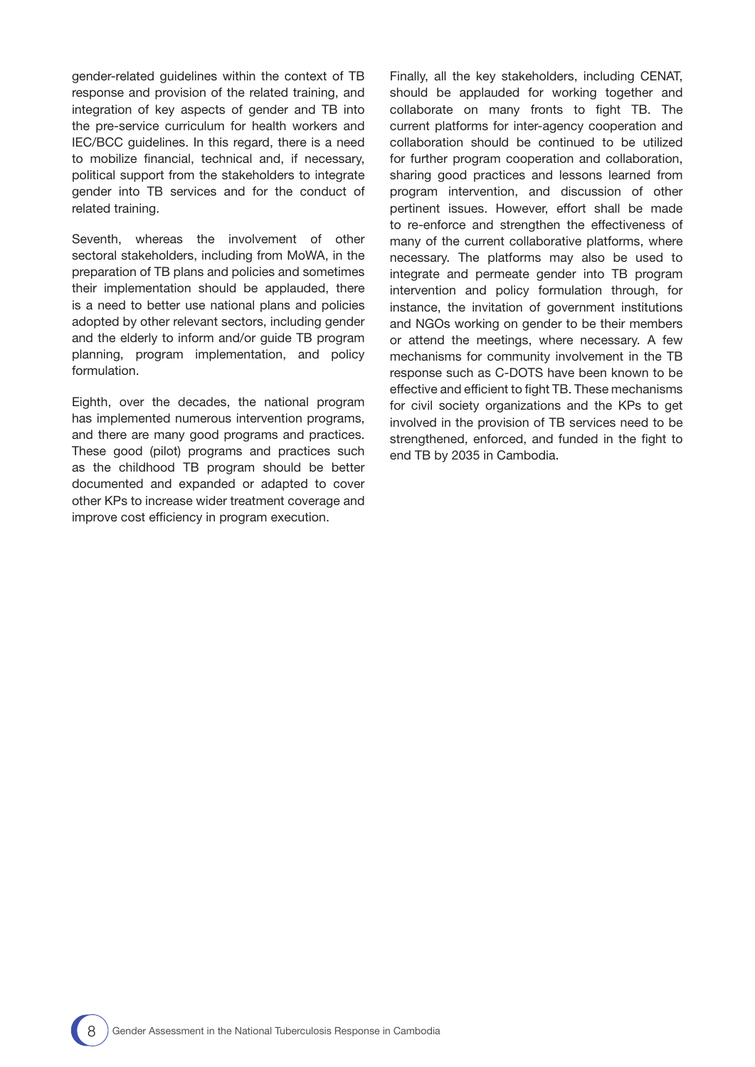gender-related guidelines within the context of TB response and provision of the related training, and integration of key aspects of gender and TB into the pre-service curriculum for health workers and IEC/BCC guidelines. In this regard, there is a need to mobilize financial, technical and, if necessary, political support from the stakeholders to integrate gender into TB services and for the conduct of related training.

Seventh, whereas the involvement of other sectoral stakeholders, including from MoWA, in the preparation of TB plans and policies and sometimes their implementation should be applauded, there is a need to better use national plans and policies adopted by other relevant sectors, including gender and the elderly to inform and/or guide TB program planning, program implementation, and policy formulation.

Eighth, over the decades, the national program has implemented numerous intervention programs, and there are many good programs and practices. These good (pilot) programs and practices such as the childhood TB program should be better documented and expanded or adapted to cover other KPs to increase wider treatment coverage and improve cost efficiency in program execution.

Finally, all the key stakeholders, including CENAT, should be applauded for working together and collaborate on many fronts to fight TB. The current platforms for inter-agency cooperation and collaboration should be continued to be utilized for further program cooperation and collaboration, sharing good practices and lessons learned from program intervention, and discussion of other pertinent issues. However, effort shall be made to re-enforce and strengthen the effectiveness of many of the current collaborative platforms, where necessary. The platforms may also be used to integrate and permeate gender into TB program intervention and policy formulation through, for instance, the invitation of government institutions and NGOs working on gender to be their members or attend the meetings, where necessary. A few mechanisms for community involvement in the TB response such as C-DOTS have been known to be effective and efficient to fight TB. These mechanisms for civil society organizations and the KPs to get involved in the provision of TB services need to be strengthened, enforced, and funded in the fight to end TB by 2035 in Cambodia.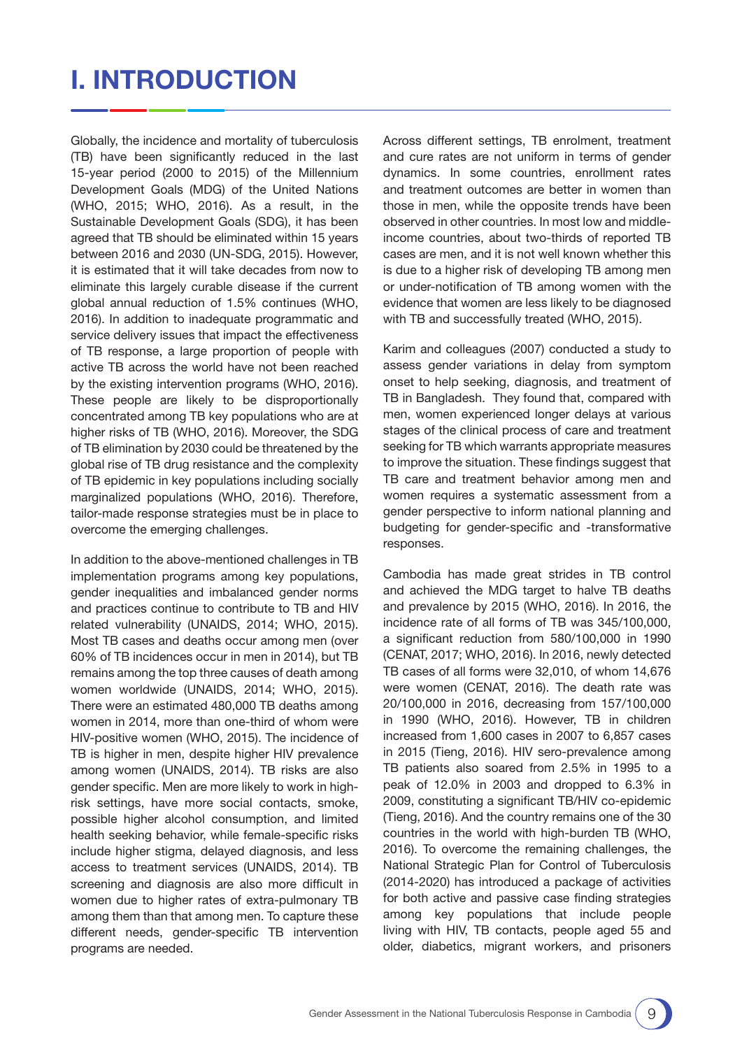# I. INTRODUCTION

Globally, the incidence and mortality of tuberculosis (TB) have been significantly reduced in the last 15-year period (2000 to 2015) of the Millennium Development Goals (MDG) of the United Nations (WHO, 2015; WHO, 2016). As a result, in the Sustainable Development Goals (SDG), it has been agreed that TB should be eliminated within 15 years between 2016 and 2030 (UN-SDG, 2015). However, it is estimated that it will take decades from now to eliminate this largely curable disease if the current global annual reduction of 1.5% continues (WHO, 2016). In addition to inadequate programmatic and service delivery issues that impact the effectiveness of TB response, a large proportion of people with active TB across the world have not been reached by the existing intervention programs (WHO, 2016). These people are likely to be disproportionally concentrated among TB key populations who are at higher risks of TB (WHO, 2016). Moreover, the SDG of TB elimination by 2030 could be threatened by the global rise of TB drug resistance and the complexity of TB epidemic in key populations including socially marginalized populations (WHO, 2016). Therefore, tailor-made response strategies must be in place to overcome the emerging challenges.

In addition to the above-mentioned challenges in TB implementation programs among key populations, gender inequalities and imbalanced gender norms and practices continue to contribute to TB and HIV related vulnerability (UNAIDS, 2014; WHO, 2015). Most TB cases and deaths occur among men (over 60% of TB incidences occur in men in 2014), but TB remains among the top three causes of death among women worldwide (UNAIDS, 2014; WHO, 2015). There were an estimated 480,000 TB deaths among women in 2014, more than one-third of whom were HIV-positive women (WHO, 2015). The incidence of TB is higher in men, despite higher HIV prevalence among women (UNAIDS, 2014). TB risks are also gender specific. Men are more likely to work in high-risk settings, have more social contacts, smoke, possible higher alcohol consumption, and limited health seeking behavior, while female-specific risks include higher stigma, delayed diagnosis, and less access to treatment services (UNAIDS, 2014). TB screening and diagnosis are also more difficult in women due to higher rates of extra-pulmonary TB among them than that among men. To capture these different needs, gender-specific TB intervention programs are needed.

Across different settings, TB enrolment, treatment and cure rates are not uniform in terms of gender dynamics. In some countries, enrollment rates and treatment outcomes are better in women than those in men, while the opposite trends have been observed in other countries. In most low and middle-income countries, about two-thirds of reported TB cases are men, and it is not well known whether this is due to a higher risk of developing TB among men or under-notification of TB among women with the evidence that women are less likely to be diagnosed with TB and successfully treated (WHO, 2015).

Karim and colleagues (2007) conducted a study to assess gender variations in delay from symptom onset to help seeking, diagnosis, and treatment of TB in Bangladesh. They found that, compared with men, women experienced longer delays at various stages of the clinical process of care and treatment seeking for TB which warrants appropriate measures to improve the situation. These findings suggest that TB care and treatment behavior among men and women requires a systematic assessment from a gender perspective to inform national planning and budgeting for gender-specific and -transformative responses.

Cambodia has made great strides in TB control and achieved the MDG target to halve TB deaths and prevalence by 2015 (WHO, 2016). In 2016, the incidence rate of all forms of TB was 345/100,000, a significant reduction from 580/100,000 in 1990 (CENAT, 2017; WHO, 2016). In 2016, newly detected TB cases of all forms were 32,010, of whom 14,676 were women (CENAT, 2016). The death rate was 20/100,000 in 2016, decreasing from 157/100,000 in 1990 (WHO, 2016). However, TB in children increased from 1,600 cases in 2007 to 6,857 cases in 2015 (Tieng, 2016). HIV sero-prevalence among TB patients also soared from 2.5% in 1995 to a peak of 12.0% in 2003 and dropped to 6.3% in 2009, constituting a significant TB/HIV co-epidemic (Tieng, 2016). And the country remains one of the 30 countries in the world with high-burden TB (WHO, 2016). To overcome the remaining challenges, the National Strategic Plan for Control of Tuberculosis (2014-2020) has introduced a package of activities for both active and passive case finding strategies among key populations that include people living with HIV, TB contacts, people aged 55 and older, diabetics, migrant workers, and prisoners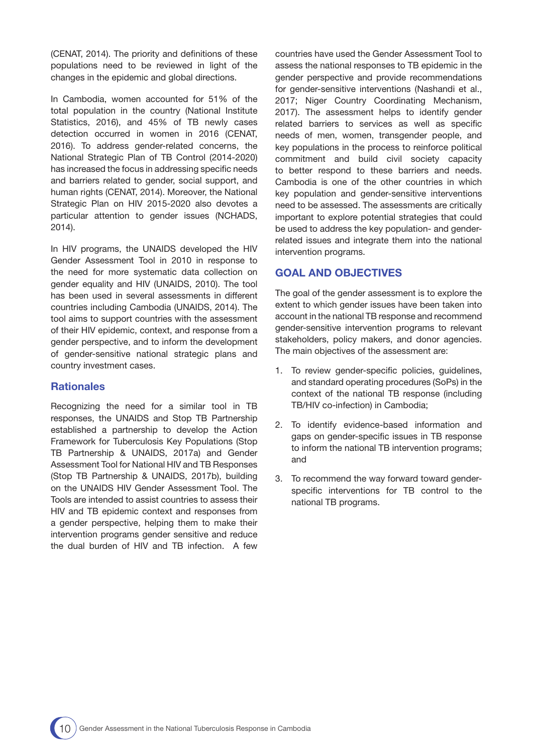(CENAT, 2014). The priority and definitions of these populations need to be reviewed in light of the changes in the epidemic and global directions.

In Cambodia, women accounted for 51% of the total population in the country (National Institute Statistics, 2016), and 45% of TB newly cases detection occurred in women in 2016 (CENAT, 2016). To address gender-related concerns, the National Strategic Plan of TB Control (2014-2020) has increased the focus in addressing specific needs and barriers related to gender, social support, and human rights (CENAT, 2014). Moreover, the National Strategic Plan on HIV 2015-2020 also devotes a particular attention to gender issues (NCHADS, 2014).

In HIV programs, the UNAIDS developed the HIV Gender Assessment Tool in 2010 in response to the need for more systematic data collection on gender equality and HIV (UNAIDS, 2010). The tool has been used in several assessments in different countries including Cambodia (UNAIDS, 2014). The tool aims to support countries with the assessment of their HIV epidemic, context, and response from a gender perspective, and to inform the development of gender-sensitive national strategic plans and country investment cases.

## Rationales

Recognizing the need for a similar tool in TB responses, the UNAIDS and Stop TB Partnership established a partnership to develop the Action Framework for Tuberculosis Key Populations (Stop TB Partnership & UNAIDS, 2017a) and Gender Assessment Tool for National HIV and TB Responses (Stop TB Partnership & UNAIDS, 2017b), building on the UNAIDS HIV Gender Assessment Tool. The Tools are intended to assist countries to assess their HIV and TB epidemic context and responses from a gender perspective, helping them to make their intervention programs gender sensitive and reduce the dual burden of HIV and TB infection. A few countries have used the Gender Assessment Tool to assess the national responses to TB epidemic in the gender perspective and provide recommendations for gender-sensitive interventions (Nashandi et al., 2017; Niger Country Coordinating Mechanism, 2017). The assessment helps to identify gender related barriers to services as well as specific needs of men, women, transgender people, and key populations in the process to reinforce political commitment and build civil society capacity to better respond to these barriers and needs. Cambodia is one of the other countries in which key population and gender-sensitive interventions need to be assessed. The assessments are critically important to explore potential strategies that could be used to address the key population- and gender-related issues and integrate them into the national intervention programs.

## GOAL AND OBJECTIVES

The goal of the gender assessment is to explore the extent to which gender issues have been taken into account in the national TB response and recommend gender-sensitive intervention programs to relevant stakeholders, policy makers, and donor agencies. The main objectives of the assessment are:

1. To review gender-specific policies, guidelines, and standard operating procedures (SoPs) in the context of the national TB response (including TB/HIV co-infection) in Cambodia;
2. To identify evidence-based information and gaps on gender-specific issues in TB response to inform the national TB intervention programs; and
3. To recommend the way forward toward gender-specific interventions for TB control to the national TB programs.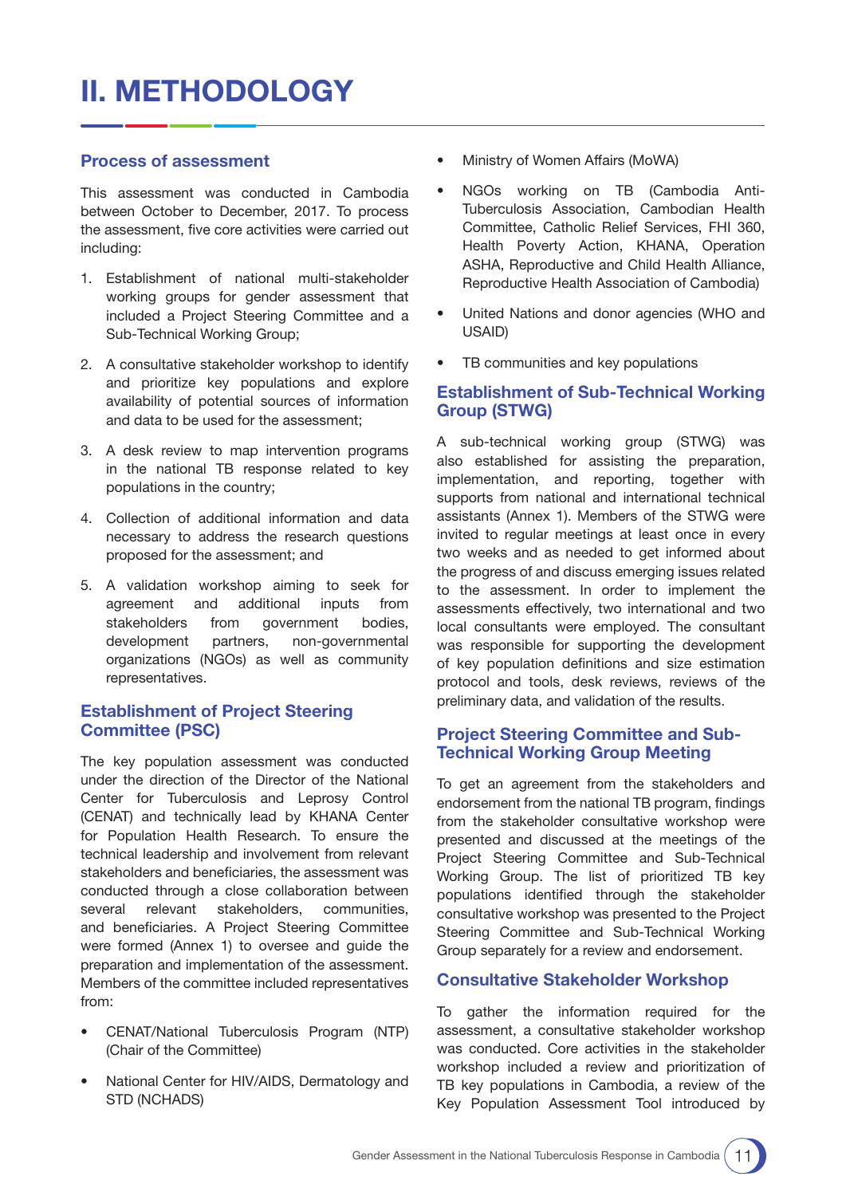# II. METHODOLOGY

## Process of assessment

This assessment was conducted in Cambodia between October to December, 2017. To process the assessment, five core activities were carried out including:

1. Establishment of national multi-stakeholder working groups for gender assessment that included a Project Steering Committee and a Sub-Technical Working Group;
2. A consultative stakeholder workshop to identify and prioritize key populations and explore availability of potential sources of information and data to be used for the assessment;
3. A desk review to map intervention programs in the national TB response related to key populations in the country;
4. Collection of additional information and data necessary to address the research questions proposed for the assessment; and
5. A validation workshop aiming to seek for agreement and additional inputs from stakeholders from government bodies, development partners, non-governmental organizations (NGOs) as well as community representatives.

## Establishment of Project Steering Committee (PSC)

The key population assessment was conducted under the direction of the Director of the National Center for Tuberculosis and Leprosy Control (CENAT) and technically lead by KHANA Center for Population Health Research. To ensure the technical leadership and involvement from relevant stakeholders and beneficiaries, the assessment was conducted through a close collaboration between several relevant stakeholders, communities, and beneficiaries. A Project Steering Committee were formed (Annex 1) to oversee and guide the preparation and implementation of the assessment. Members of the committee included representatives from:

- CENAT/National Tuberculosis Program (NTP) (Chair of the Committee)
- National Center for HIV/AIDS, Dermatology and STD (NCHADS)
- Ministry of Women Affairs (MoWA)
- NGOs working on TB (Cambodia Anti-Tuberculosis Association, Cambodian Health Committee, Catholic Relief Services, FHI 360, Health Poverty Action, KHANA, Operation ASHA, Reproductive and Child Health Alliance, Reproductive Health Association of Cambodia)
- United Nations and donor agencies (WHO and USAID)
- TB communities and key populations

## Establishment of Sub-Technical Working Group (STWG)

A sub-technical working group (STWG) was also established for assisting the preparation, implementation, and reporting, together with supports from national and international technical assistants (Annex 1). Members of the STWG were invited to regular meetings at least once in every two weeks and as needed to get informed about the progress of and discuss emerging issues related to the assessment. In order to implement the assessments effectively, two international and two local consultants were employed. The consultant was responsible for supporting the development of key population definitions and size estimation protocol and tools, desk reviews, reviews of the preliminary data, and validation of the results.

## Project Steering Committee and Sub-Technical Working Group Meeting

To get an agreement from the stakeholders and endorsement from the national TB program, findings from the stakeholder consultative workshop were presented and discussed at the meetings of the Project Steering Committee and Sub-Technical Working Group. The list of prioritized TB key populations identified through the stakeholder consultative workshop was presented to the Project Steering Committee and Sub-Technical Working Group separately for a review and endorsement.

## Consultative Stakeholder Workshop

To gather the information required for the assessment, a consultative stakeholder workshop was conducted. Core activities in the stakeholder workshop included a review and prioritization of TB key populations in Cambodia, a review of the Key Population Assessment Tool introduced by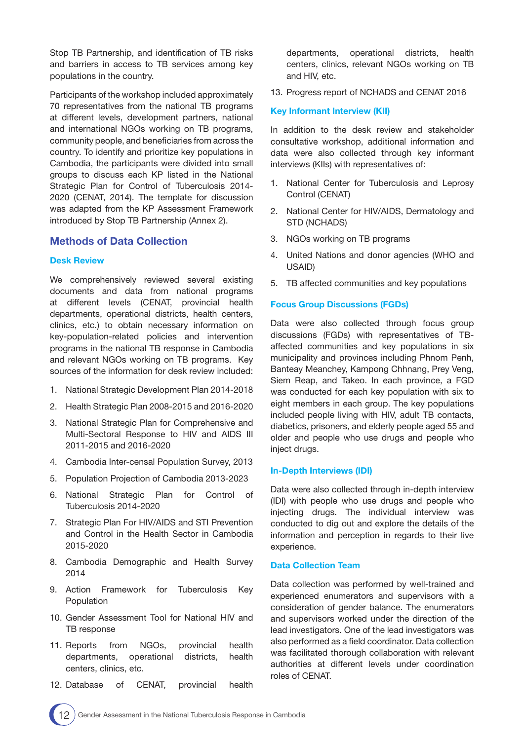Stop TB Partnership, and identification of TB risks and barriers in access to TB services among key populations in the country.

Participants of the workshop included approximately 70 representatives from the national TB programs at different levels, development partners, national and international NGOs working on TB programs, community people, and beneficiaries from across the country. To identify and prioritize key populations in Cambodia, the participants were divided into small groups to discuss each KP listed in the National Strategic Plan for Control of Tuberculosis 2014-2020 (CENAT, 2014). The template for discussion was adapted from the KP Assessment Framework introduced by Stop TB Partnership (Annex 2).

## Methods of Data Collection

### Desk Review

We comprehensively reviewed several existing documents and data from national programs at different levels (CENAT, provincial health departments, operational districts, health centers, clinics, etc.) to obtain necessary information on key-population-related policies and intervention programs in the national TB response in Cambodia and relevant NGOs working on TB programs. Key sources of the information for desk review included:

1. National Strategic Development Plan 2014-2018
2. Health Strategic Plan 2008-2015 and 2016-2020
3. National Strategic Plan for Comprehensive and Multi-Sectoral Response to HIV and AIDS III 2011-2015 and 2016-2020
4. Cambodia Inter-censal Population Survey, 2013
5. Population Projection of Cambodia 2013-2023
6. National Strategic Plan for Control of Tuberculosis 2014-2020
7. Strategic Plan For HIV/AIDS and STI Prevention and Control in the Health Sector in Cambodia 2015-2020
8. Cambodia Demographic and Health Survey 2014
9. Action Framework for Tuberculosis Key Population
10. Gender Assessment Tool for National HIV and TB response
11. Reports from NGOs, provincial health departments, operational districts, health centers, clinics, etc.
12. Database of CENAT, provincial health departments, operational districts, health centers, clinics, relevant NGOs working on TB and HIV, etc.
13. Progress report of NCHADS and CENAT 2016

### Key Informant Interview (KII)

In addition to the desk review and stakeholder consultative workshop, additional information and data were also collected through key informant interviews (KIIs) with representatives of:

1. National Center for Tuberculosis and Leprosy Control (CENAT)
2. National Center for HIV/AIDS, Dermatology and STD (NCHADS)
3. NGOs working on TB programs
4. United Nations and donor agencies (WHO and USAID)
5. TB affected communities and key populations

### Focus Group Discussions (FGDs)

Data were also collected through focus group discussions (FGDs) with representatives of TB-affected communities and key populations in six municipality and provinces including Phnom Penh, Banteay Meanchey, Kampong Chhnang, Prey Veng, Siem Reap, and Takeo. In each province, a FGD was conducted for each key population with six to eight members in each group. The key populations included people living with HIV, adult TB contacts, diabetics, prisoners, and elderly people aged 55 and older and people who use drugs and people who inject drugs.

### In-Depth Interviews (IDI)

Data were also collected through in-depth interview (IDI) with people who use drugs and people who injecting drugs. The individual interview was conducted to dig out and explore the details of the information and perception in regards to their live experience.

### Data Collection Team

Data collection was performed by well-trained and experienced enumerators and supervisors with a consideration of gender balance. The enumerators and supervisors worked under the direction of the lead investigators. One of the lead investigators was also performed as a field coordinator. Data collection was facilitated thorough collaboration with relevant authorities at different levels under coordination roles of CENAT.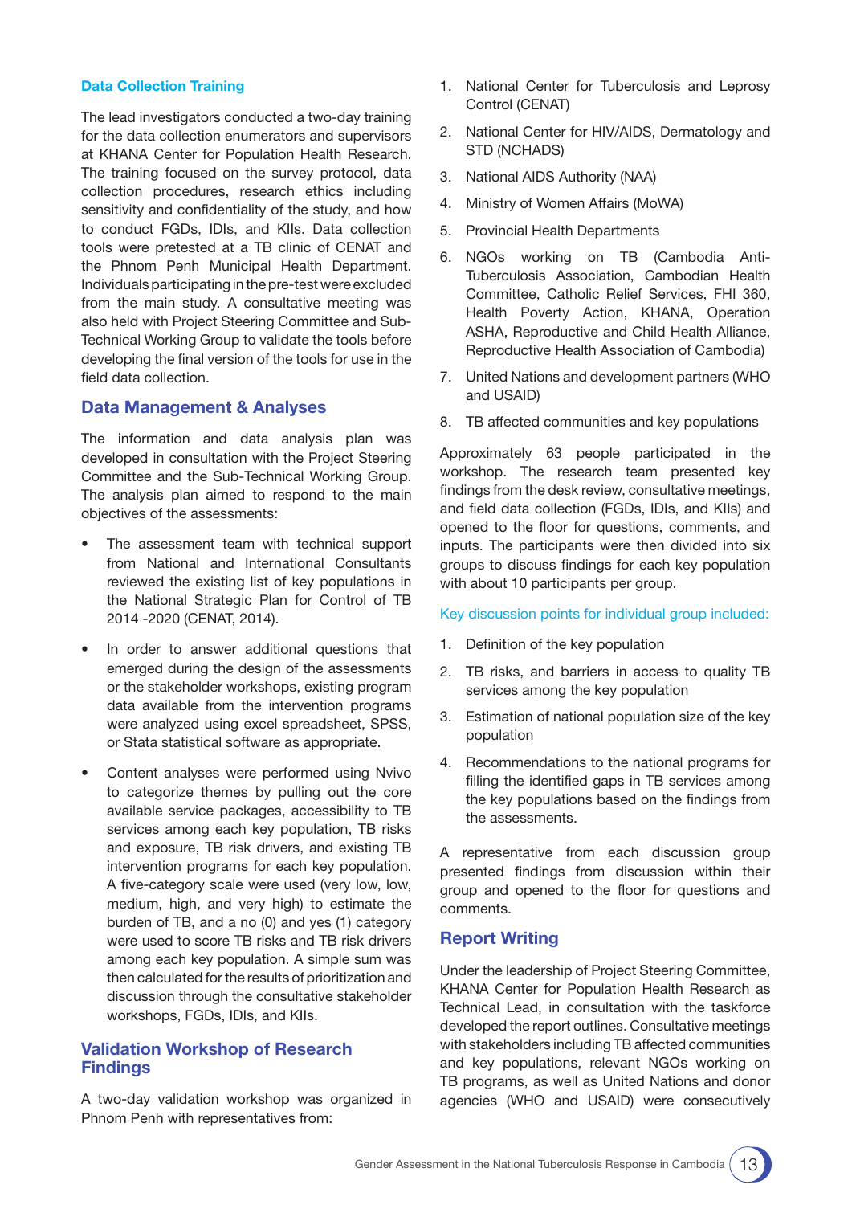### Data Collection Training

The lead investigators conducted a two-day training for the data collection enumerators and supervisors at KHANA Center for Population Health Research. The training focused on the survey protocol, data collection procedures, research ethics including sensitivity and confidentiality of the study, and how to conduct FGDs, IDIs, and KIIs. Data collection tools were pretested at a TB clinic of CENAT and the Phnom Penh Municipal Health Department. Individuals participating in the pre-test were excluded from the main study. A consultative meeting was also held with Project Steering Committee and Sub-Technical Working Group to validate the tools before developing the final version of the tools for use in the field data collection.

## Data Management & Analyses

The information and data analysis plan was developed in consultation with the Project Steering Committee and the Sub-Technical Working Group. The analysis plan aimed to respond to the main objectives of the assessments:

- The assessment team with technical support from National and International Consultants reviewed the existing list of key populations in the National Strategic Plan for Control of TB 2014 -2020 (CENAT, 2014).
- In order to answer additional questions that emerged during the design of the assessments or the stakeholder workshops, existing program data available from the intervention programs were analyzed using excel spreadsheet, SPSS, or Stata statistical software as appropriate.
- Content analyses were performed using Nvivo to categorize themes by pulling out the core available service packages, accessibility to TB services among each key population, TB risks and exposure, TB risk drivers, and existing TB intervention programs for each key population. A five-category scale were used (very low, low, medium, high, and very high) to estimate the burden of TB, and a no (0) and yes (1) category were used to score TB risks and TB risk drivers among each key population. A simple sum was then calculated for the results of prioritization and discussion through the consultative stakeholder workshops, FGDs, IDIs, and KIIs.

## Validation Workshop of Research Findings

A two-day validation workshop was organized in Phnom Penh with representatives from:

1. National Center for Tuberculosis and Leprosy Control (CENAT)
2. National Center for HIV/AIDS, Dermatology and STD (NCHADS)
3. National AIDS Authority (NAA)
4. Ministry of Women Affairs (MoWA)
5. Provincial Health Departments
6. NGOs working on TB (Cambodia Anti-Tuberculosis Association, Cambodian Health Committee, Catholic Relief Services, FHI 360, Health Poverty Action, KHANA, Operation ASHA, Reproductive and Child Health Alliance, Reproductive Health Association of Cambodia)
7. United Nations and development partners (WHO and USAID)
8. TB affected communities and key populations

Approximately 63 people participated in the workshop. The research team presented key findings from the desk review, consultative meetings, and field data collection (FGDs, IDIs, and KIIs) and opened to the floor for questions, comments, and inputs. The participants were then divided into six groups to discuss findings for each key population with about 10 participants per group.

Key discussion points for individual group included:

1. Definition of the key population
2. TB risks, and barriers in access to quality TB services among the key population
3. Estimation of national population size of the key population
4. Recommendations to the national programs for filling the identified gaps in TB services among the key populations based on the findings from the assessments.

A representative from each discussion group presented findings from discussion within their group and opened to the floor for questions and comments.

## Report Writing

Under the leadership of Project Steering Committee, KHANA Center for Population Health Research as Technical Lead, in consultation with the taskforce developed the report outlines. Consultative meetings with stakeholders including TB affected communities and key populations, relevant NGOs working on TB programs, as well as United Nations and donor agencies (WHO and USAID) were consecutively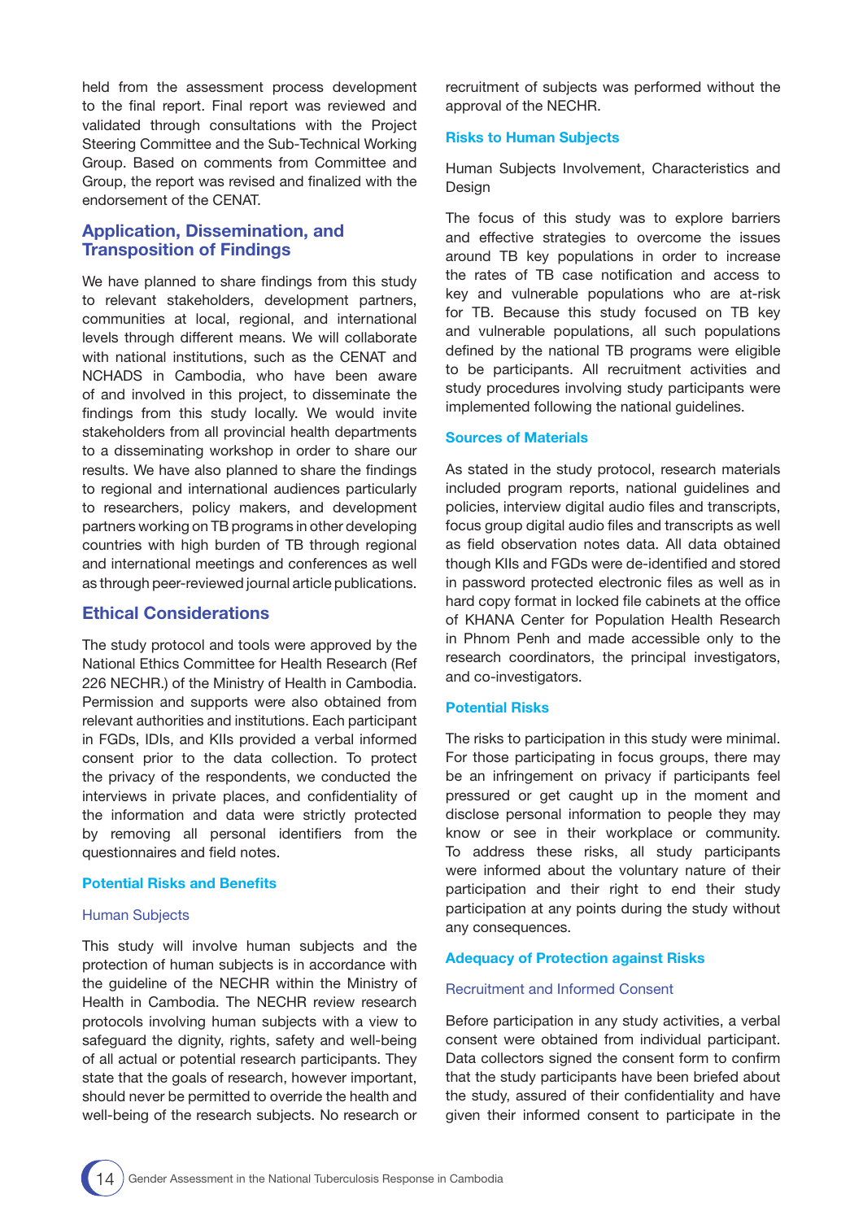held from the assessment process development to the final report. Final report was reviewed and validated through consultations with the Project Steering Committee and the Sub-Technical Working Group. Based on comments from Committee and Group, the report was revised and finalized with the endorsement of the CENAT.

## Application, Dissemination, and Transposition of Findings

We have planned to share findings from this study to relevant stakeholders, development partners, communities at local, regional, and international levels through different means. We will collaborate with national institutions, such as the CENAT and NCHADS in Cambodia, who have been aware of and involved in this project, to disseminate the findings from this study locally. We would invite stakeholders from all provincial health departments to a disseminating workshop in order to share our results. We have also planned to share the findings to regional and international audiences particularly to researchers, policy makers, and development partners working on TB programs in other developing countries with high burden of TB through regional and international meetings and conferences as well as through peer-reviewed journal article publications.

## Ethical Considerations

The study protocol and tools were approved by the National Ethics Committee for Health Research (Ref 226 NECHR.) of the Ministry of Health in Cambodia. Permission and supports were also obtained from relevant authorities and institutions. Each participant in FGDs, IDIs, and KIIs provided a verbal informed consent prior to the data collection. To protect the privacy of the respondents, we conducted the interviews in private places, and confidentiality of the information and data were strictly protected by removing all personal identifiers from the questionnaires and field notes.

### Potential Risks and Benefits

#### Human Subjects

This study will involve human subjects and the protection of human subjects is in accordance with the guideline of the NECHR within the Ministry of Health in Cambodia. The NECHR review research protocols involving human subjects with a view to safeguard the dignity, rights, safety and well-being of all actual or potential research participants. They state that the goals of research, however important, should never be permitted to override the health and well-being of the research subjects. No research or recruitment of subjects was performed without the approval of the NECHR.

### Risks to Human Subjects

Human Subjects Involvement, Characteristics and Design

The focus of this study was to explore barriers and effective strategies to overcome the issues around TB key populations in order to increase the rates of TB case notification and access to key and vulnerable populations who are at-risk for TB. Because this study focused on TB key and vulnerable populations, all such populations defined by the national TB programs were eligible to be participants. All recruitment activities and study procedures involving study participants were implemented following the national guidelines.

### Sources of Materials

As stated in the study protocol, research materials included program reports, national guidelines and policies, interview digital audio files and transcripts, focus group digital audio files and transcripts as well as field observation notes data. All data obtained though KIIs and FGDs were de-identified and stored in password protected electronic files as well as in hard copy format in locked file cabinets at the office of KHANA Center for Population Health Research in Phnom Penh and made accessible only to the research coordinators, the principal investigators, and co-investigators.

### Potential Risks

The risks to participation in this study were minimal. For those participating in focus groups, there may be an infringement on privacy if participants feel pressured or get caught up in the moment and disclose personal information to people they may know or see in their workplace or community. To address these risks, all study participants were informed about the voluntary nature of their participation and their right to end their study participation at any points during the study without any consequences.

### Adequacy of Protection against Risks

#### Recruitment and Informed Consent

Before participation in any study activities, a verbal consent were obtained from individual participant. Data collectors signed the consent form to confirm that the study participants have been briefed about the study, assured of their confidentiality and have given their informed consent to participate in the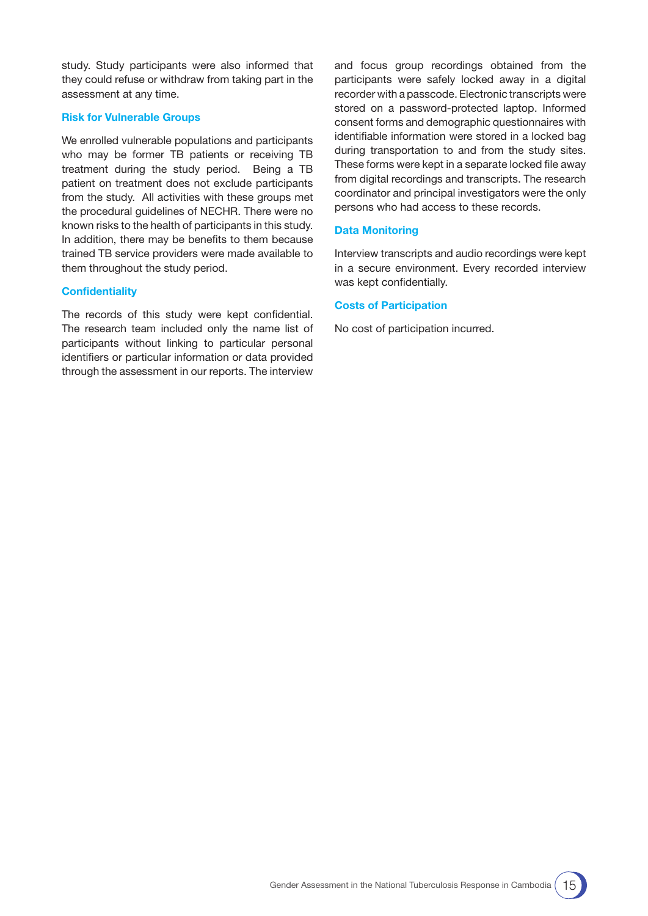study. Study participants were also informed that they could refuse or withdraw from taking part in the assessment at any time.

### Risk for Vulnerable Groups

We enrolled vulnerable populations and participants who may be former TB patients or receiving TB treatment during the study period. Being a TB patient on treatment does not exclude participants from the study. All activities with these groups met the procedural guidelines of NECHR. There were no known risks to the health of participants in this study. In addition, there may be benefits to them because trained TB service providers were made available to them throughout the study period.

### Confidentiality

The records of this study were kept confidential. The research team included only the name list of participants without linking to particular personal identifiers or particular information or data provided through the assessment in our reports. The interview and focus group recordings obtained from the participants were safely locked away in a digital recorder with a passcode. Electronic transcripts were stored on a password-protected laptop. Informed consent forms and demographic questionnaires with identifiable information were stored in a locked bag during transportation to and from the study sites. These forms were kept in a separate locked file away from digital recordings and transcripts. The research coordinator and principal investigators were the only persons who had access to these records.

### Data Monitoring

Interview transcripts and audio recordings were kept in a secure environment. Every recorded interview was kept confidentially.

### Costs of Participation

No cost of participation incurred.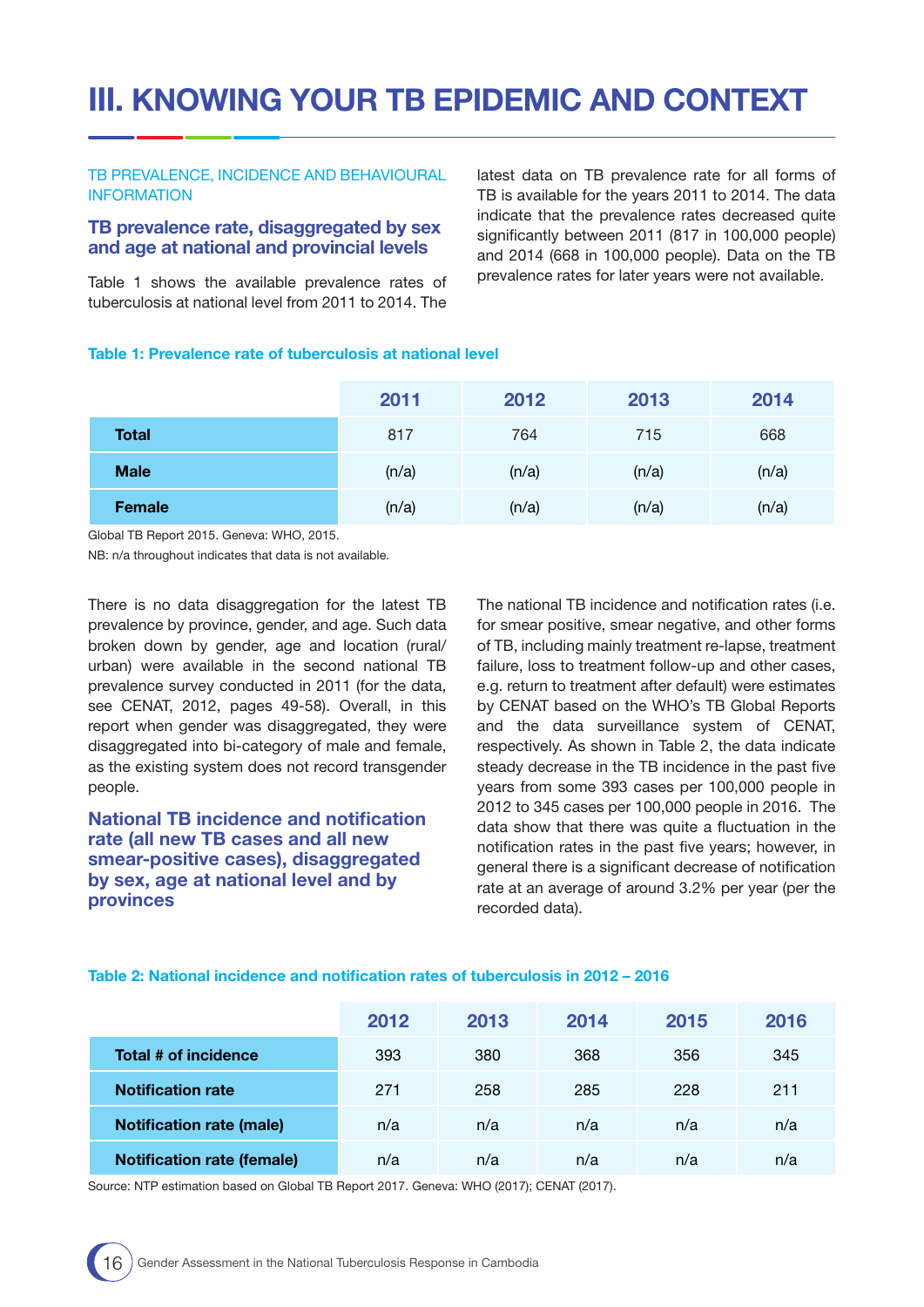# III. KNOWING YOUR TB EPIDEMIC AND CONTEXT

TB PREVALENCE, INCIDENCE AND BEHAVIOURAL INFORMATION

### TB prevalence rate, disaggregated by sex and age at national and provincial levels

Table 1 shows the available prevalence rates of tuberculosis at national level from 2011 to 2014. The latest data on TB prevalence rate for all forms of TB is available for the years 2011 to 2014. The data indicate that the prevalence rates decreased quite significantly between 2011 (817 in 100,000 people) and 2014 (668 in 100,000 people). Data on the TB prevalence rates for later years were not available.

**Table 1: Prevalence rate of tuberculosis at national level**

| | 2011 | 2012 | 2013 | 2014 |
|---|---|---|---|---|
| **Total** | 817 | 764 | 715 | 668 |
| **Male** | (n/a) | (n/a) | (n/a) | (n/a) |
| **Female** | (n/a) | (n/a) | (n/a) | (n/a) |

Global TB Report 2015. Geneva: WHO, 2015.

NB: n/a throughout indicates that data is not available.

There is no data disaggregation for the latest TB prevalence by province, gender, and age. Such data broken down by gender, age and location (rural/urban) were available in the second national TB prevalence survey conducted in 2011 (for the data, see CENAT, 2012, pages 49-58). Overall, in this report when gender was disaggregated, they were disaggregated into bi-category of male and female, as the existing system does not record transgender people.

### National TB incidence and notification rate (all new TB cases and all new smear-positive cases), disaggregated by sex, age at national level and by provinces

The national TB incidence and notification rates (i.e. for smear positive, smear negative, and other forms of TB, including mainly treatment re-lapse, treatment failure, loss to treatment follow-up and other cases, e.g. return to treatment after default) were estimates by CENAT based on the WHO's TB Global Reports and the data surveillance system of CENAT, respectively. As shown in Table 2, the data indicate steady decrease in the TB incidence in the past five years from some 393 cases per 100,000 people in 2012 to 345 cases per 100,000 people in 2016. The data show that there was quite a fluctuation in the notification rates in the past five years; however, in general there is a significant decrease of notification rate at an average of around 3.2% per year (per the recorded data).

**Table 2: National incidence and notification rates of tuberculosis in 2012 – 2016**

| | 2012 | 2013 | 2014 | 2015 | 2016 |
|---|---|---|---|---|---|
| **Total # of incidence** | 393 | 380 | 368 | 356 | 345 |
| **Notification rate** | 271 | 258 | 285 | 228 | 211 |
| **Notification rate (male)** | n/a | n/a | n/a | n/a | n/a |
| **Notification rate (female)** | n/a | n/a | n/a | n/a | n/a |

Source: NTP estimation based on Global TB Report 2017. Geneva: WHO (2017); CENAT (2017).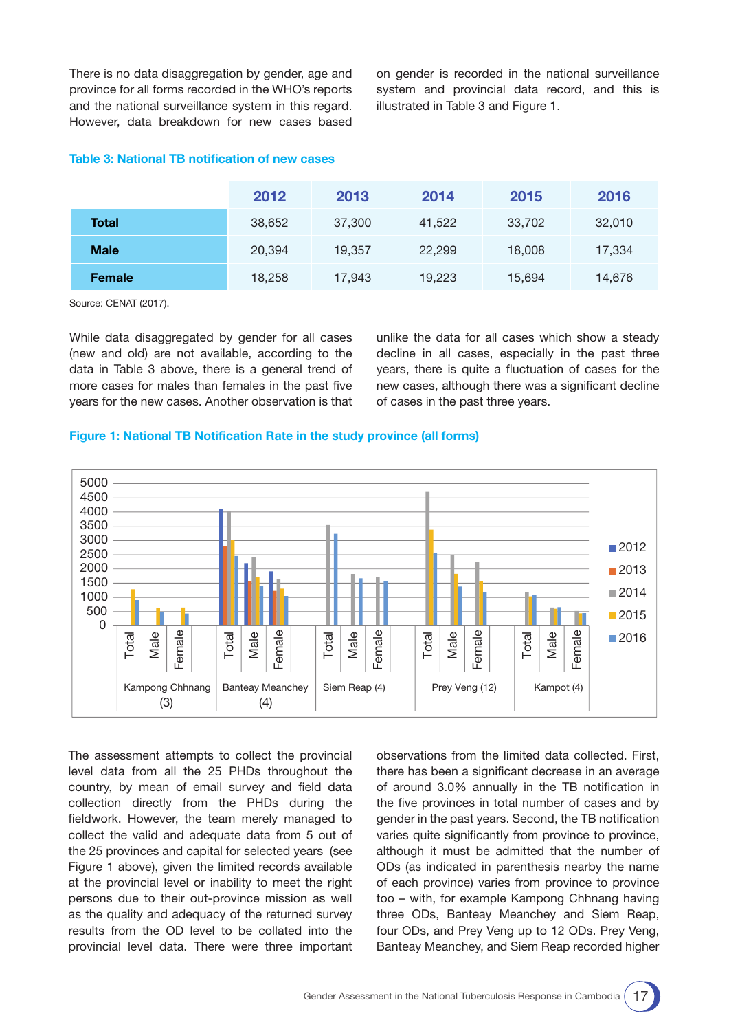There is no data disaggregation by gender, age and province for all forms recorded in the WHO's reports and the national surveillance system in this regard. However, data breakdown for new cases based on gender is recorded in the national surveillance system and provincial data record, and this is illustrated in Table 3 and Figure 1.

**Table 3: National TB notification of new cases**

| | 2012 | 2013 | 2014 | 2015 | 2016 |
|---|---|---|---|---|---|
| **Total** | 38,652 | 37,300 | 41,522 | 33,702 | 32,010 |
| **Male** | 20,394 | 19,357 | 22,299 | 18,008 | 17,334 |
| **Female** | 18,258 | 17,943 | 19,223 | 15,694 | 14,676 |

Source: CENAT (2017).

While data disaggregated by gender for all cases (new and old) are not available, according to the data in Table 3 above, there is a general trend of more cases for males than females in the past five years for the new cases. Another observation is that unlike the data for all cases which show a steady decline in all cases, especially in the past three years, there is quite a fluctuation of cases for the new cases, although there was a significant decline of cases in the past three years.

**Figure 1: National TB Notification Rate in the study province (all forms)**

The assessment attempts to collect the provincial level data from all the 25 PHDs throughout the country, by mean of email survey and field data collection directly from the PHDs during the fieldwork. However, the team merely managed to collect the valid and adequate data from 5 out of the 25 provinces and capital for selected years (see Figure 1 above), given the limited records available at the provincial level or inability to meet the right persons due to their out-province mission as well as the quality and adequacy of the returned survey results from the OD level to be collated into the provincial level data. There were three important observations from the limited data collected. First, there has been a significant decrease in an average of around 3.0% annually in the TB notification in the five provinces in total number of cases and by gender in the past years. Second, the TB notification varies quite significantly from province to province, although it must be admitted that the number of ODs (as indicated in parenthesis nearby the name of each province) varies from province to province too – with, for example Kampong Chhnang having three ODs, Banteay Meanchey and Siem Reap, four ODs, and Prey Veng up to 12 ODs. Prey Veng, Banteay Meanchey, and Siem Reap recorded higher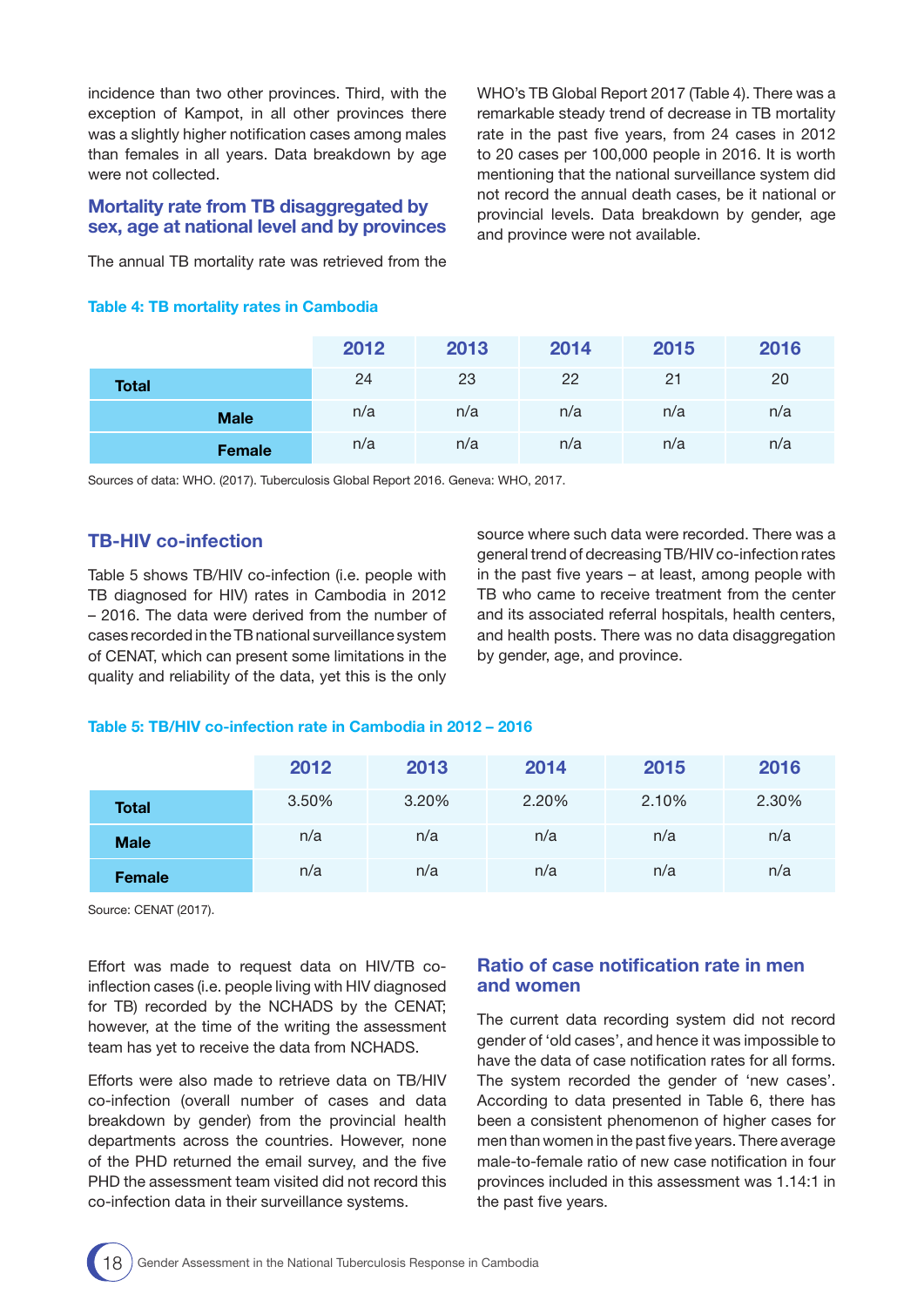incidence than two other provinces. Third, with the exception of Kampot, in all other provinces there was a slightly higher notification cases among males than females in all years. Data breakdown by age were not collected.

## Mortality rate from TB disaggregated by sex, age at national level and by provinces

The annual TB mortality rate was retrieved from the WHO's TB Global Report 2017 (Table 4). There was a remarkable steady trend of decrease in TB mortality rate in the past five years, from 24 cases in 2012 to 20 cases per 100,000 people in 2016. It is worth mentioning that the national surveillance system did not record the annual death cases, be it national or provincial levels. Data breakdown by gender, age and province were not available.

**Table 4: TB mortality rates in Cambodia**

| | 2012 | 2013 | 2014 | 2015 | 2016 |
|---|---|---|---|---|---|
| **Total** | 24 | 23 | 22 | 21 | 20 |
| **Male** | n/a | n/a | n/a | n/a | n/a |
| **Female** | n/a | n/a | n/a | n/a | n/a |

Sources of data: WHO. (2017). Tuberculosis Global Report 2016. Geneva: WHO, 2017.

## TB-HIV co-infection

Table 5 shows TB/HIV co-infection (i.e. people with TB diagnosed for HIV) rates in Cambodia in 2012 – 2016. The data were derived from the number of cases recorded in the TB national surveillance system of CENAT, which can present some limitations in the quality and reliability of the data, yet this is the only source where such data were recorded. There was a general trend of decreasing TB/HIV co-infection rates in the past five years – at least, among people with TB who came to receive treatment from the center and its associated referral hospitals, health centers, and health posts. There was no data disaggregation by gender, age, and province.

**Table 5: TB/HIV co-infection rate in Cambodia in 2012 – 2016**

| | 2012 | 2013 | 2014 | 2015 | 2016 |
|---|---|---|---|---|---|
| **Total** | 3.50% | 3.20% | 2.20% | 2.10% | 2.30% |
| **Male** | n/a | n/a | n/a | n/a | n/a |
| **Female** | n/a | n/a | n/a | n/a | n/a |

Source: CENAT (2017).

Effort was made to request data on HIV/TB co-inflection cases (i.e. people living with HIV diagnosed for TB) recorded by the NCHADS by the CENAT; however, at the time of the writing the assessment team has yet to receive the data from NCHADS.

Efforts were also made to retrieve data on TB/HIV co-infection (overall number of cases and data breakdown by gender) from the provincial health departments across the countries. However, none of the PHD returned the email survey, and the five PHD the assessment team visited did not record this co-infection data in their surveillance systems.

## Ratio of case notification rate in men and women

The current data recording system did not record gender of 'old cases', and hence it was impossible to have the data of case notification rates for all forms. The system recorded the gender of 'new cases'. According to data presented in Table 6, there has been a consistent phenomenon of higher cases for men than women in the past five years. There average male-to-female ratio of new case notification in four provinces included in this assessment was 1.14:1 in the past five years.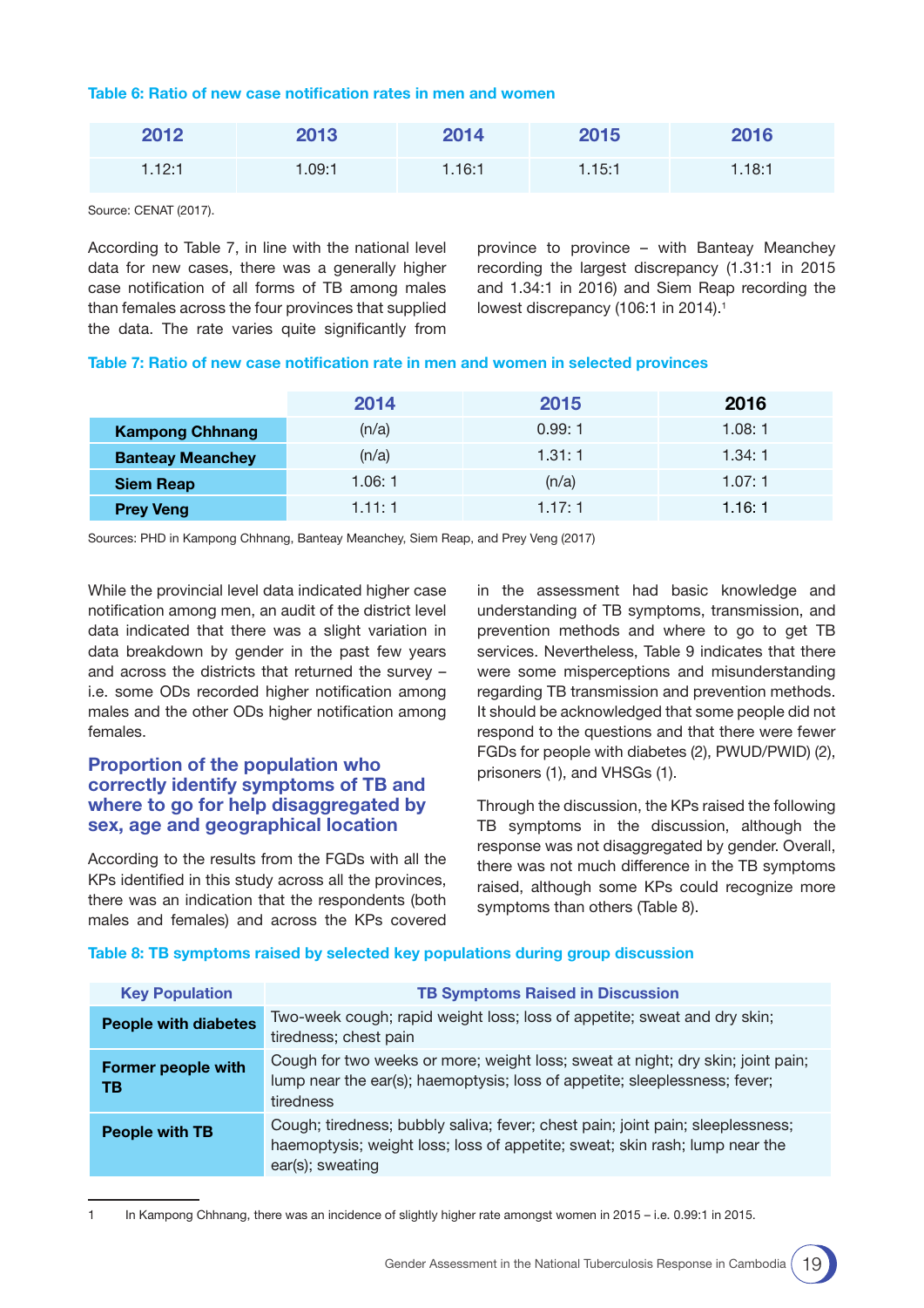**Table 6: Ratio of new case notification rates in men and women**

| 2012 | 2013 | 2014 | 2015 | 2016 |
|---|---|---|---|---|
| 1.12:1 | 1.09:1 | 1.16:1 | 1.15:1 | 1.18:1 |

Source: CENAT (2017).

According to Table 7, in line with the national level data for new cases, there was a generally higher case notification of all forms of TB among males than females across the four provinces that supplied the data. The rate varies quite significantly from province to province – with Banteay Meanchey recording the largest discrepancy (1.31:1 in 2015 and 1.34:1 in 2016) and Siem Reap recording the lowest discrepancy (106:1 in 2014).[1]

**Table 7: Ratio of new case notification rate in men and women in selected provinces**

| | 2014 | 2015 | 2016 |
|---|---|---|---|
| **Kampong Chhnang** | (n/a) | 0.99: 1 | 1.08: 1 |
| **Banteay Meanchey** | (n/a) | 1.31: 1 | 1.34: 1 |
| **Siem Reap** | 1.06: 1 | (n/a) | 1.07: 1 |
| **Prey Veng** | 1.11: 1 | 1.17: 1 | 1.16: 1 |

Sources: PHD in Kampong Chhnang, Banteay Meanchey, Siem Reap, and Prey Veng (2017)

While the provincial level data indicated higher case notification among men, an audit of the district level data indicated that there was a slight variation in data breakdown by gender in the past few years and across the districts that returned the survey – i.e. some ODs recorded higher notification among males and the other ODs higher notification among females.

## Proportion of the population who correctly identify symptoms of TB and where to go for help disaggregated by sex, age and geographical location

According to the results from the FGDs with all the KPs identified in this study across all the provinces, there was an indication that the respondents (both males and females) and across the KPs covered in the assessment had basic knowledge and understanding of TB symptoms, transmission, and prevention methods and where to go to get TB services. Nevertheless, Table 9 indicates that there were some misperceptions and misunderstanding regarding TB transmission and prevention methods. It should be acknowledged that some people did not respond to the questions and that there were fewer FGDs for people with diabetes (2), PWUD/PWID) (2), prisoners (1), and VHSGs (1).

Through the discussion, the KPs raised the following TB symptoms in the discussion, although the response was not disaggregated by gender. Overall, there was not much difference in the TB symptoms raised, although some KPs could recognize more symptoms than others (Table 8).

**Table 8: TB symptoms raised by selected key populations during group discussion**

| Key Population | TB Symptoms Raised in Discussion |
|---|---|
| **People with diabetes** | Two-week cough; rapid weight loss; loss of appetite; sweat and dry skin; tiredness; chest pain |
| **Former people with TB** | Cough for two weeks or more; weight loss; sweat at night; dry skin; joint pain; lump near the ear(s); haemoptysis; loss of appetite; sleeplessness; fever; tiredness |
| **People with TB** | Cough; tiredness; bubbly saliva; fever; chest pain; joint pain; sleeplessness; haemoptysis; weight loss; loss of appetite; sweat; skin rash; lump near the ear(s); sweating |

1 In Kampong Chhnang, there was an incidence of slightly higher rate amongst women in 2015 – i.e. 0.99:1 in 2015.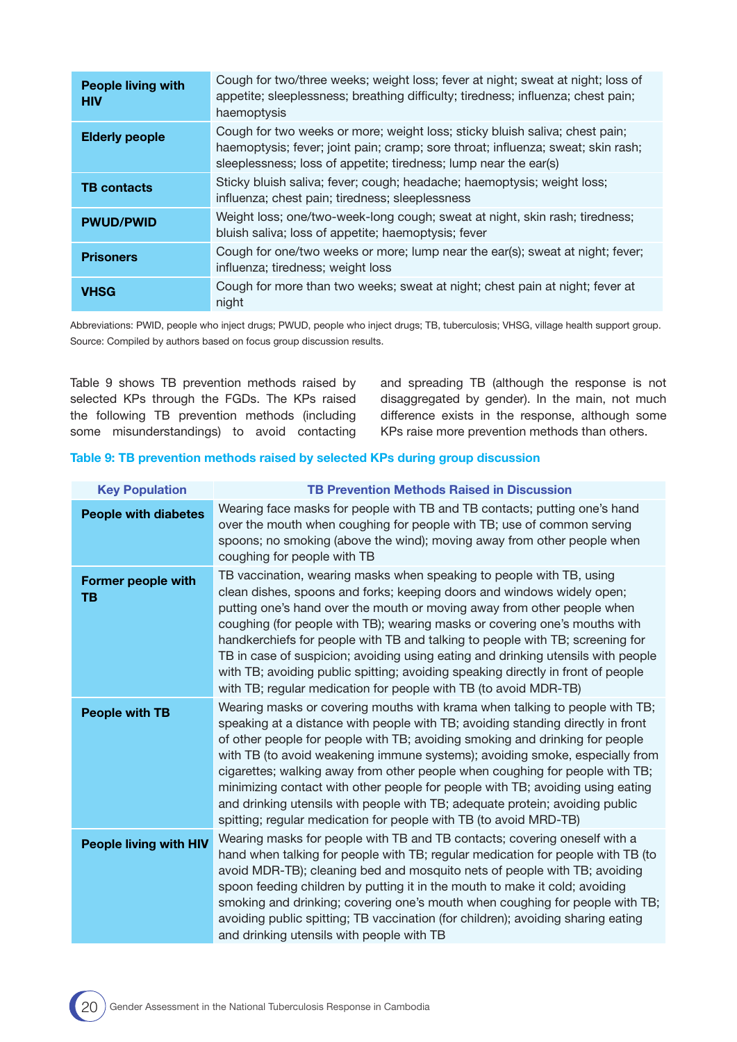| | |
|---|---|
| **People living with HIV** | Cough for two/three weeks; weight loss; fever at night; sweat at night; loss of appetite; sleeplessness; breathing difficulty; tiredness; influenza; chest pain; haemoptysis |
| **Elderly people** | Cough for two weeks or more; weight loss; sticky bluish saliva; chest pain; haemoptysis; fever; joint pain; cramp; sore throat; influenza; sweat; skin rash; sleeplessness; loss of appetite; tiredness; lump near the ear(s) |
| **TB contacts** | Sticky bluish saliva; fever; cough; headache; haemoptysis; weight loss; influenza; chest pain; tiredness; sleeplessness |
| **PWUD/PWID** | Weight loss; one/two-week-long cough; sweat at night, skin rash; tiredness; bluish saliva; loss of appetite; haemoptysis; fever |
| **Prisoners** | Cough for one/two weeks or more; lump near the ear(s); sweat at night; fever; influenza; tiredness; weight loss |
| **VHSG** | Cough for more than two weeks; sweat at night; chest pain at night; fever at night |

Abbreviations: PWID, people who inject drugs; PWUD, people who inject drugs; TB, tuberculosis; VHSG, village health support group.
Source: Compiled by authors based on focus group discussion results.

Table 9 shows TB prevention methods raised by selected KPs through the FGDs. The KPs raised the following TB prevention methods (including some misunderstandings) to avoid contacting and spreading TB (although the response is not disaggregated by gender). In the main, not much difference exists in the response, although some KPs raise more prevention methods than others.

**Table 9: TB prevention methods raised by selected KPs during group discussion**

| Key Population | TB Prevention Methods Raised in Discussion |
|---|---|
| **People with diabetes** | Wearing face masks for people with TB and TB contacts; putting one's hand over the mouth when coughing for people with TB; use of common serving spoons; no smoking (above the wind); moving away from other people when coughing for people with TB |
| **Former people with TB** | TB vaccination, wearing masks when speaking to people with TB, using clean dishes, spoons and forks; keeping doors and windows widely open; putting one's hand over the mouth or moving away from other people when coughing (for people with TB); wearing masks or covering one's mouths with handkerchiefs for people with TB and talking to people with TB; screening for TB in case of suspicion; avoiding using eating and drinking utensils with people with TB; avoiding public spitting; avoiding speaking directly in front of people with TB; regular medication for people with TB (to avoid MDR-TB) |
| **People with TB** | Wearing masks or covering mouths with krama when talking to people with TB; speaking at a distance with people with TB; avoiding standing directly in front of other people for people with TB; avoiding smoking and drinking for people with TB (to avoid weakening immune systems); avoiding smoke, especially from cigarettes; walking away from other people when coughing for people with TB; minimizing contact with other people for people with TB; avoiding using eating and drinking utensils with people with TB; adequate protein; avoiding public spitting; regular medication for people with TB (to avoid MRD-TB) |
| **People living with HIV** | Wearing masks for people with TB and TB contacts; covering oneself with a hand when talking for people with TB; regular medication for people with TB (to avoid MDR-TB); cleaning bed and mosquito nets of people with TB; avoiding spoon feeding children by putting it in the mouth to make it cold; avoiding smoking and drinking; covering one's mouth when coughing for people with TB; avoiding public spitting; TB vaccination (for children); avoiding sharing eating and drinking utensils with people with TB |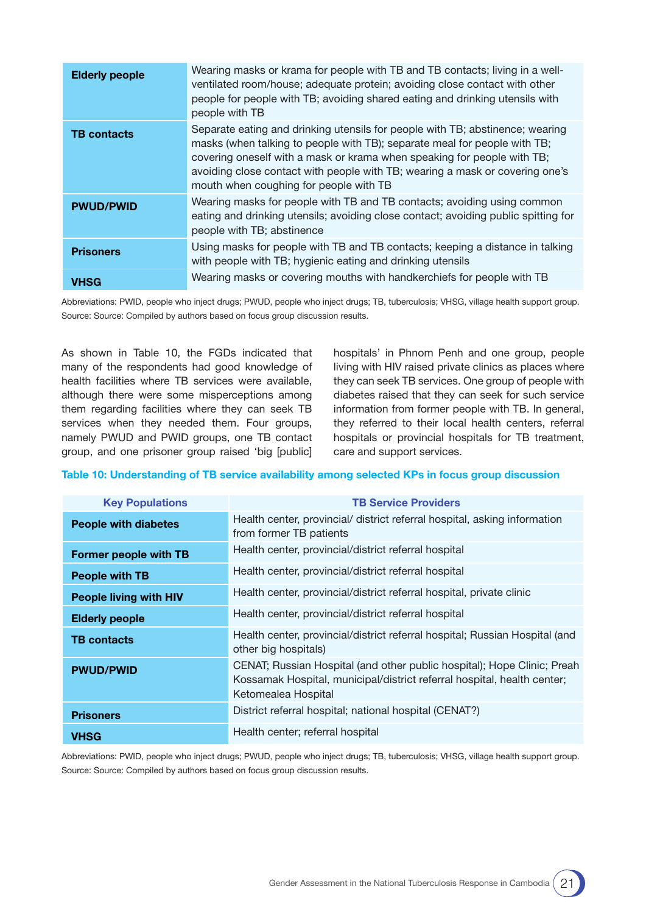| | |
|---|---|
| **Elderly people** | Wearing masks or krama for people with TB and TB contacts; living in a well-ventilated room/house; adequate protein; avoiding close contact with other people for people with TB; avoiding shared eating and drinking utensils with people with TB |
| **TB contacts** | Separate eating and drinking utensils for people with TB; abstinence; wearing masks (when talking to people with TB); separate meal for people with TB; covering oneself with a mask or krama when speaking for people with TB; avoiding close contact with people with TB; wearing a mask or covering one's mouth when coughing for people with TB |
| **PWUD/PWID** | Wearing masks for people with TB and TB contacts; avoiding using common eating and drinking utensils; avoiding close contact; avoiding public spitting for people with TB; abstinence |
| **Prisoners** | Using masks for people with TB and TB contacts; keeping a distance in talking with people with TB; hygienic eating and drinking utensils |
| **VHSG** | Wearing masks or covering mouths with handkerchiefs for people with TB |

Abbreviations: PWID, people who inject drugs; PWUD, people who inject drugs; TB, tuberculosis; VHSG, village health support group.
Source: Source: Compiled by authors based on focus group discussion results.

As shown in Table 10, the FGDs indicated that many of the respondents had good knowledge of health facilities where TB services were available, although there were some misperceptions among them regarding facilities where they can seek TB services when they needed them. Four groups, namely PWUD and PWID groups, one TB contact group, and one prisoner group raised 'big [public] hospitals' in Phnom Penh and one group, people living with HIV raised private clinics as places where they can seek TB services. One group of people with diabetes raised that they can seek for such service information from former people with TB. In general, they referred to their local health centers, referral hospitals or provincial hospitals for TB treatment, care and support services.

**Table 10: Understanding of TB service availability among selected KPs in focus group discussion**

| Key Populations | TB Service Providers |
|---|---|
| **People with diabetes** | Health center, provincial/ district referral hospital, asking information from former TB patients |
| **Former people with TB** | Health center, provincial/district referral hospital |
| **People with TB** | Health center, provincial/district referral hospital |
| **People living with HIV** | Health center, provincial/district referral hospital, private clinic |
| **Elderly people** | Health center, provincial/district referral hospital |
| **TB contacts** | Health center, provincial/district referral hospital; Russian Hospital (and other big hospitals) |
| **PWUD/PWID** | CENAT; Russian Hospital (and other public hospital); Hope Clinic; Preah Kossamak Hospital, municipal/district referral hospital, health center; Ketomealea Hospital |
| **Prisoners** | District referral hospital; national hospital (CENAT?) |
| **VHSG** | Health center; referral hospital |

Abbreviations: PWID, people who inject drugs; PWUD, people who inject drugs; TB, tuberculosis; VHSG, village health support group.
Source: Source: Compiled by authors based on focus group discussion results.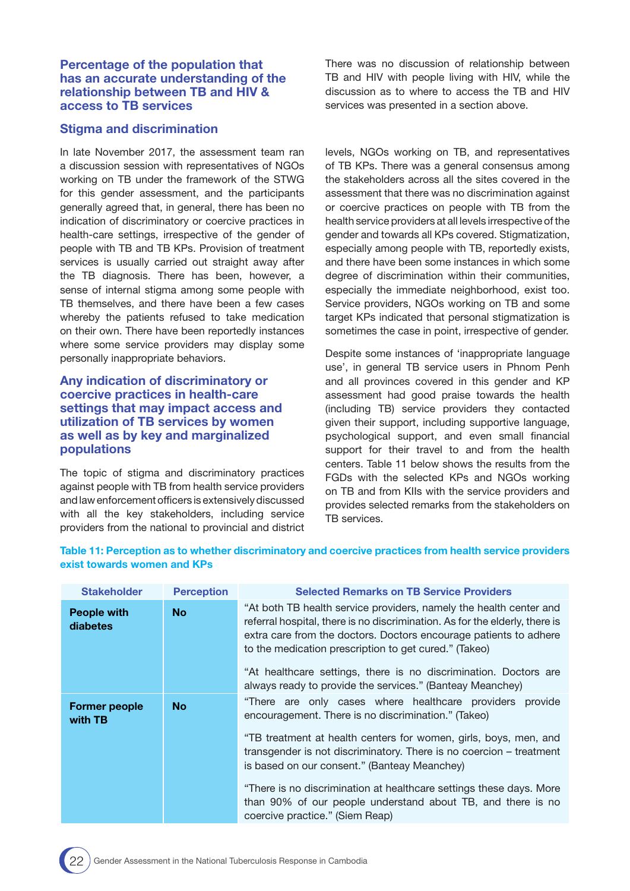### Percentage of the population that has an accurate understanding of the relationship between TB and HIV & access to TB services

There was no discussion of relationship between TB and HIV with people living with HIV, while the discussion as to where to access the TB and HIV services was presented in a section above.

### Stigma and discrimination

In late November 2017, the assessment team ran a discussion session with representatives of NGOs working on TB under the framework of the STWG for this gender assessment, and the participants generally agreed that, in general, there has been no indication of discriminatory or coercive practices in health-care settings, irrespective of the gender of people with TB and TB KPs. Provision of treatment services is usually carried out straight away after the TB diagnosis. There has been, however, a sense of internal stigma among some people with TB themselves, and there have been a few cases whereby the patients refused to take medication on their own. There have been reportedly instances where some service providers may display some personally inappropriate behaviors.

### Any indication of discriminatory or coercive practices in health-care settings that may impact access and utilization of TB services by women as well as by key and marginalized populations

The topic of stigma and discriminatory practices against people with TB from health service providers and law enforcement officers is extensively discussed with all the key stakeholders, including service providers from the national to provincial and district levels, NGOs working on TB, and representatives of TB KPs. There was a general consensus among the stakeholders across all the sites covered in the assessment that there was no discrimination against or coercive practices on people with TB from the health service providers at all levels irrespective of the gender and towards all KPs covered. Stigmatization, especially among people with TB, reportedly exists, and there have been some instances in which some degree of discrimination within their communities, especially the immediate neighborhood, exist too. Service providers, NGOs working on TB and some target KPs indicated that personal stigmatization is sometimes the case in point, irrespective of gender.

Despite some instances of 'inappropriate language use', in general TB service users in Phnom Penh and all provinces covered in this gender and KP assessment had good praise towards the health (including TB) service providers they contacted given their support, including supportive language, psychological support, and even small financial support for their travel to and from the health centers. Table 11 below shows the results from the FGDs with the selected KPs and NGOs working on TB and from KIIs with the service providers and provides selected remarks from the stakeholders on TB services.

**Table 11: Perception as to whether discriminatory and coercive practices from health service providers exist towards women and KPs**

| Stakeholder | Perception | Selected Remarks on TB Service Providers |
|---|---|---|
| **People with diabetes** | **No** | "At both TB health service providers, namely the health center and referral hospital, there is no discrimination. As for the elderly, there is extra care from the doctors. Doctors encourage patients to adhere to the medication prescription to get cured." (Takeo)<br><br>"At healthcare settings, there is no discrimination. Doctors are always ready to provide the services." (Banteay Meanchey) |
| **Former people with TB** | **No** | "There are only cases where healthcare providers provide encouragement. There is no discrimination." (Takeo)<br><br>"TB treatment at health centers for women, girls, boys, men, and transgender is not discriminatory. There is no coercion – treatment is based on our consent." (Banteay Meanchey)<br><br>"There is no discrimination at healthcare settings these days. More than 90% of our people understand about TB, and there is no coercive practice." (Siem Reap) |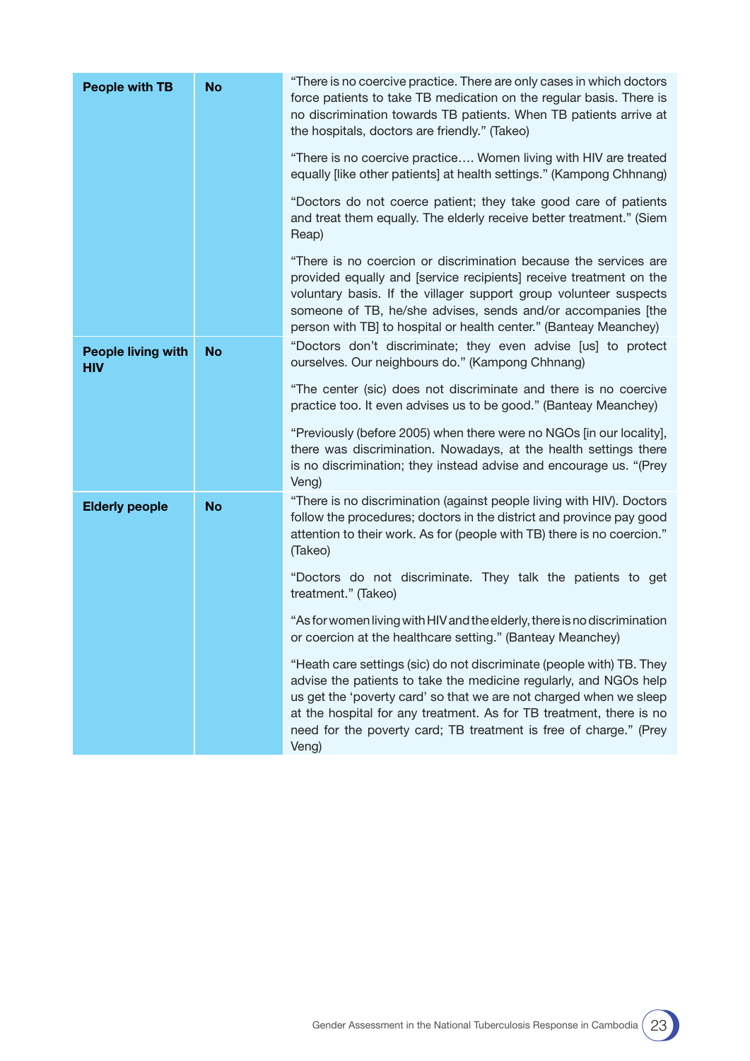| | | |
|---|---|---|
| **People with TB** | **No** | "There is no coercive practice. There are only cases in which doctors force patients to take TB medication on the regular basis. There is no discrimination towards TB patients. When TB patients arrive at the hospitals, doctors are friendly." (Takeo)<br><br>"There is no coercive practice…. Women living with HIV are treated equally [like other patients] at health settings." (Kampong Chhnang)<br><br>"Doctors do not coerce patient; they take good care of patients and treat them equally. The elderly receive better treatment." (Siem Reap)<br><br>"There is no coercion or discrimination because the services are provided equally and [service recipients] receive treatment on the voluntary basis. If the villager support group volunteer suspects someone of TB, he/she advises, sends and/or accompanies [the person with TB] to hospital or health center." (Banteay Meanchey) |
| **People living with HIV** | **No** | "Doctors don't discriminate; they even advise [us] to protect ourselves. Our neighbours do." (Kampong Chhnang)<br><br>"The center (sic) does not discriminate and there is no coercive practice too. It even advises us to be good." (Banteay Meanchey)<br><br>"Previously (before 2005) when there were no NGOs [in our locality], there was discrimination. Nowadays, at the health settings there is no discrimination; they instead advise and encourage us. "(Prey Veng) |
| **Elderly people** | **No** | "There is no discrimination (against people living with HIV). Doctors follow the procedures; doctors in the district and province pay good attention to their work. As for (people with TB) there is no coercion." (Takeo)<br><br>"Doctors do not discriminate. They talk the patients to get treatment." (Takeo)<br><br>"As for women living with HIV and the elderly, there is no discrimination or coercion at the healthcare setting." (Banteay Meanchey)<br><br>"Heath care settings (sic) do not discriminate (people with) TB. They advise the patients to take the medicine regularly, and NGOs help us get the 'poverty card' so that we are not charged when we sleep at the hospital for any treatment. As for TB treatment, there is no need for the poverty card; TB treatment is free of charge." (Prey Veng) |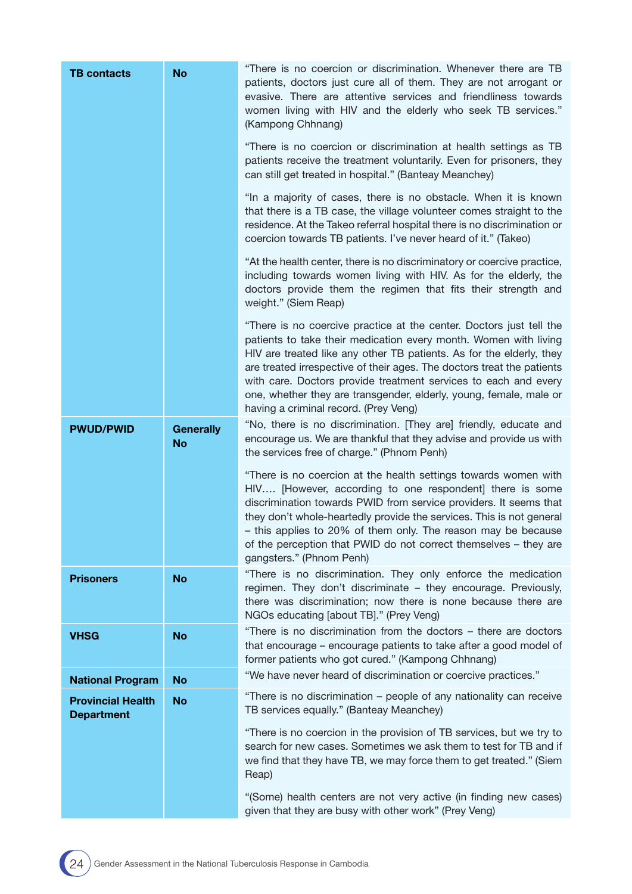| | | |
|---|---|---|
| **TB contacts** | **No** | "There is no coercion or discrimination. Whenever there are TB patients, doctors just cure all of them. They are not arrogant or evasive. There are attentive services and friendliness towards women living with HIV and the elderly who seek TB services." (Kampong Chhnang)<br><br>"There is no coercion or discrimination at health settings as TB patients receive the treatment voluntarily. Even for prisoners, they can still get treated in hospital." (Banteay Meanchey)<br><br>"In a majority of cases, there is no obstacle. When it is known that there is a TB case, the village volunteer comes straight to the residence. At the Takeo referral hospital there is no discrimination or coercion towards TB patients. I've never heard of it." (Takeo)<br><br>"At the health center, there is no discriminatory or coercive practice, including towards women living with HIV. As for the elderly, the doctors provide them the regimen that fits their strength and weight." (Siem Reap)<br><br>"There is no coercive practice at the center. Doctors just tell the patients to take their medication every month. Women with living HIV are treated like any other TB patients. As for the elderly, they are treated irrespective of their ages. The doctors treat the patients with care. Doctors provide treatment services to each and every one, whether they are transgender, elderly, young, female, male or having a criminal record. (Prey Veng) |
| **PWUD/PWID** | **Generally No** | "No, there is no discrimination. [They are] friendly, educate and encourage us. We are thankful that they advise and provide us with the services free of charge." (Phnom Penh)<br><br>"There is no coercion at the health settings towards women with HIV…. [However, according to one respondent] there is some discrimination towards PWID from service providers. It seems that they don't whole-heartedly provide the services. This is not general – this applies to 20% of them only. The reason may be because of the perception that PWID do not correct themselves – they are gangsters." (Phnom Penh) |
| **Prisoners** | **No** | "There is no discrimination. They only enforce the medication regimen. They don't discriminate – they encourage. Previously, there was discrimination; now there is none because there are NGOs educating [about TB]." (Prey Veng) |
| **VHSG** | **No** | "There is no discrimination from the doctors – there are doctors that encourage – encourage patients to take after a good model of former patients who got cured." (Kampong Chhnang) |
| **National Program** | **No** | "We have never heard of discrimination or coercive practices." |
| **Provincial Health Department** | **No** | "There is no discrimination – people of any nationality can receive TB services equally." (Banteay Meanchey)<br><br>"There is no coercion in the provision of TB services, but we try to search for new cases. Sometimes we ask them to test for TB and if we find that they have TB, we may force them to get treated." (Siem Reap)<br><br>"(Some) health centers are not very active (in finding new cases) given that they are busy with other work" (Prey Veng) |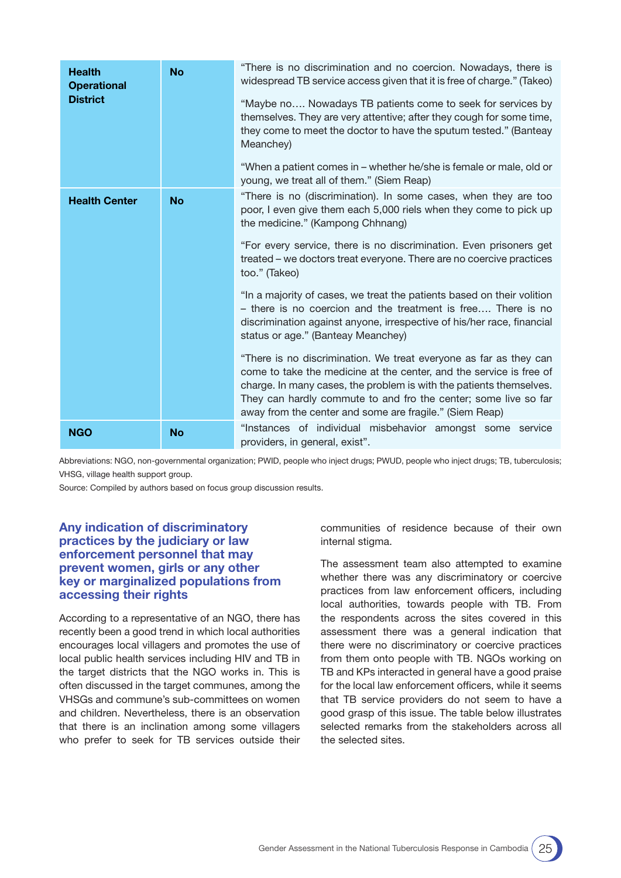| | | |
|---|---|---|
| **Health Operational District** | **No** | "There is no discrimination and no coercion. Nowadays, there is widespread TB service access given that it is free of charge." (Takeo)<br><br>"Maybe no…. Nowadays TB patients come to seek for services by themselves. They are very attentive; after they cough for some time, they come to meet the doctor to have the sputum tested." (Banteay Meanchey)<br><br>"When a patient comes in – whether he/she is female or male, old or young, we treat all of them." (Siem Reap) |
| **Health Center** | **No** | "There is no (discrimination). In some cases, when they are too poor, I even give them each 5,000 riels when they come to pick up the medicine." (Kampong Chhnang)<br><br>"For every service, there is no discrimination. Even prisoners get treated – we doctors treat everyone. There are no coercive practices too." (Takeo)<br><br>"In a majority of cases, we treat the patients based on their volition – there is no coercion and the treatment is free…. There is no discrimination against anyone, irrespective of his/her race, financial status or age." (Banteay Meanchey)<br><br>"There is no discrimination. We treat everyone as far as they can come to take the medicine at the center, and the service is free of charge. In many cases, the problem is with the patients themselves. They can hardly commute to and fro the center; some live so far away from the center and some are fragile." (Siem Reap) |
| **NGO** | **No** | "Instances of individual misbehavior amongst some service providers, in general, exist". |

Abbreviations: NGO, non-governmental organization; PWID, people who inject drugs; PWUD, people who inject drugs; TB, tuberculosis; VHSG, village health support group.

Source: Compiled by authors based on focus group discussion results.

### Any indication of discriminatory practices by the judiciary or law enforcement personnel that may prevent women, girls or any other key or marginalized populations from accessing their rights

According to a representative of an NGO, there has recently been a good trend in which local authorities encourages local villagers and promotes the use of local public health services including HIV and TB in the target districts that the NGO works in. This is often discussed in the target communes, among the VHSGs and commune's sub-committees on women and children. Nevertheless, there is an observation that there is an inclination among some villagers who prefer to seek for TB services outside their communities of residence because of their own internal stigma.

The assessment team also attempted to examine whether there was any discriminatory or coercive practices from law enforcement officers, including local authorities, towards people with TB. From the respondents across the sites covered in this assessment there was a general indication that there were no discriminatory or coercive practices from them onto people with TB. NGOs working on TB and KPs interacted in general have a good praise for the local law enforcement officers, while it seems that TB service providers do not seem to have a good grasp of this issue. The table below illustrates selected remarks from the stakeholders across all the selected sites.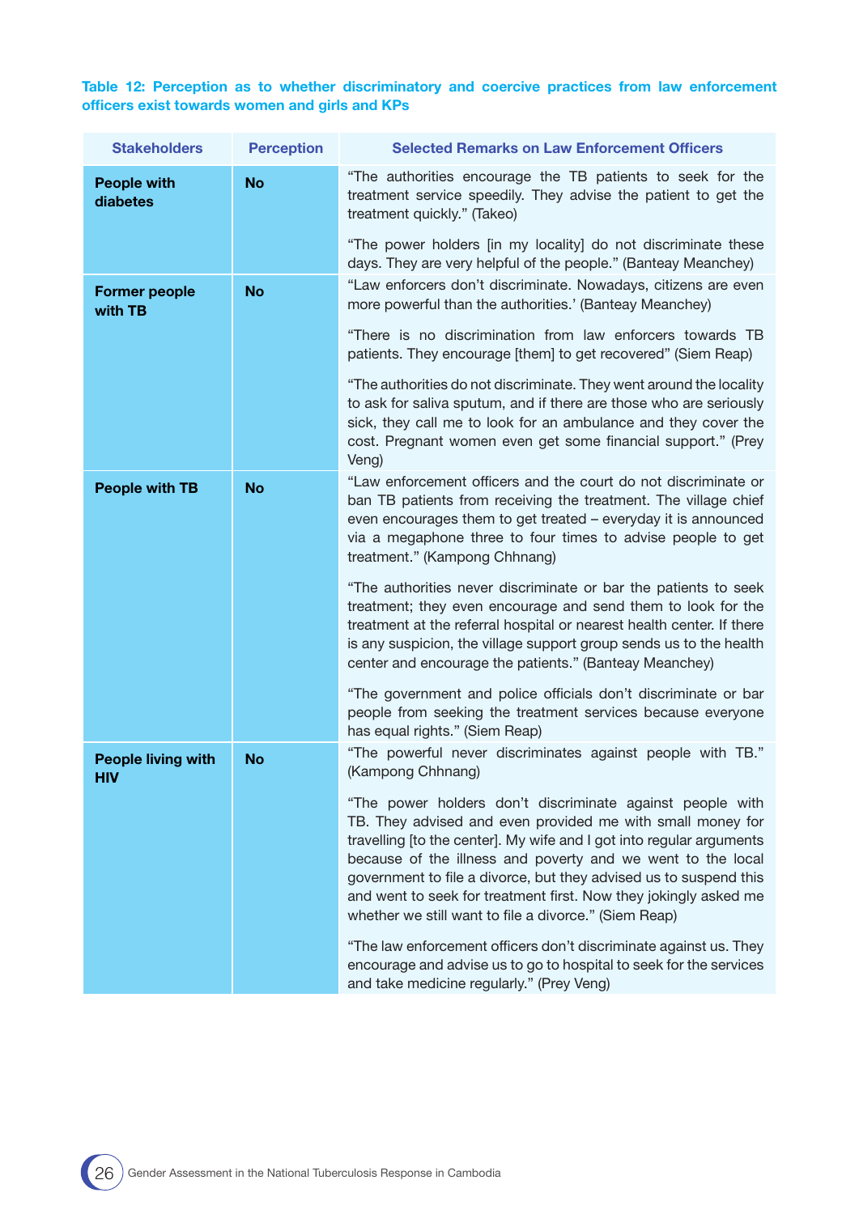**Table 12: Perception as to whether discriminatory and coercive practices from law enforcement officers exist towards women and girls and KPs**

| Stakeholders | Perception | Selected Remarks on Law Enforcement Officers |
|---|---|---|
| **People with diabetes** | **No** | "The authorities encourage the TB patients to seek for the treatment service speedily. They advise the patient to get the treatment quickly." (Takeo) |
| | | "The power holders [in my locality] do not discriminate these days. They are very helpful of the people." (Banteay Meanchey) |
| **Former people with TB** | **No** | "Law enforcers don't discriminate. Nowadays, citizens are even more powerful than the authorities.' (Banteay Meanchey) |
| | | "There is no discrimination from law enforcers towards TB patients. They encourage [them] to get recovered" (Siem Reap) |
| | | "The authorities do not discriminate. They went around the locality to ask for saliva sputum, and if there are those who are seriously sick, they call me to look for an ambulance and they cover the cost. Pregnant women even get some financial support." (Prey Veng) |
| **People with TB** | **No** | "Law enforcement officers and the court do not discriminate or ban TB patients from receiving the treatment. The village chief even encourages them to get treated – everyday it is announced via a megaphone three to four times to advise people to get treatment." (Kampong Chhnang) |
| | | "The authorities never discriminate or bar the patients to seek treatment; they even encourage and send them to look for the treatment at the referral hospital or nearest health center. If there is any suspicion, the village support group sends us to the health center and encourage the patients." (Banteay Meanchey) |
| | | "The government and police officials don't discriminate or bar people from seeking the treatment services because everyone has equal rights." (Siem Reap) |
| **People living with HIV** | **No** | "The powerful never discriminates against people with TB." (Kampong Chhnang) |
| | | "The power holders don't discriminate against people with TB. They advised and even provided me with small money for travelling [to the center]. My wife and I got into regular arguments because of the illness and poverty and we went to the local government to file a divorce, but they advised us to suspend this and went to seek for treatment first. Now they jokingly asked me whether we still want to file a divorce." (Siem Reap) |
| | | "The law enforcement officers don't discriminate against us. They encourage and advise us to go to hospital to seek for the services and take medicine regularly." (Prey Veng) |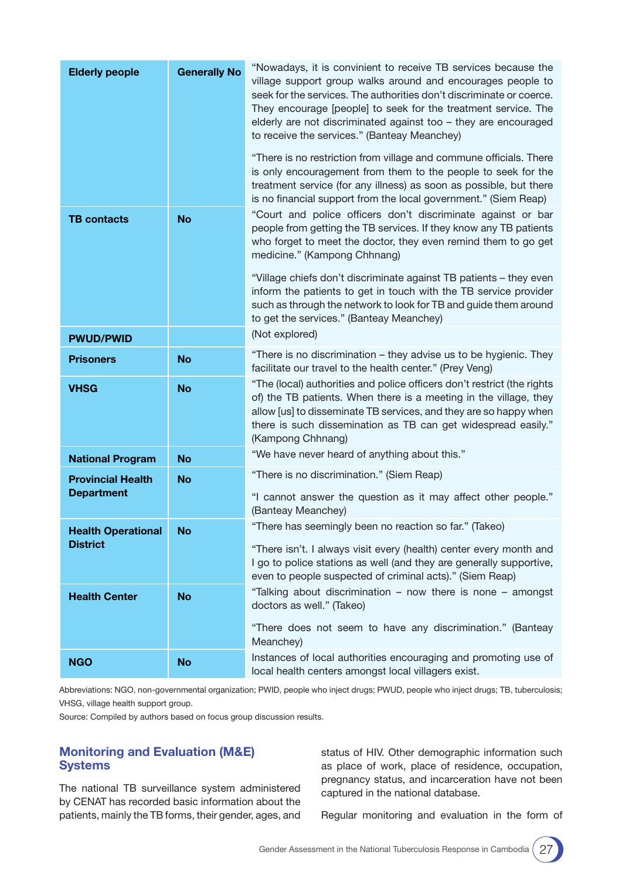| | | |
|---|---|---|
| **Elderly people** | **Generally No** | "Nowadays, it is convinient to receive TB services because the village support group walks around and encourages people to seek for the services. The authorities don't discriminate or coerce. They encourage [people] to seek for the treatment service. The elderly are not discriminated against too – they are encouraged to receive the services." (Banteay Meanchey)<br><br>"There is no restriction from village and commune officials. There is only encouragement from them to the people to seek for the treatment service (for any illness) as soon as possible, but there is no financial support from the local government." (Siem Reap) |
| **TB contacts** | **No** | "Court and police officers don't discriminate against or bar people from getting the TB services. If they know any TB patients who forget to meet the doctor, they even remind them to go get medicine." (Kampong Chhnang)<br><br>"Village chiefs don't discriminate against TB patients – they even inform the patients to get in touch with the TB service provider such as through the network to look for TB and guide them around to get the services." (Banteay Meanchey) |
| **PWUD/PWID** | | (Not explored) |
| **Prisoners** | **No** | "There is no discrimination – they advise us to be hygienic. They facilitate our travel to the health center." (Prey Veng) |
| **VHSG** | **No** | "The (local) authorities and police officers don't restrict (the rights of) the TB patients. When there is a meeting in the village, they allow [us] to disseminate TB services, and they are so happy when there is such dissemination as TB can get widespread easily." (Kampong Chhnang) |
| **National Program** | **No** | "We have never heard of anything about this." |
| **Provincial Health Department** | **No** | "There is no discrimination." (Siem Reap)<br><br>"I cannot answer the question as it may affect other people." (Banteay Meanchey) |
| **Health Operational District** | **No** | "There has seemingly been no reaction so far." (Takeo)<br><br>"There isn't. I always visit every (health) center every month and I go to police stations as well (and they are generally supportive, even to people suspected of criminal acts)." (Siem Reap) |
| **Health Center** | **No** | "Talking about discrimination – now there is none – amongst doctors as well." (Takeo)<br><br>"There does not seem to have any discrimination." (Banteay Meanchey) |
| **NGO** | **No** | Instances of local authorities encouraging and promoting use of local health centers amongst local villagers exist. |

Abbreviations: NGO, non-governmental organization; PWID, people who inject drugs; PWUD, people who inject drugs; TB, tuberculosis; VHSG, village health support group.

Source: Compiled by authors based on focus group discussion results.

## Monitoring and Evaluation (M&E) Systems

The national TB surveillance system administered by CENAT has recorded basic information about the patients, mainly the TB forms, their gender, ages, and status of HIV. Other demographic information such as place of work, place of residence, occupation, pregnancy status, and incarceration have not been captured in the national database.

Regular monitoring and evaluation in the form of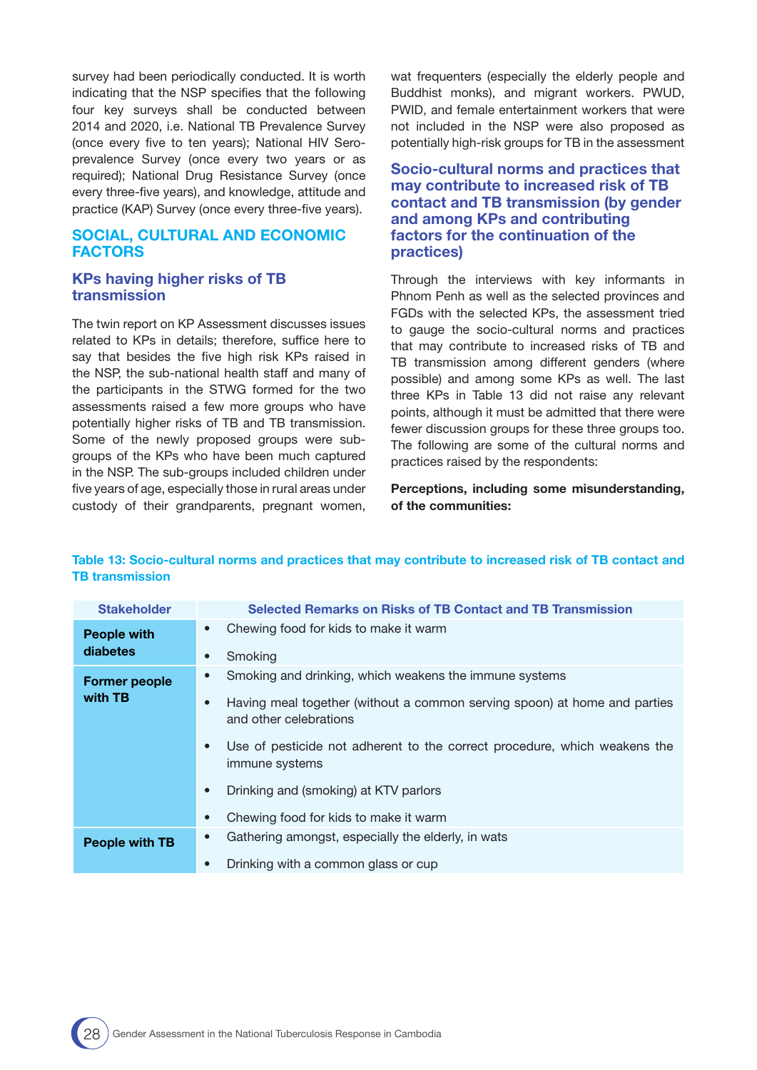survey had been periodically conducted. It is worth indicating that the NSP specifies that the following four key surveys shall be conducted between 2014 and 2020, i.e. National TB Prevalence Survey (once every five to ten years); National HIV Sero-prevalence Survey (once every two years or as required); National Drug Resistance Survey (once every three-five years), and knowledge, attitude and practice (KAP) Survey (once every three-five years).

## SOCIAL, CULTURAL AND ECONOMIC FACTORS

### KPs having higher risks of TB transmission

The twin report on KP Assessment discusses issues related to KPs in details; therefore, suffice here to say that besides the five high risk KPs raised in the NSP, the sub-national health staff and many of the participants in the STWG formed for the two assessments raised a few more groups who have potentially higher risks of TB and TB transmission. Some of the newly proposed groups were sub-groups of the KPs who have been much captured in the NSP. The sub-groups included children under five years of age, especially those in rural areas under custody of their grandparents, pregnant women, wat frequenters (especially the elderly people and Buddhist monks), and migrant workers. PWUD, PWID, and female entertainment workers that were not included in the NSP were also proposed as potentially high-risk groups for TB in the assessment

### Socio-cultural norms and practices that may contribute to increased risk of TB contact and TB transmission (by gender and among KPs and contributing factors for the continuation of the practices)

Through the interviews with key informants in Phnom Penh as well as the selected provinces and FGDs with the selected KPs, the assessment tried to gauge the socio-cultural norms and practices that may contribute to increased risks of TB and TB transmission among different genders (where possible) and among some KPs as well. The last three KPs in Table 13 did not raise any relevant points, although it must be admitted that there were fewer discussion groups for these three groups too. The following are some of the cultural norms and practices raised by the respondents:

**Perceptions, including some misunderstanding, of the communities:**

**Table 13: Socio-cultural norms and practices that may contribute to increased risk of TB contact and TB transmission**

| Stakeholder | Selected Remarks on Risks of TB Contact and TB Transmission |
|---|---|
| **People with diabetes** | • Chewing food for kids to make it warm<br>• Smoking |
| **Former people with TB** | • Smoking and drinking, which weakens the immune systems<br>• Having meal together (without a common serving spoon) at home and parties and other celebrations<br>• Use of pesticide not adherent to the correct procedure, which weakens the immune systems<br>• Drinking and (smoking) at KTV parlors<br>• Chewing food for kids to make it warm |
| **People with TB** | • Gathering amongst, especially the elderly, in wats<br>• Drinking with a common glass or cup |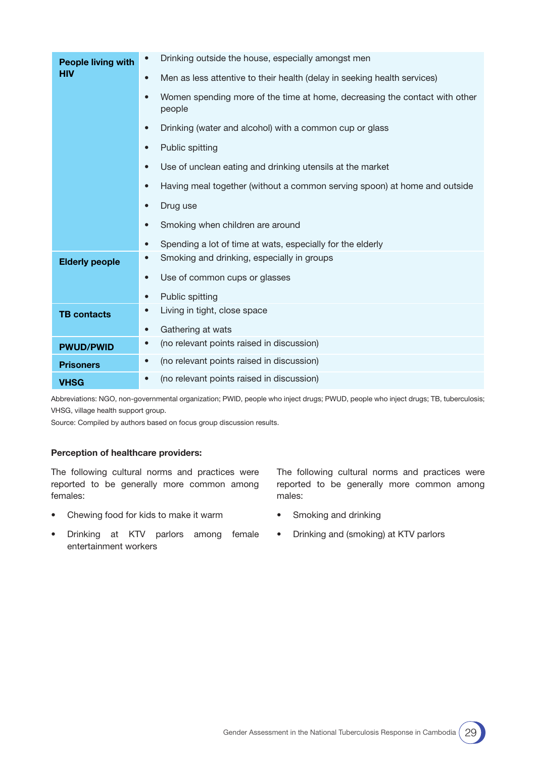| | |
|---|---|
| **People living with HIV** | • Drinking outside the house, especially amongst men<br>• Men as less attentive to their health (delay in seeking health services)<br>• Women spending more of the time at home, decreasing the contact with other people<br>• Drinking (water and alcohol) with a common cup or glass<br>• Public spitting<br>• Use of unclean eating and drinking utensils at the market<br>• Having meal together (without a common serving spoon) at home and outside<br>• Drug use<br>• Smoking when children are around<br>• Spending a lot of time at wats, especially for the elderly |
| **Elderly people** | • Smoking and drinking, especially in groups<br>• Use of common cups or glasses<br>• Public spitting |
| **TB contacts** | • Living in tight, close space<br>• Gathering at wats |
| **PWUD/PWID** | • (no relevant points raised in discussion) |
| **Prisoners** | • (no relevant points raised in discussion) |
| **VHSG** | • (no relevant points raised in discussion) |

Abbreviations: NGO, non-governmental organization; PWID, people who inject drugs; PWUD, people who inject drugs; TB, tuberculosis; VHSG, village health support group.

Source: Compiled by authors based on focus group discussion results.

**Perception of healthcare providers:**

The following cultural norms and practices were reported to be generally more common among females:

- Chewing food for kids to make it warm
- Drinking at KTV parlors among female entertainment workers

The following cultural norms and practices were reported to be generally more common among males:

- Smoking and drinking
- Drinking and (smoking) at KTV parlors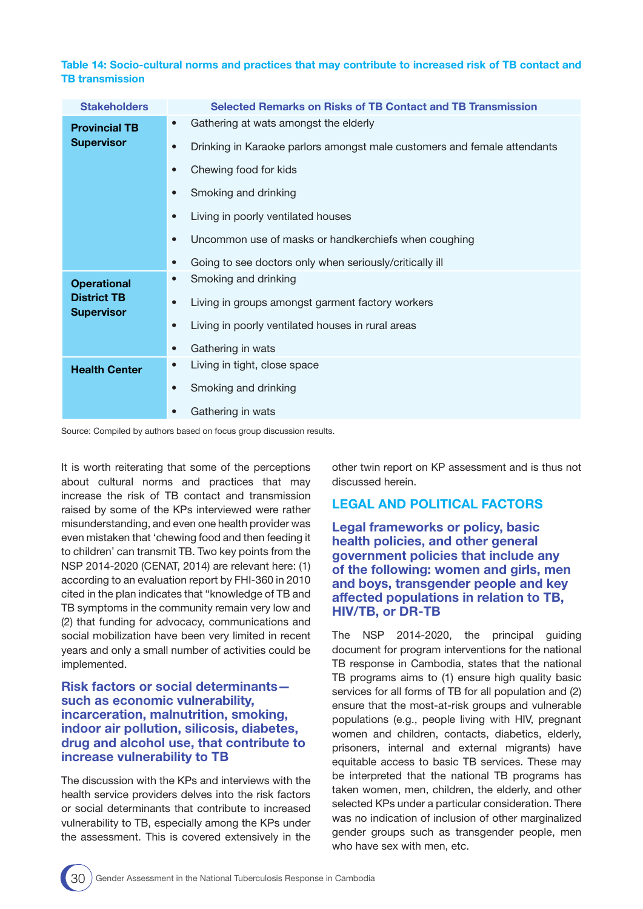**Table 14: Socio-cultural norms and practices that may contribute to increased risk of TB contact and TB transmission**

| Stakeholders | Selected Remarks on Risks of TB Contact and TB Transmission |
|---|---|
| **Provincial TB Supervisor** | • Gathering at wats amongst the elderly<br>• Drinking in Karaoke parlors amongst male customers and female attendants<br>• Chewing food for kids<br>• Smoking and drinking<br>• Living in poorly ventilated houses<br>• Uncommon use of masks or handkerchiefs when coughing<br>• Going to see doctors only when seriously/critically ill |
| **Operational District TB Supervisor** | • Smoking and drinking<br>• Living in groups amongst garment factory workers<br>• Living in poorly ventilated houses in rural areas<br>• Gathering in wats |
| **Health Center** | • Living in tight, close space<br>• Smoking and drinking<br>• Gathering in wats |

Source: Compiled by authors based on focus group discussion results.

It is worth reiterating that some of the perceptions about cultural norms and practices that may increase the risk of TB contact and transmission raised by some of the KPs interviewed were rather misunderstanding, and even one health provider was even mistaken that 'chewing food and then feeding it to children' can transmit TB. Two key points from the NSP 2014-2020 (CENAT, 2014) are relevant here: (1) according to an evaluation report by FHI-360 in 2010 cited in the plan indicates that "knowledge of TB and TB symptoms in the community remain very low and (2) that funding for advocacy, communications and social mobilization have been very limited in recent years and only a small number of activities could be implemented.

### Risk factors or social determinants—such as economic vulnerability, incarceration, malnutrition, smoking, indoor air pollution, silicosis, diabetes, drug and alcohol use, that contribute to increase vulnerability to TB

The discussion with the KPs and interviews with the health service providers delves into the risk factors or social determinants that contribute to increased vulnerability to TB, especially among the KPs under the assessment. This is covered extensively in the other twin report on KP assessment and is thus not discussed herein.

## LEGAL AND POLITICAL FACTORS

### Legal frameworks or policy, basic health policies, and other general government policies that include any of the following: women and girls, men and boys, transgender people and key affected populations in relation to TB, HIV/TB, or DR-TB

The NSP 2014-2020, the principal guiding document for program interventions for the national TB response in Cambodia, states that the national TB programs aims to (1) ensure high quality basic services for all forms of TB for all population and (2) ensure that the most-at-risk groups and vulnerable populations (e.g., people living with HIV, pregnant women and children, contacts, diabetics, elderly, prisoners, internal and external migrants) have equitable access to basic TB services. These may be interpreted that the national TB programs has taken women, men, children, the elderly, and other selected KPs under a particular consideration. There was no indication of inclusion of other marginalized gender groups such as transgender people, men who have sex with men, etc.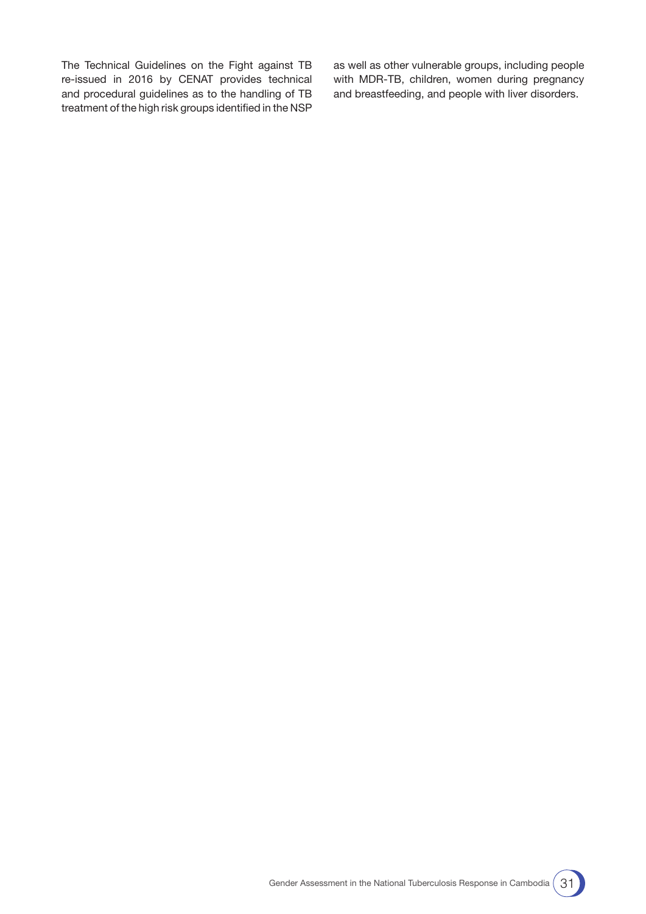The Technical Guidelines on the Fight against TB re-issued in 2016 by CENAT provides technical and procedural guidelines as to the handling of TB treatment of the high risk groups identified in the NSP as well as other vulnerable groups, including people with MDR-TB, children, women during pregnancy and breastfeeding, and people with liver disorders.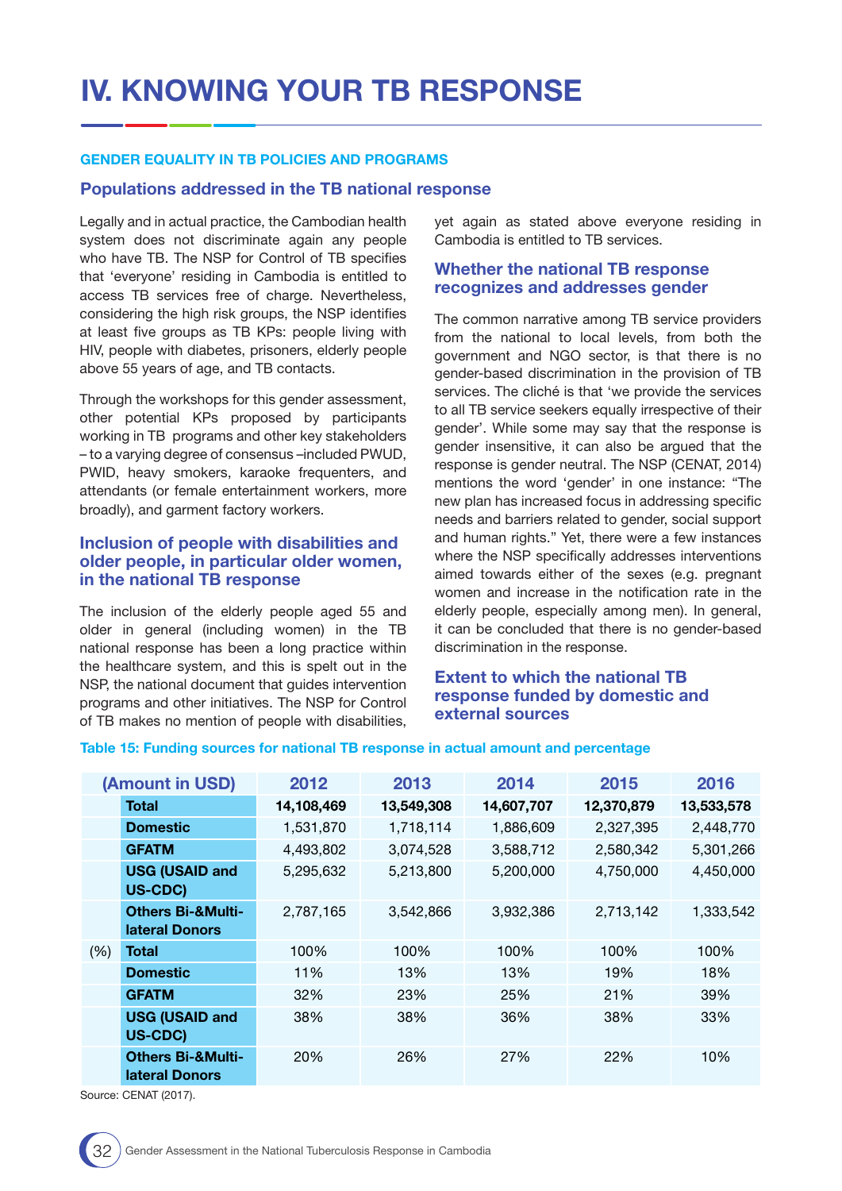# IV. KNOWING YOUR TB RESPONSE

### GENDER EQUALITY IN TB POLICIES AND PROGRAMS

## Populations addressed in the TB national response

Legally and in actual practice, the Cambodian health system does not discriminate again any people who have TB. The NSP for Control of TB specifies that 'everyone' residing in Cambodia is entitled to access TB services free of charge. Nevertheless, considering the high risk groups, the NSP identifies at least five groups as TB KPs: people living with HIV, people with diabetes, prisoners, elderly people above 55 years of age, and TB contacts.

Through the workshops for this gender assessment, other potential KPs proposed by participants working in TB programs and other key stakeholders – to a varying degree of consensus –included PWUD, PWID, heavy smokers, karaoke frequenters, and attendants (or female entertainment workers, more broadly), and garment factory workers.

## Inclusion of people with disabilities and older people, in particular older women, in the national TB response

The inclusion of the elderly people aged 55 and older in general (including women) in the TB national response has been a long practice within the healthcare system, and this is spelt out in the NSP, the national document that guides intervention programs and other initiatives. The NSP for Control of TB makes no mention of people with disabilities, yet again as stated above everyone residing in Cambodia is entitled to TB services.

## Whether the national TB response recognizes and addresses gender

The common narrative among TB service providers from the national to local levels, from both the government and NGO sector, is that there is no gender-based discrimination in the provision of TB services. The cliché is that 'we provide the services to all TB service seekers equally irrespective of their gender'. While some may say that the response is gender insensitive, it can also be argued that the response is gender neutral. The NSP (CENAT, 2014) mentions the word 'gender' in one instance: "The new plan has increased focus in addressing specific needs and barriers related to gender, social support and human rights." Yet, there were a few instances where the NSP specifically addresses interventions aimed towards either of the sexes (e.g. pregnant women and increase in the notification rate in the elderly people, especially among men). In general, it can be concluded that there is no gender-based discrimination in the response.

## Extent to which the national TB response funded by domestic and external sources

**Table 15: Funding sources for national TB response in actual amount and percentage**

| (Amount in USD) | | 2012 | 2013 | 2014 | 2015 | 2016 |
|---|---|---|---|---|---|---|
| | **Total** | **14,108,469** | **13,549,308** | **14,607,707** | **12,370,879** | **13,533,578** |
| | **Domestic** | 1,531,870 | 1,718,114 | 1,886,609 | 2,327,395 | 2,448,770 |
| | **GFATM** | 4,493,802 | 3,074,528 | 3,588,712 | 2,580,342 | 5,301,266 |
| | **USG (USAID and US-CDC)** | 5,295,632 | 5,213,800 | 5,200,000 | 4,750,000 | 4,450,000 |
| | **Others Bi-&Multi-lateral Donors** | 2,787,165 | 3,542,866 | 3,932,386 | 2,713,142 | 1,333,542 |
| (%) | **Total** | 100% | 100% | 100% | 100% | 100% |
| | **Domestic** | 11% | 13% | 13% | 19% | 18% |
| | **GFATM** | 32% | 23% | 25% | 21% | 39% |
| | **USG (USAID and US-CDC)** | 38% | 38% | 36% | 38% | 33% |
| | **Others Bi-&Multi-lateral Donors** | 20% | 26% | 27% | 22% | 10% |

Source: CENAT (2017).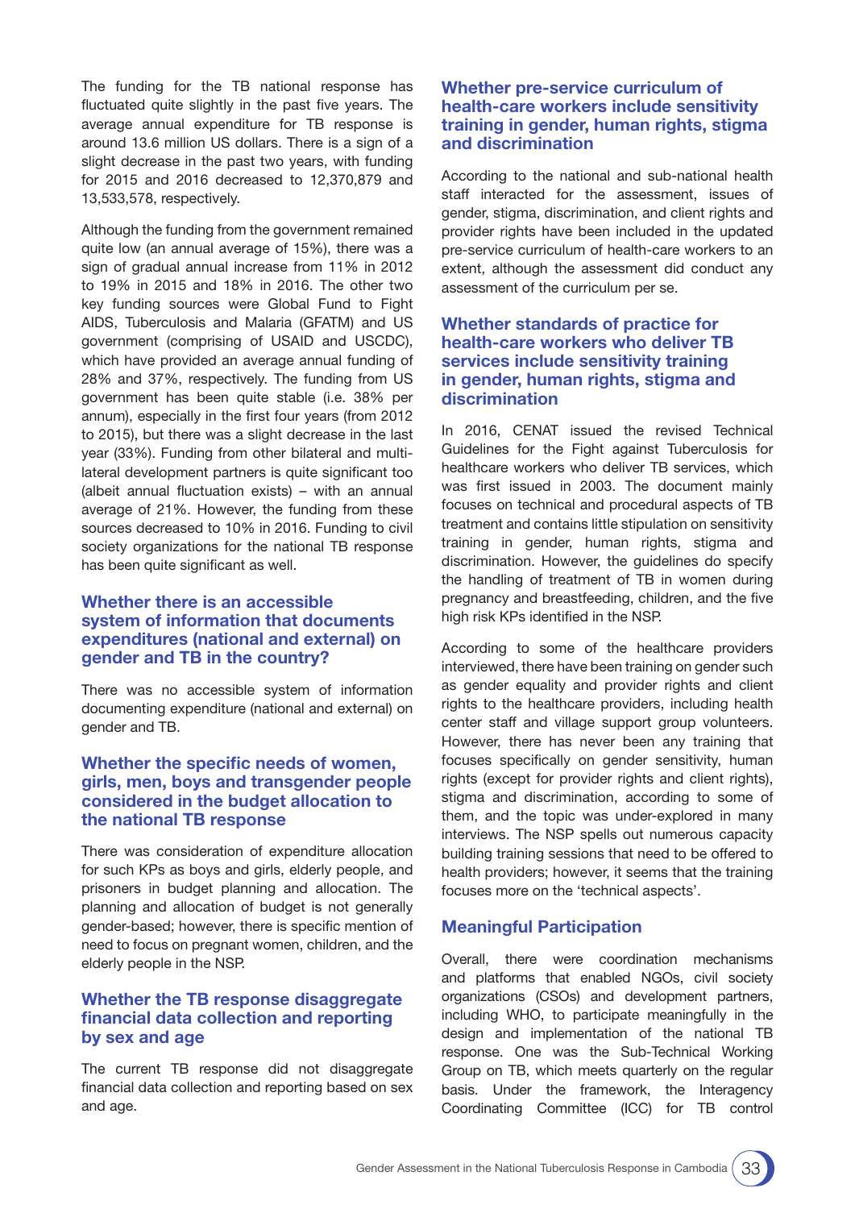The funding for the TB national response has fluctuated quite slightly in the past five years. The average annual expenditure for TB response is around 13.6 million US dollars. There is a sign of a slight decrease in the past two years, with funding for 2015 and 2016 decreased to 12,370,879 and 13,533,578, respectively.

Although the funding from the government remained quite low (an annual average of 15%), there was a sign of gradual annual increase from 11% in 2012 to 19% in 2015 and 18% in 2016. The other two key funding sources were Global Fund to Fight AIDS, Tuberculosis and Malaria (GFATM) and US government (comprising of USAID and USCDC), which have provided an average annual funding of 28% and 37%, respectively. The funding from US government has been quite stable (i.e. 38% per annum), especially in the first four years (from 2012 to 2015), but there was a slight decrease in the last year (33%). Funding from other bilateral and multi-lateral development partners is quite significant too (albeit annual fluctuation exists) – with an annual average of 21%. However, the funding from these sources decreased to 10% in 2016. Funding to civil society organizations for the national TB response has been quite significant as well.

## Whether there is an accessible system of information that documents expenditures (national and external) on gender and TB in the country?

There was no accessible system of information documenting expenditure (national and external) on gender and TB.

## Whether the specific needs of women, girls, men, boys and transgender people considered in the budget allocation to the national TB response

There was consideration of expenditure allocation for such KPs as boys and girls, elderly people, and prisoners in budget planning and allocation. The planning and allocation of budget is not generally gender-based; however, there is specific mention of need to focus on pregnant women, children, and the elderly people in the NSP.

## Whether the TB response disaggregate financial data collection and reporting by sex and age

The current TB response did not disaggregate financial data collection and reporting based on sex and age.

## Whether pre-service curriculum of health-care workers include sensitivity training in gender, human rights, stigma and discrimination

According to the national and sub-national health staff interacted for the assessment, issues of gender, stigma, discrimination, and client rights and provider rights have been included in the updated pre-service curriculum of health-care workers to an extent, although the assessment did conduct any assessment of the curriculum per se.

## Whether standards of practice for health-care workers who deliver TB services include sensitivity training in gender, human rights, stigma and discrimination

In 2016, CENAT issued the revised Technical Guidelines for the Fight against Tuberculosis for healthcare workers who deliver TB services, which was first issued in 2003. The document mainly focuses on technical and procedural aspects of TB treatment and contains little stipulation on sensitivity training in gender, human rights, stigma and discrimination. However, the guidelines do specify the handling of treatment of TB in women during pregnancy and breastfeeding, children, and the five high risk KPs identified in the NSP.

According to some of the healthcare providers interviewed, there have been training on gender such as gender equality and provider rights and client rights to the healthcare providers, including health center staff and village support group volunteers. However, there has never been any training that focuses specifically on gender sensitivity, human rights (except for provider rights and client rights), stigma and discrimination, according to some of them, and the topic was under-explored in many interviews. The NSP spells out numerous capacity building training sessions that need to be offered to health providers; however, it seems that the training focuses more on the 'technical aspects'.

## Meaningful Participation

Overall, there were coordination mechanisms and platforms that enabled NGOs, civil society organizations (CSOs) and development partners, including WHO, to participate meaningfully in the design and implementation of the national TB response. One was the Sub-Technical Working Group on TB, which meets quarterly on the regular basis. Under the framework, the Interagency Coordinating Committee (ICC) for TB control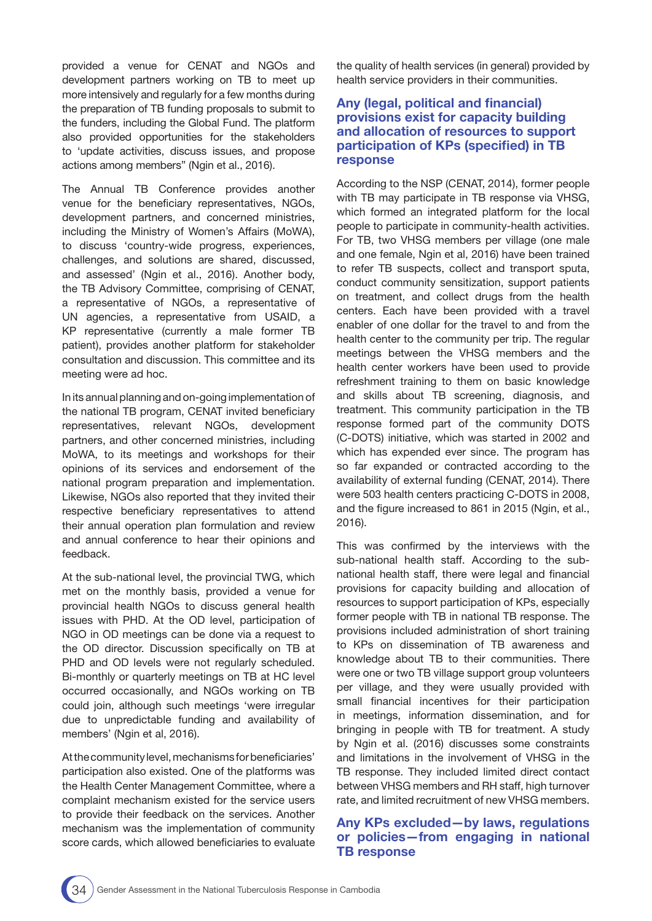provided a venue for CENAT and NGOs and development partners working on TB to meet up more intensively and regularly for a few months during the preparation of TB funding proposals to submit to the funders, including the Global Fund. The platform also provided opportunities for the stakeholders to 'update activities, discuss issues, and propose actions among members" (Ngin et al., 2016).

The Annual TB Conference provides another venue for the beneficiary representatives, NGOs, development partners, and concerned ministries, including the Ministry of Women's Affairs (MoWA), to discuss 'country-wide progress, experiences, challenges, and solutions are shared, discussed, and assessed' (Ngin et al., 2016). Another body, the TB Advisory Committee, comprising of CENAT, a representative of NGOs, a representative of UN agencies, a representative from USAID, a KP representative (currently a male former TB patient), provides another platform for stakeholder consultation and discussion. This committee and its meeting were ad hoc.

In its annual planning and on-going implementation of the national TB program, CENAT invited beneficiary representatives, relevant NGOs, development partners, and other concerned ministries, including MoWA, to its meetings and workshops for their opinions of its services and endorsement of the national program preparation and implementation. Likewise, NGOs also reported that they invited their respective beneficiary representatives to attend their annual operation plan formulation and review and annual conference to hear their opinions and feedback.

At the sub-national level, the provincial TWG, which met on the monthly basis, provided a venue for provincial health NGOs to discuss general health issues with PHD. At the OD level, participation of NGO in OD meetings can be done via a request to the OD director. Discussion specifically on TB at PHD and OD levels were not regularly scheduled. Bi-monthly or quarterly meetings on TB at HC level occurred occasionally, and NGOs working on TB could join, although such meetings 'were irregular due to unpredictable funding and availability of members' (Ngin et al, 2016).

At the community level, mechanisms for beneficiaries' participation also existed. One of the platforms was the Health Center Management Committee, where a complaint mechanism existed for the service users to provide their feedback on the services. Another mechanism was the implementation of community score cards, which allowed beneficiaries to evaluate the quality of health services (in general) provided by health service providers in their communities.

## Any (legal, political and financial) provisions exist for capacity building and allocation of resources to support participation of KPs (specified) in TB response

According to the NSP (CENAT, 2014), former people with TB may participate in TB response via VHSG, which formed an integrated platform for the local people to participate in community-health activities. For TB, two VHSG members per village (one male and one female, Ngin et al, 2016) have been trained to refer TB suspects, collect and transport sputa, conduct community sensitization, support patients on treatment, and collect drugs from the health centers. Each have been provided with a travel enabler of one dollar for the travel to and from the health center to the community per trip. The regular meetings between the VHSG members and the health center workers have been used to provide refreshment training to them on basic knowledge and skills about TB screening, diagnosis, and treatment. This community participation in the TB response formed part of the community DOTS (C-DOTS) initiative, which was started in 2002 and which has expended ever since. The program has so far expanded or contracted according to the availability of external funding (CENAT, 2014). There were 503 health centers practicing C-DOTS in 2008, and the figure increased to 861 in 2015 (Ngin, et al., 2016).

This was confirmed by the interviews with the sub-national health staff. According to the sub-national health staff, there were legal and financial provisions for capacity building and allocation of resources to support participation of KPs, especially former people with TB in national TB response. The provisions included administration of short training to KPs on dissemination of TB awareness and knowledge about TB to their communities. There were one or two TB village support group volunteers per village, and they were usually provided with small financial incentives for their participation in meetings, information dissemination, and for bringing in people with TB for treatment. A study by Ngin et al. (2016) discusses some constraints and limitations in the involvement of VHSG in the TB response. They included limited direct contact between VHSG members and RH staff, high turnover rate, and limited recruitment of new VHSG members.

## Any KPs excluded—by laws, regulations or policies—from engaging in national TB response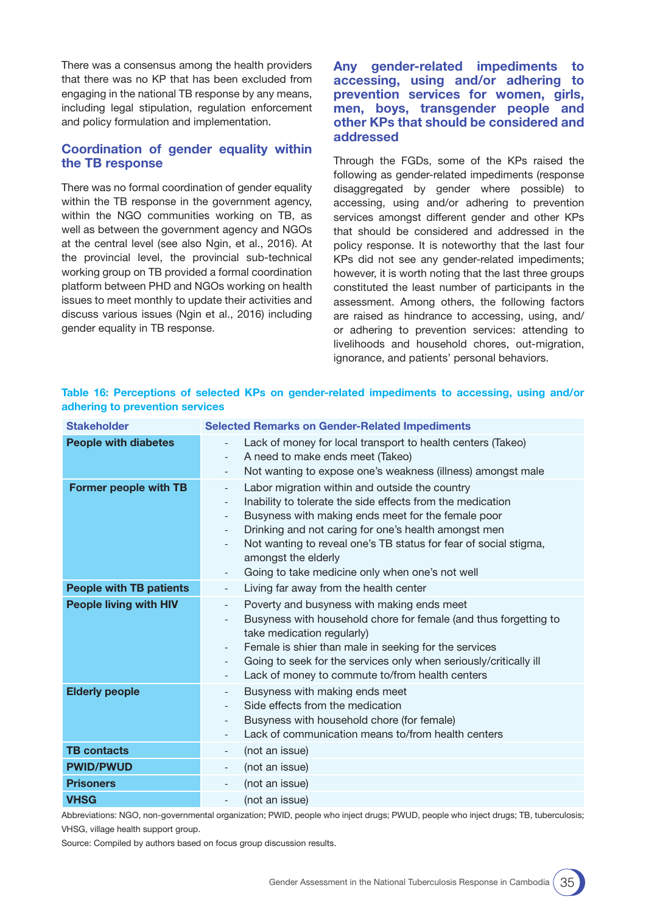There was a consensus among the health providers that there was no KP that has been excluded from engaging in the national TB response by any means, including legal stipulation, regulation enforcement and policy formulation and implementation.

## Coordination of gender equality within the TB response

There was no formal coordination of gender equality within the TB response in the government agency, within the NGO communities working on TB, as well as between the government agency and NGOs at the central level (see also Ngin, et al., 2016). At the provincial level, the provincial sub-technical working group on TB provided a formal coordination platform between PHD and NGOs working on health issues to meet monthly to update their activities and discuss various issues (Ngin et al., 2016) including gender equality in TB response.

## Any gender-related impediments to accessing, using and/or adhering to prevention services for women, girls, men, boys, transgender people and other KPs that should be considered and addressed

Through the FGDs, some of the KPs raised the following as gender-related impediments (response disaggregated by gender where possible) to accessing, using and/or adhering to prevention services amongst different gender and other KPs that should be considered and addressed in the policy response. It is noteworthy that the last four KPs did not see any gender-related impediments; however, it is worth noting that the last three groups constituted the least number of participants in the assessment. Among others, the following factors are raised as hindrance to accessing, using, and/or adhering to prevention services: attending to livelihoods and household chores, out-migration, ignorance, and patients' personal behaviors.

**Table 16: Perceptions of selected KPs on gender-related impediments to accessing, using and/or adhering to prevention services**

| Stakeholder | Selected Remarks on Gender-Related Impediments |
|---|---|
| **People with diabetes** | - Lack of money for local transport to health centers (Takeo)<br>- A need to make ends meet (Takeo)<br>- Not wanting to expose one's weakness (illness) amongst male |
| **Former people with TB** | - Labor migration within and outside the country<br>- Inability to tolerate the side effects from the medication<br>- Busyness with making ends meet for the female poor<br>- Drinking and not caring for one's health amongst men<br>- Not wanting to reveal one's TB status for fear of social stigma, amongst the elderly<br>- Going to take medicine only when one's not well |
| **People with TB patients** | - Living far away from the health center |
| **People living with HIV** | - Poverty and busyness with making ends meet<br>- Busyness with household chore for female (and thus forgetting to take medication regularly)<br>- Female is shier than male in seeking for the services<br>- Going to seek for the services only when seriously/critically ill<br>- Lack of money to commute to/from health centers |
| **Elderly people** | - Busyness with making ends meet<br>- Side effects from the medication<br>- Busyness with household chore (for female)<br>- Lack of communication means to/from health centers |
| **TB contacts** | - (not an issue) |
| **PWID/PWUD** | - (not an issue) |
| **Prisoners** | - (not an issue) |
| **VHSG** | - (not an issue) |

Abbreviations: NGO, non-governmental organization; PWID, people who inject drugs; PWUD, people who inject drugs; TB, tuberculosis; VHSG, village health support group.

Source: Compiled by authors based on focus group discussion results.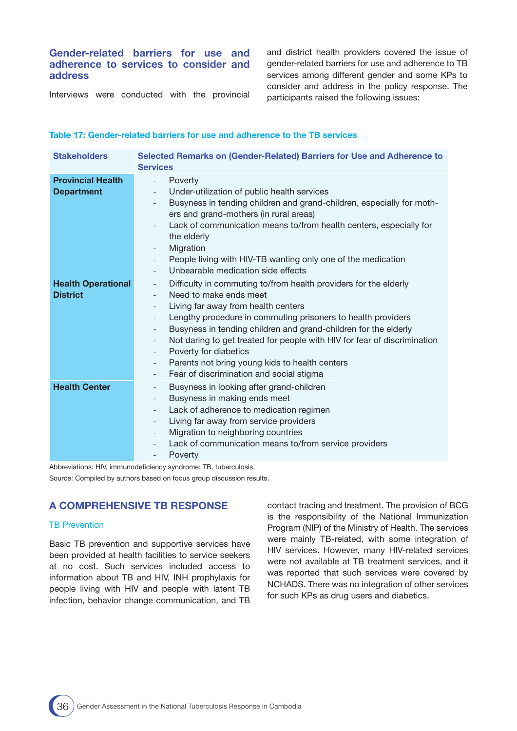### Gender-related barriers for use and adherence to services to consider and address

Interviews were conducted with the provincial and district health providers covered the issue of gender-related barriers for use and adherence to TB services among different gender and some KPs to consider and address in the policy response. The participants raised the following issues:

**Table 17: Gender-related barriers for use and adherence to the TB services**

| Stakeholders | Selected Remarks on (Gender-Related) Barriers for Use and Adherence to Services |
|---|---|
| **Provincial Health Department** | - Poverty<br>- Under-utilization of public health services<br>- Busyness in tending children and grand-children, especially for mothers and grand-mothers (in rural areas)<br>- Lack of communication means to/from health centers, especially for the elderly<br>- Migration<br>- People living with HIV-TB wanting only one of the medication<br>- Unbearable medication side effects |
| **Health Operational District** | - Difficulty in commuting to/from health providers for the elderly<br>- Need to make ends meet<br>- Living far away from health centers<br>- Lengthy procedure in commuting prisoners to health providers<br>- Busyness in tending children and grand-children for the elderly<br>- Not daring to get treated for people with HIV for fear of discrimination<br>- Poverty for diabetics<br>- Parents not bring young kids to health centers<br>- Fear of discrimination and social stigma |
| **Health Center** | - Busyness in looking after grand-children<br>- Busyness in making ends meet<br>- Lack of adherence to medication regimen<br>- Living far away from service providers<br>- Migration to neighboring countries<br>- Lack of communication means to/from service providers<br>- Poverty |

Abbreviations: HIV, immunodeficiency syndrome; TB, tuberculosis.

Source: Compiled by authors based on focus group discussion results.

## A COMPREHENSIVE TB RESPONSE

### TB Prevention

Basic TB prevention and supportive services have been provided at health facilities to service seekers at no cost. Such services included access to information about TB and HIV, INH prophylaxis for people living with HIV and people with latent TB infection, behavior change communication, and TB contact tracing and treatment. The provision of BCG is the responsibility of the National Immunization Program (NIP) of the Ministry of Health. The services were mainly TB-related, with some integration of HIV services. However, many HIV-related services were not available at TB treatment services, and it was reported that such services were covered by NCHADS. There was no integration of other services for such KPs as drug users and diabetics.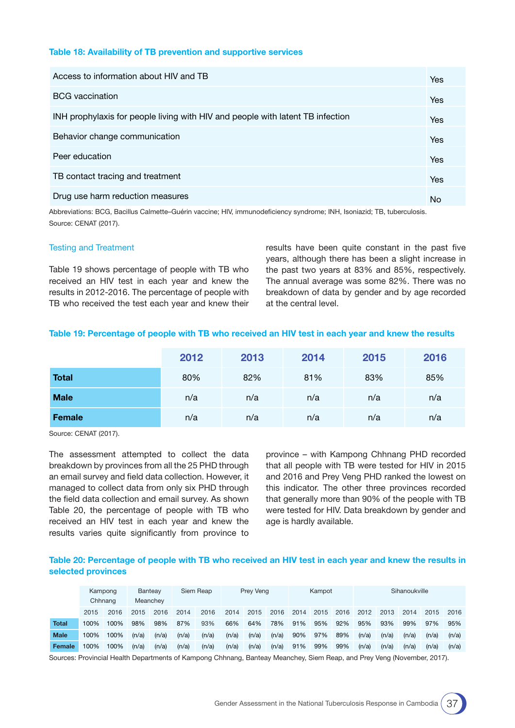**Table 18: Availability of TB prevention and supportive services**

| | |
|---|---|
| Access to information about HIV and TB | Yes |
| BCG vaccination | Yes |
| INH prophylaxis for people living with HIV and people with latent TB infection | Yes |
| Behavior change communication | Yes |
| Peer education | Yes |
| TB contact tracing and treatment | Yes |
| Drug use harm reduction measures | No |

Abbreviations: BCG, Bacillus Calmette–Guérin vaccine; HIV, immunodeficiency syndrome; INH, Isoniazid; TB, tuberculosis.
Source: CENAT (2017).

### Testing and Treatment

Table 19 shows percentage of people with TB who received an HIV test in each year and knew the results in 2012-2016. The percentage of people with TB who received the test each year and knew their results have been quite constant in the past five years, although there has been a slight increase in the past two years at 83% and 85%, respectively. The annual average was some 82%. There was no breakdown of data by gender and by age recorded at the central level.

**Table 19: Percentage of people with TB who received an HIV test in each year and knew the results**

| | 2012 | 2013 | 2014 | 2015 | 2016 |
|---|---|---|---|---|---|
| **Total** | 80% | 82% | 81% | 83% | 85% |
| **Male** | n/a | n/a | n/a | n/a | n/a |
| **Female** | n/a | n/a | n/a | n/a | n/a |

Source: CENAT (2017).

The assessment attempted to collect the data breakdown by provinces from all the 25 PHD through an email survey and field data collection. However, it managed to collect data from only six PHD through the field data collection and email survey. As shown Table 20, the percentage of people with TB who received an HIV test in each year and knew the results varies quite significantly from province to province – with Kampong Chhnang PHD recorded that all people with TB were tested for HIV in 2015 and 2016 and Prey Veng PHD ranked the lowest on this indicator. The other three provinces recorded that generally more than 90% of the people with TB were tested for HIV. Data breakdown by gender and age is hardly available.

**Table 20: Percentage of people with TB who received an HIV test in each year and knew the results in selected provinces**

| | Kampong Chhnang | | Banteay Meanchey | | Siem Reap | | Prey Veng | | | Kampot | | | Sihanoukville | | | | |
|---|---|---|---|---|---|---|---|---|---|---|---|---|---|---|---|---|---|
| | 2015 | 2016 | 2015 | 2016 | 2014 | 2016 | 2014 | 2015 | 2016 | 2014 | 2015 | 2016 | 2012 | 2013 | 2014 | 2015 | 2016 |
| **Total** | 100% | 100% | 98% | 98% | 87% | 93% | 66% | 64% | 78% | 91% | 95% | 92% | 95% | 93% | 99% | 97% | 95% |
| **Male** | 100% | 100% | (n/a) | (n/a) | (n/a) | (n/a) | (n/a) | (n/a) | (n/a) | 90% | 97% | 89% | (n/a) | (n/a) | (n/a) | (n/a) | (n/a) |
| **Female** | 100% | 100% | (n/a) | (n/a) | (n/a) | (n/a) | (n/a) | (n/a) | (n/a) | 91% | 99% | 99% | (n/a) | (n/a) | (n/a) | (n/a) | (n/a) |

Sources: Provincial Health Departments of Kampong Chhnang, Banteay Meanchey, Siem Reap, and Prey Veng (November, 2017).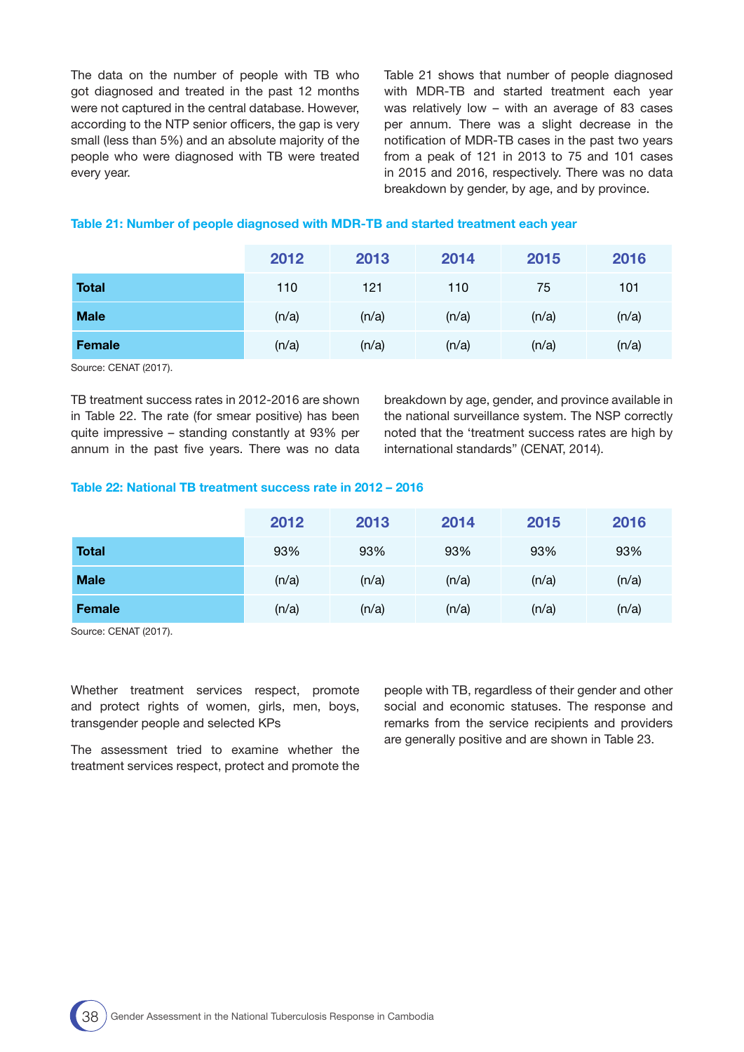The data on the number of people with TB who got diagnosed and treated in the past 12 months were not captured in the central database. However, according to the NTP senior officers, the gap is very small (less than 5%) and an absolute majority of the people who were diagnosed with TB were treated every year.

Table 21 shows that number of people diagnosed with MDR-TB and started treatment each year was relatively low – with an average of 83 cases per annum. There was a slight decrease in the notification of MDR-TB cases in the past two years from a peak of 121 in 2013 to 75 and 101 cases in 2015 and 2016, respectively. There was no data breakdown by gender, by age, and by province.

**Table 21: Number of people diagnosed with MDR-TB and started treatment each year**

| | 2012 | 2013 | 2014 | 2015 | 2016 |
|---|---|---|---|---|---|
| **Total** | 110 | 121 | 110 | 75 | 101 |
| **Male** | (n/a) | (n/a) | (n/a) | (n/a) | (n/a) |
| **Female** | (n/a) | (n/a) | (n/a) | (n/a) | (n/a) |

Source: CENAT (2017).

TB treatment success rates in 2012-2016 are shown in Table 22. The rate (for smear positive) has been quite impressive – standing constantly at 93% per annum in the past five years. There was no data breakdown by age, gender, and province available in the national surveillance system. The NSP correctly noted that the 'treatment success rates are high by international standards" (CENAT, 2014).

**Table 22: National TB treatment success rate in 2012 – 2016**

| | 2012 | 2013 | 2014 | 2015 | 2016 |
|---|---|---|---|---|---|
| **Total** | 93% | 93% | 93% | 93% | 93% |
| **Male** | (n/a) | (n/a) | (n/a) | (n/a) | (n/a) |
| **Female** | (n/a) | (n/a) | (n/a) | (n/a) | (n/a) |

Source: CENAT (2017).

Whether treatment services respect, promote and protect rights of women, girls, men, boys, transgender people and selected KPs

The assessment tried to examine whether the treatment services respect, protect and promote the people with TB, regardless of their gender and other social and economic statuses. The response and remarks from the service recipients and providers are generally positive and are shown in Table 23.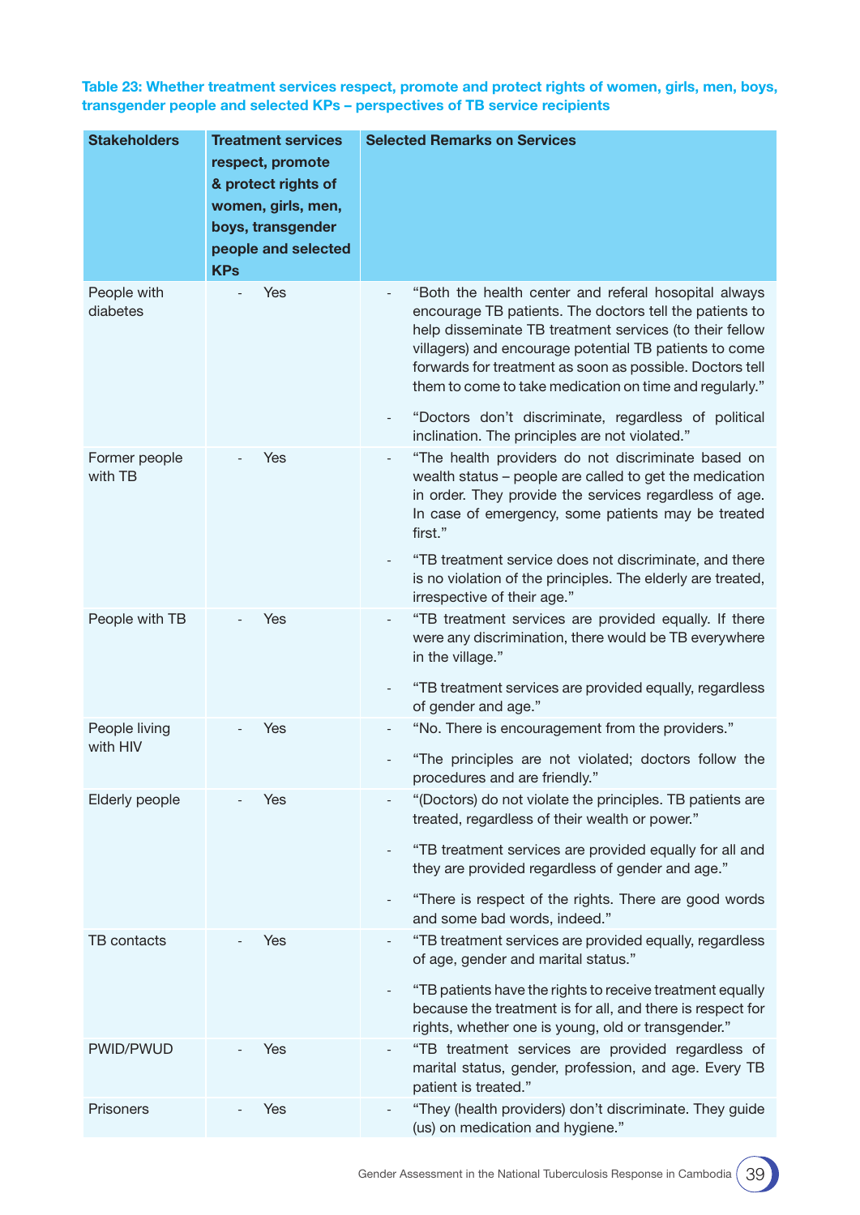**Table 23: Whether treatment services respect, promote and protect rights of women, girls, men, boys, transgender people and selected KPs – perspectives of TB service recipients**

| Stakeholders | Treatment services respect, promote & protect rights of women, girls, men, boys, transgender people and selected KPs | Selected Remarks on Services |
|---|---|---|
| People with diabetes | - Yes | - "Both the health center and referal hosopital always encourage TB patients. The doctors tell the patients to help disseminate TB treatment services (to their fellow villagers) and encourage potential TB patients to come forwards for treatment as soon as possible. Doctors tell them to come to take medication on time and regularly."<br>- "Doctors don't discriminate, regardless of political inclination. The principles are not violated." |
| Former people with TB | - Yes | - "The health providers do not discriminate based on wealth status – people are called to get the medication in order. They provide the services regardless of age. In case of emergency, some patients may be treated first."<br>- "TB treatment service does not discriminate, and there is no violation of the principles. The elderly are treated, irrespective of their age." |
| People with TB | - Yes | - "TB treatment services are provided equally. If there were any discrimination, there would be TB everywhere in the village."<br>- "TB treatment services are provided equally, regardless of gender and age." |
| People living with HIV | - Yes | - "No. There is encouragement from the providers."<br>- "The principles are not violated; doctors follow the procedures and are friendly." |
| Elderly people | - Yes | - "(Doctors) do not violate the principles. TB patients are treated, regardless of their wealth or power."<br>- "TB treatment services are provided equally for all and they are provided regardless of gender and age."<br>- "There is respect of the rights. There are good words and some bad words, indeed." |
| TB contacts | - Yes | - "TB treatment services are provided equally, regardless of age, gender and marital status."<br>- "TB patients have the rights to receive treatment equally because the treatment is for all, and there is respect for rights, whether one is young, old or transgender." |
| PWID/PWUD | - Yes | - "TB treatment services are provided regardless of marital status, gender, profession, and age. Every TB patient is treated." |
| Prisoners | - Yes | - "They (health providers) don't discriminate. They guide (us) on medication and hygiene." |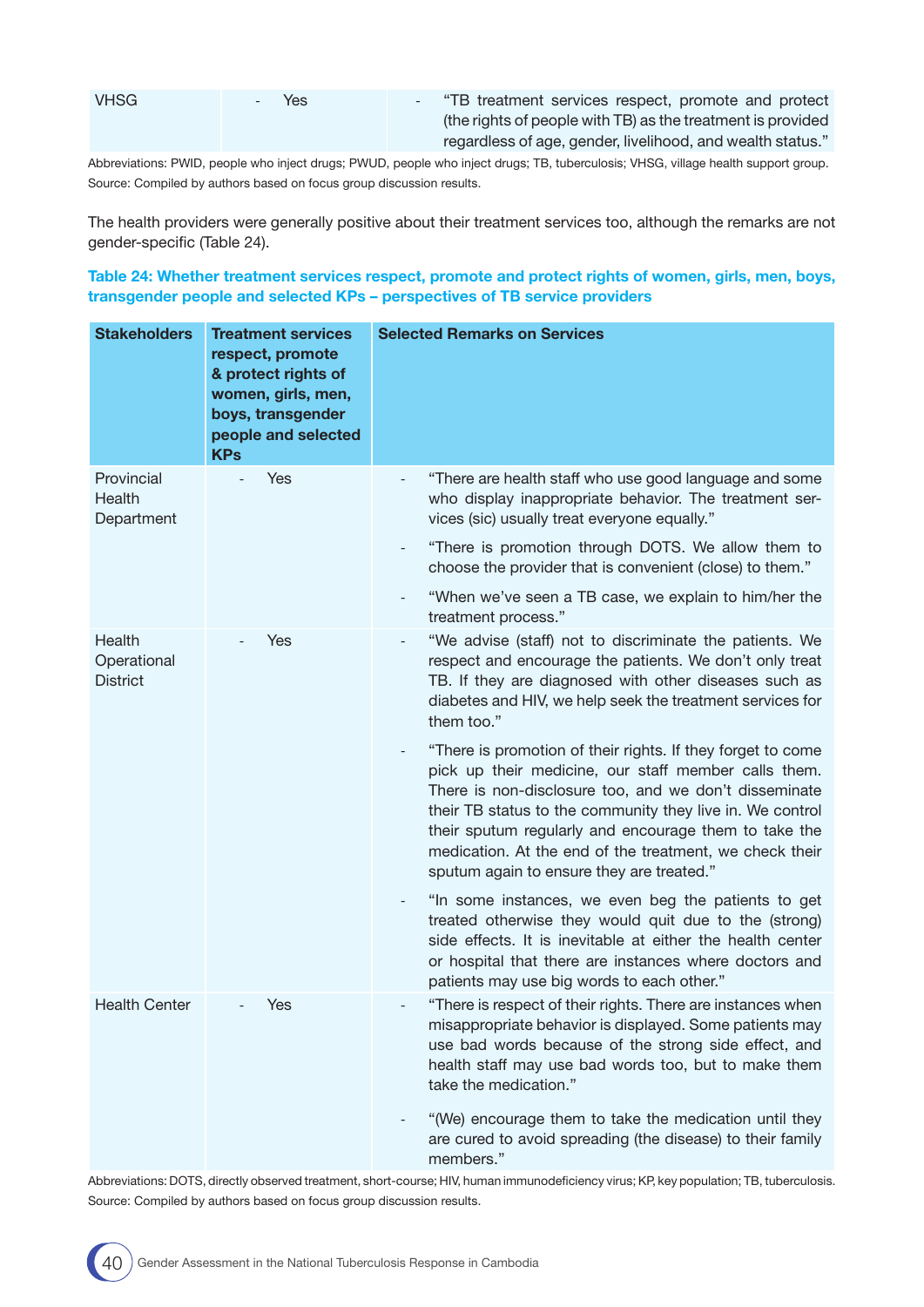| | | |
|---|---|---|
| VHSG | - Yes | - "TB treatment services respect, promote and protect (the rights of people with TB) as the treatment is provided regardless of age, gender, livelihood, and wealth status." |

Abbreviations: PWID, people who inject drugs; PWUD, people who inject drugs; TB, tuberculosis; VHSG, village health support group.
Source: Compiled by authors based on focus group discussion results.

The health providers were generally positive about their treatment services too, although the remarks are not gender-specific (Table 24).

**Table 24: Whether treatment services respect, promote and protect rights of women, girls, men, boys, transgender people and selected KPs – perspectives of TB service providers**

| Stakeholders | Treatment services respect, promote & protect rights of women, girls, men, boys, transgender people and selected KPs | Selected Remarks on Services |
|---|---|---|
| Provincial Health Department | - Yes | - "There are health staff who use good language and some who display inappropriate behavior. The treatment services (sic) usually treat everyone equally." <br> - "There is promotion through DOTS. We allow them to choose the provider that is convenient (close) to them." <br> - "When we've seen a TB case, we explain to him/her the treatment process." |
| Health Operational District | - Yes | - "We advise (staff) not to discriminate the patients. We respect and encourage the patients. We don't only treat TB. If they are diagnosed with other diseases such as diabetes and HIV, we help seek the treatment services for them too." <br> - "There is promotion of their rights. If they forget to come pick up their medicine, our staff member calls them. There is non-disclosure too, and we don't disseminate their TB status to the community they live in. We control their sputum regularly and encourage them to take the medication. At the end of the treatment, we check their sputum again to ensure they are treated." <br> - "In some instances, we even beg the patients to get treated otherwise they would quit due to the (strong) side effects. It is inevitable at either the health center or hospital that there are instances where doctors and patients may use big words to each other." |
| Health Center | - Yes | - "There is respect of their rights. There are instances when misappropriate behavior is displayed. Some patients may use bad words because of the strong side effect, and health staff may use bad words too, but to make them take the medication." <br> - "(We) encourage them to take the medication until they are cured to avoid spreading (the disease) to their family members." |

Abbreviations: DOTS, directly observed treatment, short-course; HIV, human immunodeficiency virus; KP, key population; TB, tuberculosis.
Source: Compiled by authors based on focus group discussion results.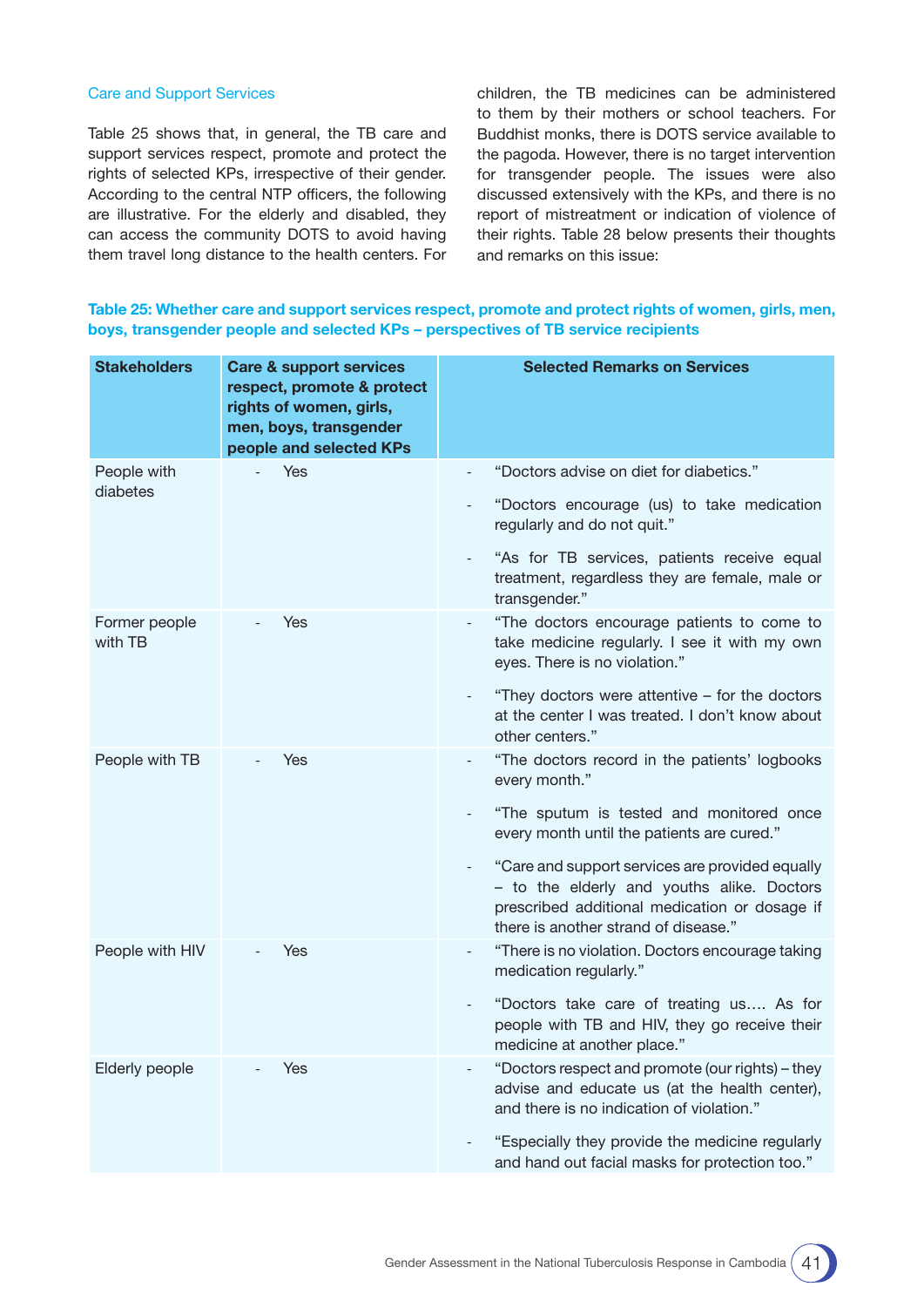### Care and Support Services

Table 25 shows that, in general, the TB care and support services respect, promote and protect the rights of selected KPs, irrespective of their gender. According to the central NTP officers, the following are illustrative. For the elderly and disabled, they can access the community DOTS to avoid having them travel long distance to the health centers. For children, the TB medicines can be administered to them by their mothers or school teachers. For Buddhist monks, there is DOTS service available to the pagoda. However, there is no target intervention for transgender people. The issues were also discussed extensively with the KPs, and there is no report of mistreatment or indication of violence of their rights. Table 28 below presents their thoughts and remarks on this issue:

**Table 25: Whether care and support services respect, promote and protect rights of women, girls, men, boys, transgender people and selected KPs – perspectives of TB service recipients**

| Stakeholders | Care & support services respect, promote & protect rights of women, girls, men, boys, transgender people and selected KPs | Selected Remarks on Services |
|---|---|---|
| People with diabetes | - Yes | - "Doctors advise on diet for diabetics."<br>- "Doctors encourage (us) to take medication regularly and do not quit."<br>- "As for TB services, patients receive equal treatment, regardless they are female, male or transgender." |
| Former people with TB | - Yes | - "The doctors encourage patients to come to take medicine regularly. I see it with my own eyes. There is no violation."<br>- "They doctors were attentive – for the doctors at the center I was treated. I don't know about other centers." |
| People with TB | - Yes | - "The doctors record in the patients' logbooks every month."<br>- "The sputum is tested and monitored once every month until the patients are cured."<br>- "Care and support services are provided equally – to the elderly and youths alike. Doctors prescribed additional medication or dosage if there is another strand of disease." |
| People with HIV | - Yes | - "There is no violation. Doctors encourage taking medication regularly."<br>- "Doctors take care of treating us…. As for people with TB and HIV, they go receive their medicine at another place." |
| Elderly people | - Yes | - "Doctors respect and promote (our rights) – they advise and educate us (at the health center), and there is no indication of violation."<br>- "Especially they provide the medicine regularly and hand out facial masks for protection too." |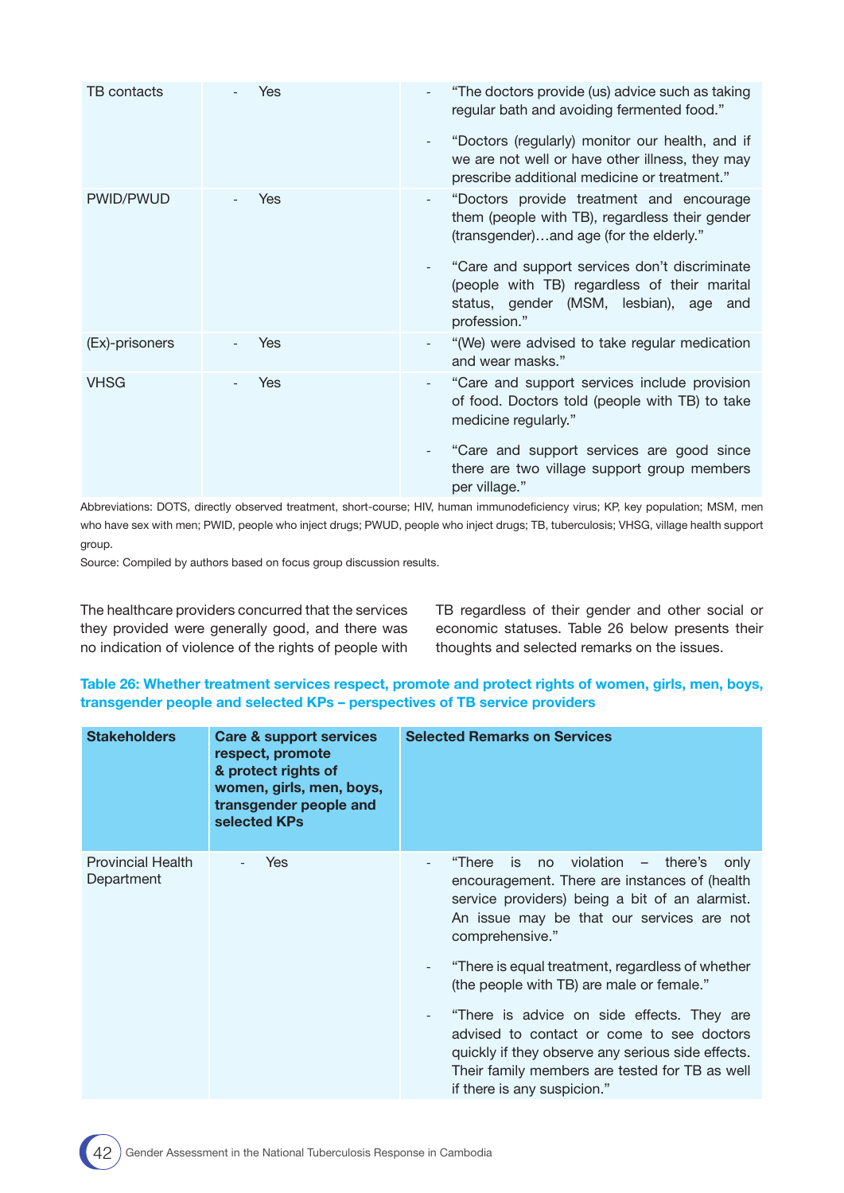| | | |
|---|---|---|
| TB contacts | - Yes | - "The doctors provide (us) advice such as taking regular bath and avoiding fermented food."<br>- "Doctors (regularly) monitor our health, and if we are not well or have other illness, they may prescribe additional medicine or treatment." |
| PWID/PWUD | - Yes | - "Doctors provide treatment and encourage them (people with TB), regardless their gender (transgender)…and age (for the elderly."<br>- "Care and support services don't discriminate (people with TB) regardless of their marital status, gender (MSM, lesbian), age and profession." |
| (Ex)-prisoners | - Yes | - "(We) were advised to take regular medication and wear masks." |
| VHSG | - Yes | - "Care and support services include provision of food. Doctors told (people with TB) to take medicine regularly."<br>- "Care and support services are good since there are two village support group members per village." |

Abbreviations: DOTS, directly observed treatment, short-course; HIV, human immunodeficiency virus; KP, key population; MSM, men who have sex with men; PWID, people who inject drugs; PWUD, people who inject drugs; TB, tuberculosis; VHSG, village health support group.

Source: Compiled by authors based on focus group discussion results.

The healthcare providers concurred that the services they provided were generally good, and there was no indication of violence of the rights of people with TB regardless of their gender and other social or economic statuses. Table 26 below presents their thoughts and selected remarks on the issues.

**Table 26: Whether treatment services respect, promote and protect rights of women, girls, men, boys, transgender people and selected KPs – perspectives of TB service providers**

| Stakeholders | Care & support services respect, promote & protect rights of women, girls, men, boys, transgender people and selected KPs | Selected Remarks on Services |
|---|---|---|
| Provincial Health Department | - Yes | - "There is no violation – there's only encouragement. There are instances of (health service providers) being a bit of an alarmist. An issue may be that our services are not comprehensive."<br>- "There is equal treatment, regardless of whether (the people with TB) are male or female."<br>- "There is advice on side effects. They are advised to contact or come to see doctors quickly if they observe any serious side effects. Their family members are tested for TB as well if there is any suspicion." |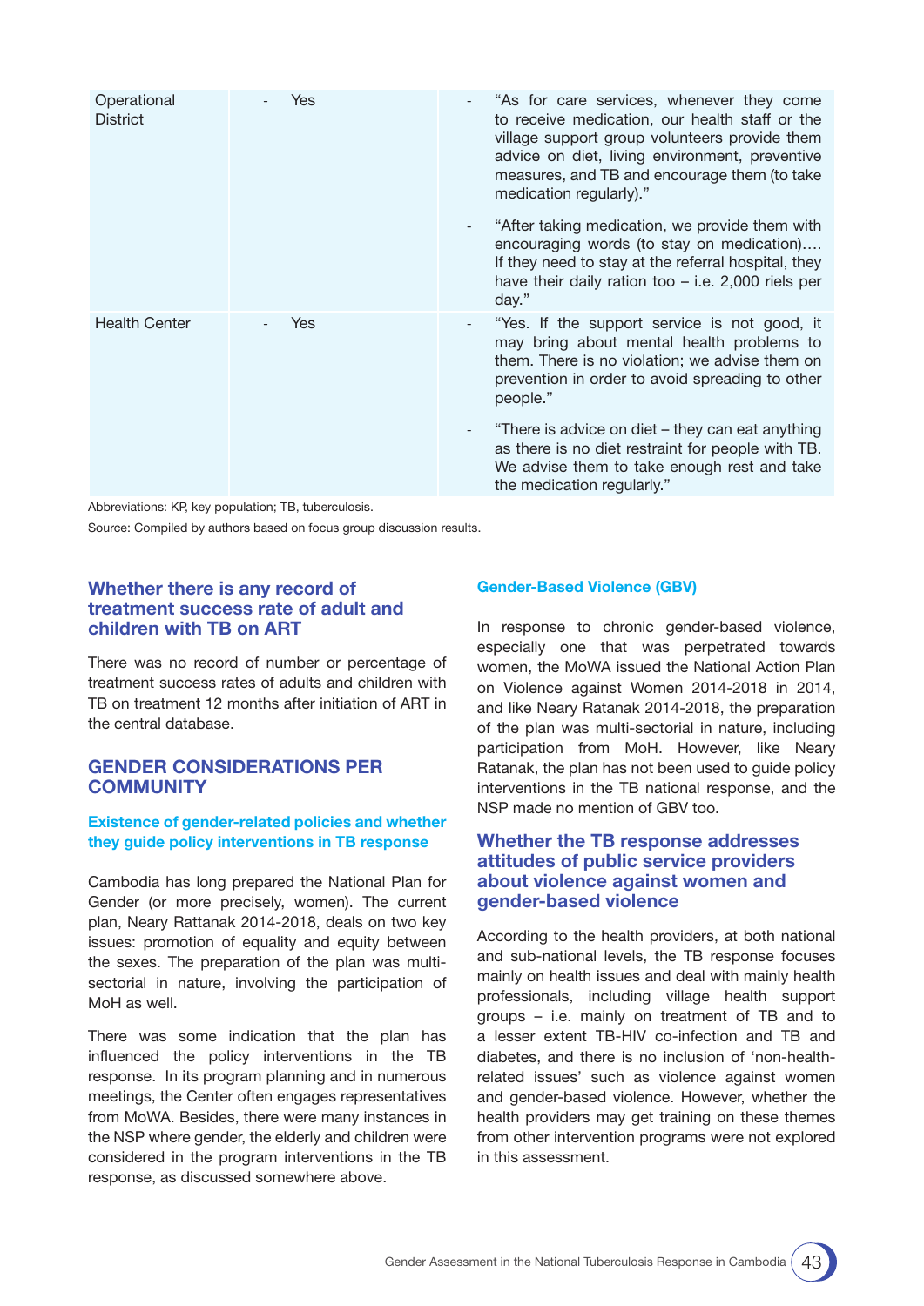| | | |
|---|---|---|
| Operational District | - Yes | - "As for care services, whenever they come to receive medication, our health staff or the village support group volunteers provide them advice on diet, living environment, preventive measures, and TB and encourage them (to take medication regularly)."<br><br>- "After taking medication, we provide them with encouraging words (to stay on medication)…. If they need to stay at the referral hospital, they have their daily ration too – i.e. 2,000 riels per day." |
| Health Center | - Yes | - "Yes. If the support service is not good, it may bring about mental health problems to them. There is no violation; we advise them on prevention in order to avoid spreading to other people."<br><br>- "There is advice on diet – they can eat anything as there is no diet restraint for people with TB. We advise them to take enough rest and take the medication regularly." |

Abbreviations: KP, key population; TB, tuberculosis.

Source: Compiled by authors based on focus group discussion results.

### Whether there is any record of treatment success rate of adult and children with TB on ART

There was no record of number or percentage of treatment success rates of adults and children with TB on treatment 12 months after initiation of ART in the central database.

## GENDER CONSIDERATIONS PER COMMUNITY

#### Existence of gender-related policies and whether they guide policy interventions in TB response

Cambodia has long prepared the National Plan for Gender (or more precisely, women). The current plan, Neary Rattanak 2014-2018, deals on two key issues: promotion of equality and equity between the sexes. The preparation of the plan was multi-sectorial in nature, involving the participation of MoH as well.

There was some indication that the plan has influenced the policy interventions in the TB response. In its program planning and in numerous meetings, the Center often engages representatives from MoWA. Besides, there were many instances in the NSP where gender, the elderly and children were considered in the program interventions in the TB response, as discussed somewhere above.

#### Gender-Based Violence (GBV)

In response to chronic gender-based violence, especially one that was perpetrated towards women, the MoWA issued the National Action Plan on Violence against Women 2014-2018 in 2014, and like Neary Ratanak 2014-2018, the preparation of the plan was multi-sectorial in nature, including participation from MoH. However, like Neary Ratanak, the plan has not been used to guide policy interventions in the TB national response, and the NSP made no mention of GBV too.

### Whether the TB response addresses attitudes of public service providers about violence against women and gender-based violence

According to the health providers, at both national and sub-national levels, the TB response focuses mainly on health issues and deal with mainly health professionals, including village health support groups – i.e. mainly on treatment of TB and to a lesser extent TB-HIV co-infection and TB and diabetes, and there is no inclusion of 'non-health-related issues' such as violence against women and gender-based violence. However, whether the health providers may get training on these themes from other intervention programs were not explored in this assessment.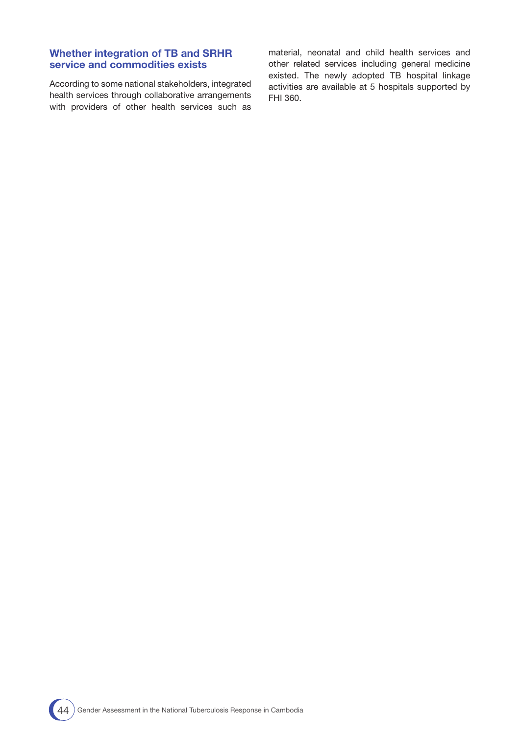### Whether integration of TB and SRHR service and commodities exists

According to some national stakeholders, integrated health services through collaborative arrangements with providers of other health services such as material, neonatal and child health services and other related services including general medicine existed. The newly adopted TB hospital linkage activities are available at 5 hospitals supported by FHI 360.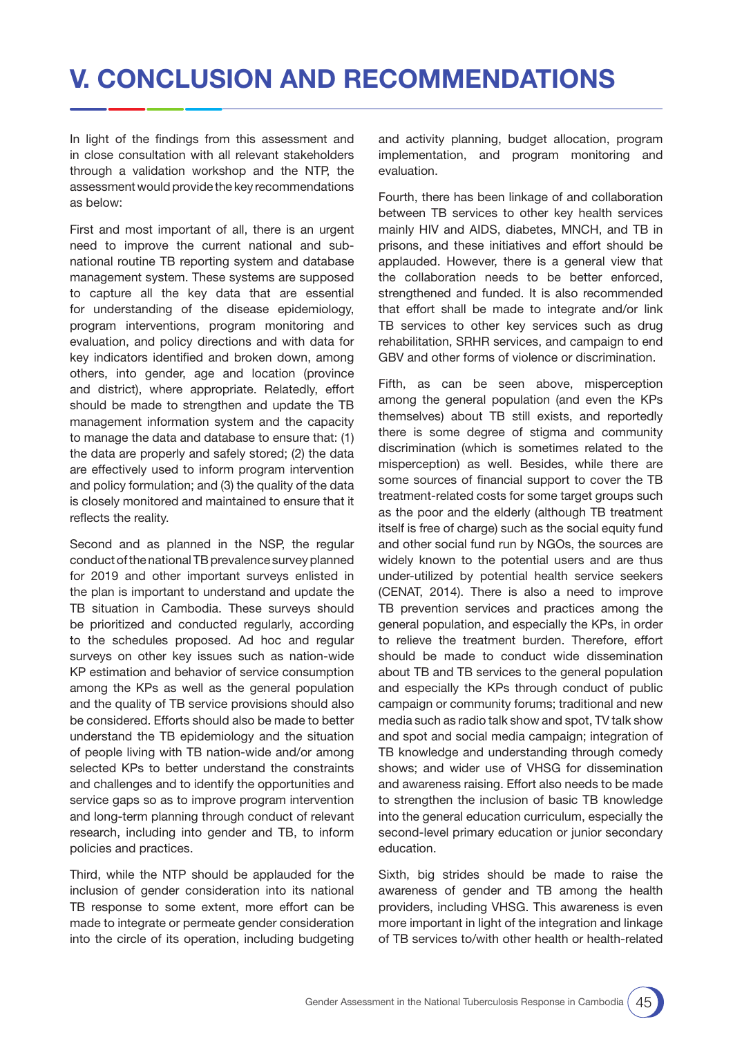# V. CONCLUSION AND RECOMMENDATIONS

In light of the findings from this assessment and in close consultation with all relevant stakeholders through a validation workshop and the NTP, the assessment would provide the key recommendations as below:

First and most important of all, there is an urgent need to improve the current national and sub-national routine TB reporting system and database management system. These systems are supposed to capture all the key data that are essential for understanding of the disease epidemiology, program interventions, program monitoring and evaluation, and policy directions and with data for key indicators identified and broken down, among others, into gender, age and location (province and district), where appropriate. Relatedly, effort should be made to strengthen and update the TB management information system and the capacity to manage the data and database to ensure that: (1) the data are properly and safely stored; (2) the data are effectively used to inform program intervention and policy formulation; and (3) the quality of the data is closely monitored and maintained to ensure that it reflects the reality.

Second and as planned in the NSP, the regular conduct of the national TB prevalence survey planned for 2019 and other important surveys enlisted in the plan is important to understand and update the TB situation in Cambodia. These surveys should be prioritized and conducted regularly, according to the schedules proposed. Ad hoc and regular surveys on other key issues such as nation-wide KP estimation and behavior of service consumption among the KPs as well as the general population and the quality of TB service provisions should also be considered. Efforts should also be made to better understand the TB epidemiology and the situation of people living with TB nation-wide and/or among selected KPs to better understand the constraints and challenges and to identify the opportunities and service gaps so as to improve program intervention and long-term planning through conduct of relevant research, including into gender and TB, to inform policies and practices.

Third, while the NTP should be applauded for the inclusion of gender consideration into its national TB response to some extent, more effort can be made to integrate or permeate gender consideration into the circle of its operation, including budgeting and activity planning, budget allocation, program implementation, and program monitoring and evaluation.

Fourth, there has been linkage of and collaboration between TB services to other key health services mainly HIV and AIDS, diabetes, MNCH, and TB in prisons, and these initiatives and effort should be applauded. However, there is a general view that the collaboration needs to be better enforced, strengthened and funded. It is also recommended that effort shall be made to integrate and/or link TB services to other key services such as drug rehabilitation, SRHR services, and campaign to end GBV and other forms of violence or discrimination.

Fifth, as can be seen above, misperception among the general population (and even the KPs themselves) about TB still exists, and reportedly there is some degree of stigma and community discrimination (which is sometimes related to the misperception) as well. Besides, while there are some sources of financial support to cover the TB treatment-related costs for some target groups such as the poor and the elderly (although TB treatment itself is free of charge) such as the social equity fund and other social fund run by NGOs, the sources are widely known to the potential users and are thus under-utilized by potential health service seekers (CENAT, 2014). There is also a need to improve TB prevention services and practices among the general population, and especially the KPs, in order to relieve the treatment burden. Therefore, effort should be made to conduct wide dissemination about TB and TB services to the general population and especially the KPs through conduct of public campaign or community forums; traditional and new media such as radio talk show and spot, TV talk show and spot and social media campaign; integration of TB knowledge and understanding through comedy shows; and wider use of VHSG for dissemination and awareness raising. Effort also needs to be made to strengthen the inclusion of basic TB knowledge into the general education curriculum, especially the second-level primary education or junior secondary education.

Sixth, big strides should be made to raise the awareness of gender and TB among the health providers, including VHSG. This awareness is even more important in light of the integration and linkage of TB services to/with other health or health-related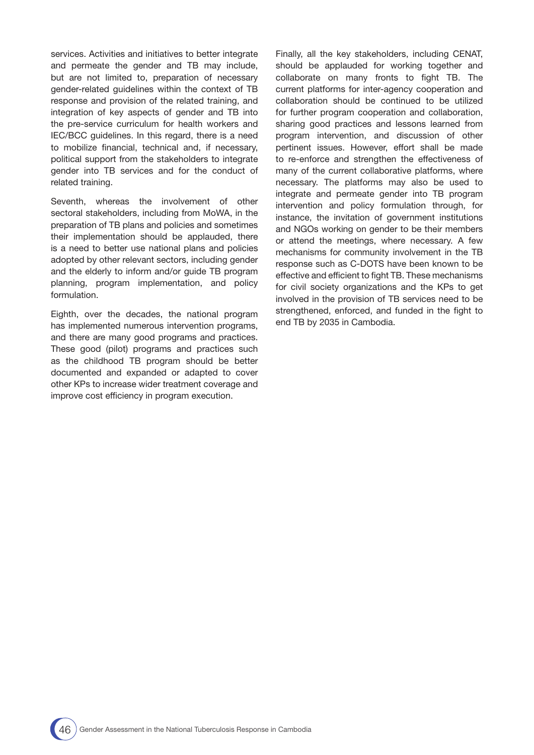services. Activities and initiatives to better integrate and permeate the gender and TB may include, but are not limited to, preparation of necessary gender-related guidelines within the context of TB response and provision of the related training, and integration of key aspects of gender and TB into the pre-service curriculum for health workers and IEC/BCC guidelines. In this regard, there is a need to mobilize financial, technical and, if necessary, political support from the stakeholders to integrate gender into TB services and for the conduct of related training.

Seventh, whereas the involvement of other sectoral stakeholders, including from MoWA, in the preparation of TB plans and policies and sometimes their implementation should be applauded, there is a need to better use national plans and policies adopted by other relevant sectors, including gender and the elderly to inform and/or guide TB program planning, program implementation, and policy formulation.

Eighth, over the decades, the national program has implemented numerous intervention programs, and there are many good programs and practices. These good (pilot) programs and practices such as the childhood TB program should be better documented and expanded or adapted to cover other KPs to increase wider treatment coverage and improve cost efficiency in program execution.

Finally, all the key stakeholders, including CENAT, should be applauded for working together and collaborate on many fronts to fight TB. The current platforms for inter-agency cooperation and collaboration should be continued to be utilized for further program cooperation and collaboration, sharing good practices and lessons learned from program intervention, and discussion of other pertinent issues. However, effort shall be made to re-enforce and strengthen the effectiveness of many of the current collaborative platforms, where necessary. The platforms may also be used to integrate and permeate gender into TB program intervention and policy formulation through, for instance, the invitation of government institutions and NGOs working on gender to be their members or attend the meetings, where necessary. A few mechanisms for community involvement in the TB response such as C-DOTS have been known to be effective and efficient to fight TB. These mechanisms for civil society organizations and the KPs to get involved in the provision of TB services need to be strengthened, enforced, and funded in the fight to end TB by 2035 in Cambodia.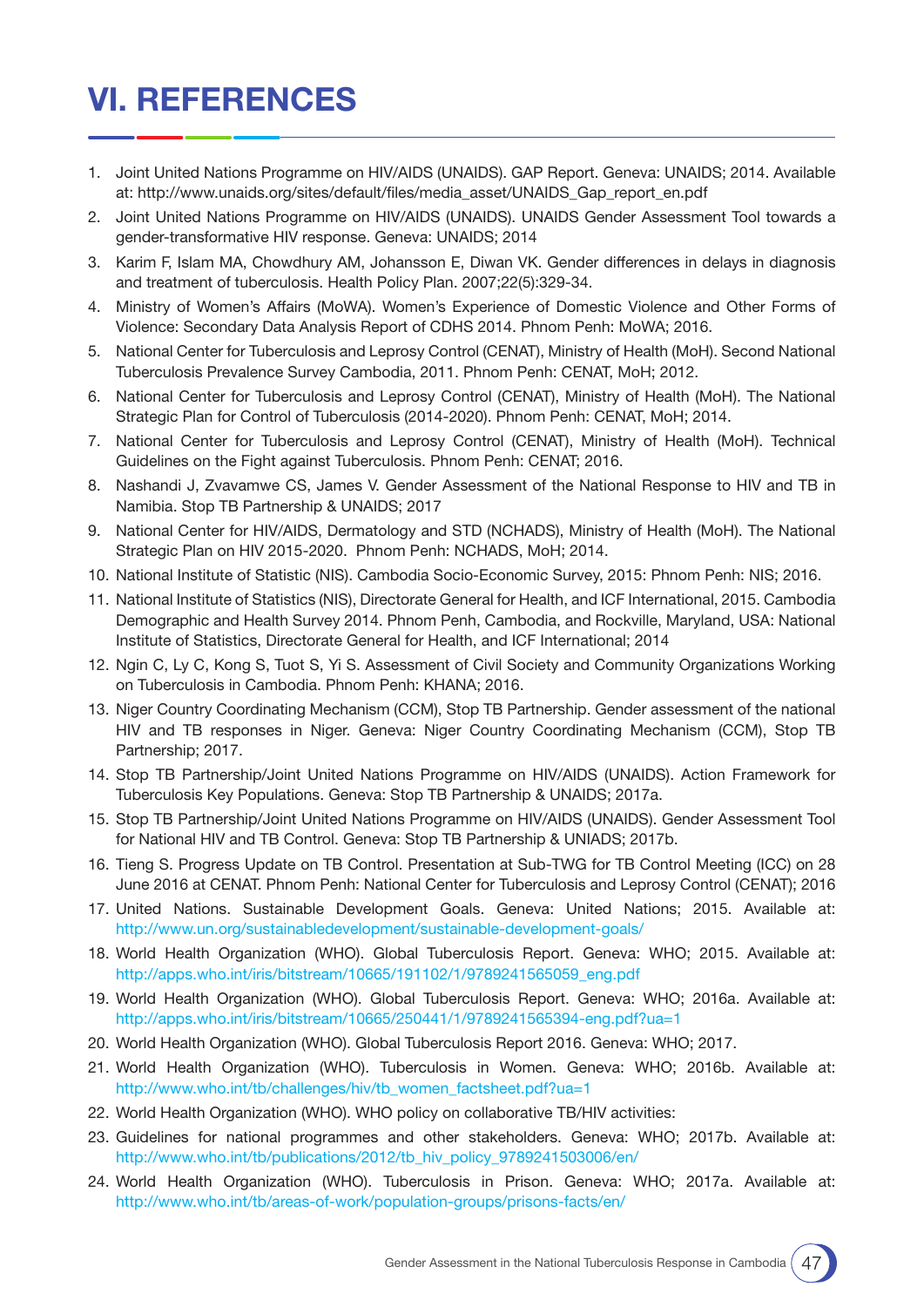# VI. REFERENCES

1. Joint United Nations Programme on HIV/AIDS (UNAIDS). GAP Report. Geneva: UNAIDS; 2014. Available at: http://www.unaids.org/sites/default/files/media_asset/UNAIDS_Gap_report_en.pdf
2. Joint United Nations Programme on HIV/AIDS (UNAIDS). UNAIDS Gender Assessment Tool towards a gender-transformative HIV response. Geneva: UNAIDS; 2014
3. Karim F, Islam MA, Chowdhury AM, Johansson E, Diwan VK. Gender differences in delays in diagnosis and treatment of tuberculosis. Health Policy Plan. 2007;22(5):329-34.
4. Ministry of Women's Affairs (MoWA). Women's Experience of Domestic Violence and Other Forms of Violence: Secondary Data Analysis Report of CDHS 2014. Phnom Penh: MoWA; 2016.
5. National Center for Tuberculosis and Leprosy Control (CENAT), Ministry of Health (MoH). Second National Tuberculosis Prevalence Survey Cambodia, 2011. Phnom Penh: CENAT, MoH; 2012.
6. National Center for Tuberculosis and Leprosy Control (CENAT), Ministry of Health (MoH). The National Strategic Plan for Control of Tuberculosis (2014-2020). Phnom Penh: CENAT, MoH; 2014.
7. National Center for Tuberculosis and Leprosy Control (CENAT), Ministry of Health (MoH). Technical Guidelines on the Fight against Tuberculosis. Phnom Penh: CENAT; 2016.
8. Nashandi J, Zvavamwe CS, James V. Gender Assessment of the National Response to HIV and TB in Namibia. Stop TB Partnership & UNAIDS; 2017
9. National Center for HIV/AIDS, Dermatology and STD (NCHADS), Ministry of Health (MoH). The National Strategic Plan on HIV 2015-2020. Phnom Penh: NCHADS, MoH; 2014.
10. National Institute of Statistic (NIS). Cambodia Socio-Economic Survey, 2015: Phnom Penh: NIS; 2016.
11. National Institute of Statistics (NIS), Directorate General for Health, and ICF International, 2015. Cambodia Demographic and Health Survey 2014. Phnom Penh, Cambodia, and Rockville, Maryland, USA: National Institute of Statistics, Directorate General for Health, and ICF International; 2014
12. Ngin C, Ly C, Kong S, Tuot S, Yi S. Assessment of Civil Society and Community Organizations Working on Tuberculosis in Cambodia. Phnom Penh: KHANA; 2016.
13. Niger Country Coordinating Mechanism (CCM), Stop TB Partnership. Gender assessment of the national HIV and TB responses in Niger. Geneva: Niger Country Coordinating Mechanism (CCM), Stop TB Partnership; 2017.
14. Stop TB Partnership/Joint United Nations Programme on HIV/AIDS (UNAIDS). Action Framework for Tuberculosis Key Populations. Geneva: Stop TB Partnership & UNAIDS; 2017a.
15. Stop TB Partnership/Joint United Nations Programme on HIV/AIDS (UNAIDS). Gender Assessment Tool for National HIV and TB Control. Geneva: Stop TB Partnership & UNIADS; 2017b.
16. Tieng S. Progress Update on TB Control. Presentation at Sub-TWG for TB Control Meeting (ICC) on 28 June 2016 at CENAT. Phnom Penh: National Center for Tuberculosis and Leprosy Control (CENAT); 2016
17. United Nations. Sustainable Development Goals. Geneva: United Nations; 2015. Available at: http://www.un.org/sustainabledevelopment/sustainable-development-goals/
18. World Health Organization (WHO). Global Tuberculosis Report. Geneva: WHO; 2015. Available at: http://apps.who.int/iris/bitstream/10665/191102/1/9789241565059_eng.pdf
19. World Health Organization (WHO). Global Tuberculosis Report. Geneva: WHO; 2016a. Available at: http://apps.who.int/iris/bitstream/10665/250441/1/9789241565394-eng.pdf?ua=1
20. World Health Organization (WHO). Global Tuberculosis Report 2016. Geneva: WHO; 2017.
21. World Health Organization (WHO). Tuberculosis in Women. Geneva: WHO; 2016b. Available at: http://www.who.int/tb/challenges/hiv/tb_women_factsheet.pdf?ua=1
22. World Health Organization (WHO). WHO policy on collaborative TB/HIV activities:
23. Guidelines for national programmes and other stakeholders. Geneva: WHO; 2017b. Available at: http://www.who.int/tb/publications/2012/tb_hiv_policy_9789241503006/en/
24. World Health Organization (WHO). Tuberculosis in Prison. Geneva: WHO; 2017a. Available at: http://www.who.int/tb/areas-of-work/population-groups/prisons-facts/en/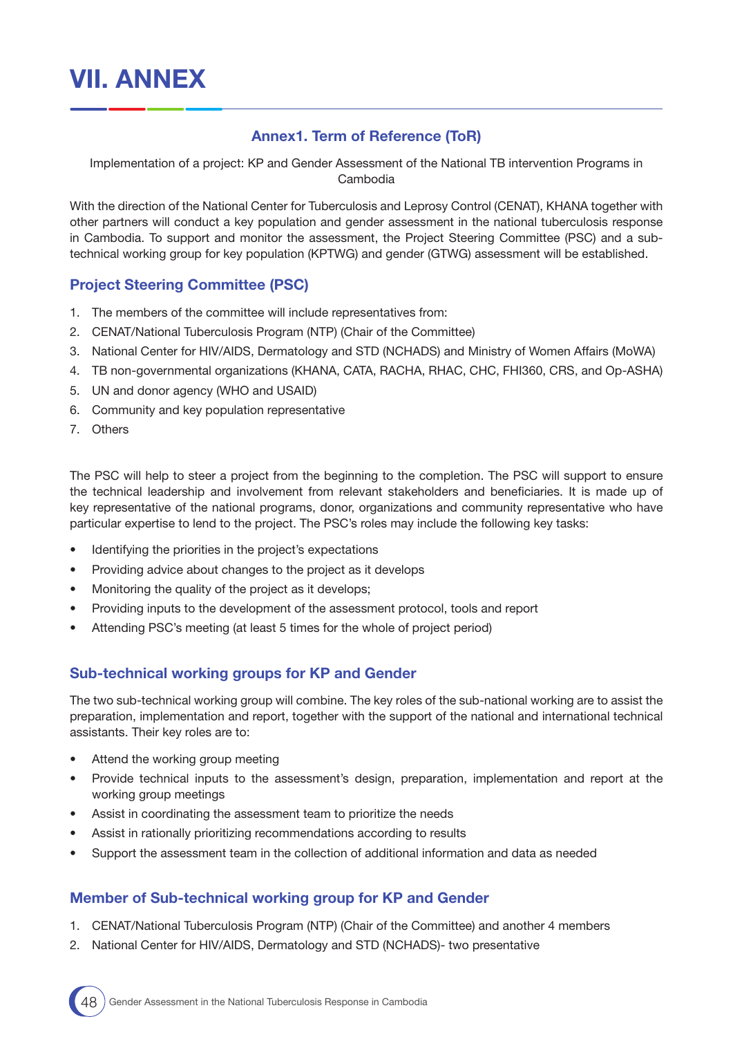# VII. ANNEX

## Annex1. Term of Reference (ToR)

Implementation of a project: KP and Gender Assessment of the National TB intervention Programs in Cambodia

With the direction of the National Center for Tuberculosis and Leprosy Control (CENAT), KHANA together with other partners will conduct a key population and gender assessment in the national tuberculosis response in Cambodia. To support and monitor the assessment, the Project Steering Committee (PSC) and a sub-technical working group for key population (KPTWG) and gender (GTWG) assessment will be established.

### Project Steering Committee (PSC)

1. The members of the committee will include representatives from:
2. CENAT/National Tuberculosis Program (NTP) (Chair of the Committee)
3. National Center for HIV/AIDS, Dermatology and STD (NCHADS) and Ministry of Women Affairs (MoWA)
4. TB non-governmental organizations (KHANA, CATA, RACHA, RHAC, CHC, FHI360, CRS, and Op-ASHA)
5. UN and donor agency (WHO and USAID)
6. Community and key population representative
7. Others

The PSC will help to steer a project from the beginning to the completion. The PSC will support to ensure the technical leadership and involvement from relevant stakeholders and beneficiaries. It is made up of key representative of the national programs, donor, organizations and community representative who have particular expertise to lend to the project. The PSC's roles may include the following key tasks:

- Identifying the priorities in the project's expectations
- Providing advice about changes to the project as it develops
- Monitoring the quality of the project as it develops;
- Providing inputs to the development of the assessment protocol, tools and report
- Attending PSC's meeting (at least 5 times for the whole of project period)

### Sub-technical working groups for KP and Gender

The two sub-technical working group will combine. The key roles of the sub-national working are to assist the preparation, implementation and report, together with the support of the national and international technical assistants. Their key roles are to:

- Attend the working group meeting
- Provide technical inputs to the assessment's design, preparation, implementation and report at the working group meetings
- Assist in coordinating the assessment team to prioritize the needs
- Assist in rationally prioritizing recommendations according to results
- Support the assessment team in the collection of additional information and data as needed

### Member of Sub-technical working group for KP and Gender

1. CENAT/National Tuberculosis Program (NTP) (Chair of the Committee) and another 4 members
2. National Center for HIV/AIDS, Dermatology and STD (NCHADS)- two presentative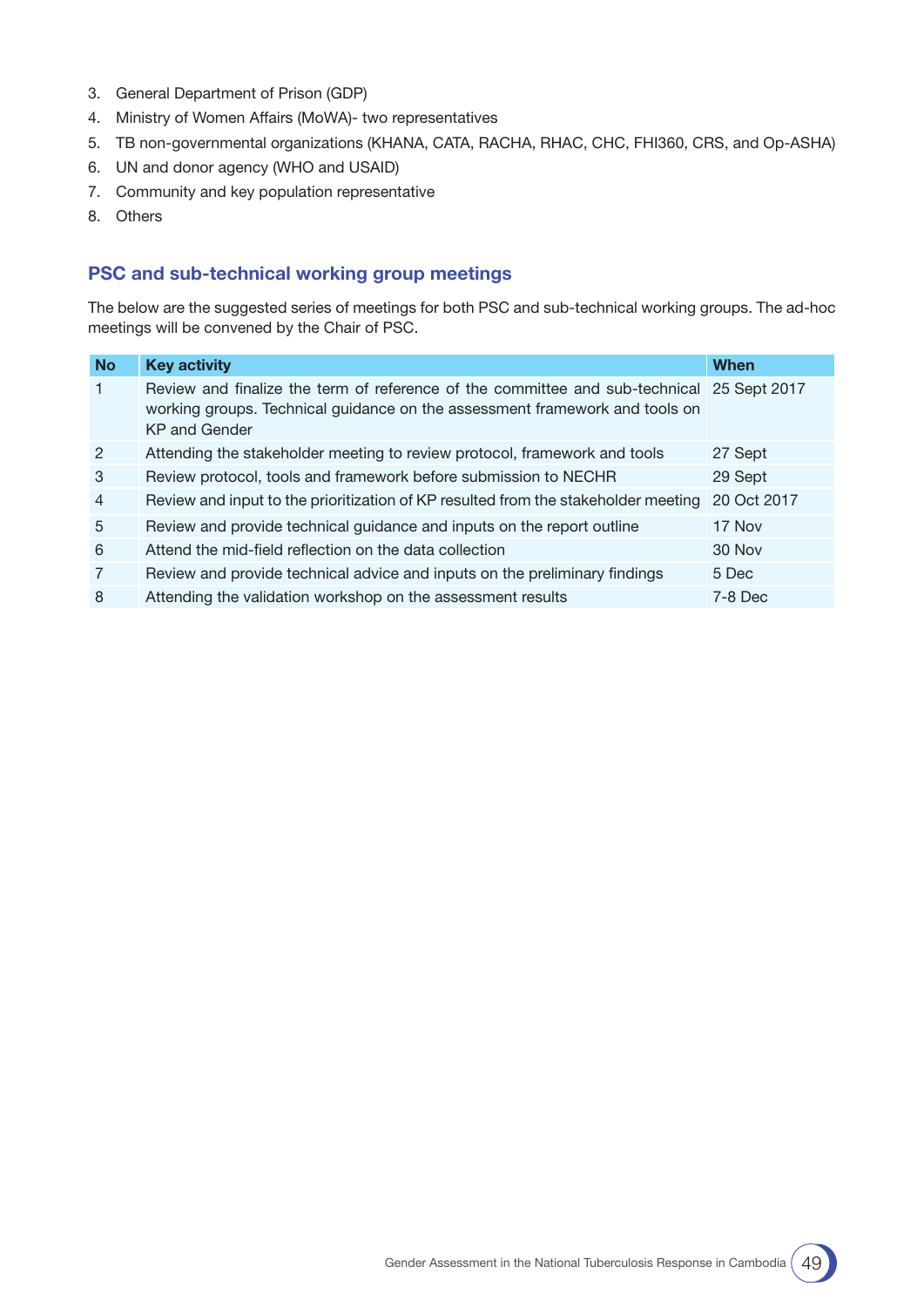3. General Department of Prison (GDP)
4. Ministry of Women Affairs (MoWA)- two representatives
5. TB non-governmental organizations (KHANA, CATA, RACHA, RHAC, CHC, FHI360, CRS, and Op-ASHA)
6. UN and donor agency (WHO and USAID)
7. Community and key population representative
8. Others

## PSC and sub-technical working group meetings

The below are the suggested series of meetings for both PSC and sub-technical working groups. The ad-hoc meetings will be convened by the Chair of PSC.

| No | Key activity | When |
|---|---|---|
| 1 | Review and finalize the term of reference of the committee and sub-technical working groups. Technical guidance on the assessment framework and tools on KP and Gender | 25 Sept 2017 |
| 2 | Attending the stakeholder meeting to review protocol, framework and tools | 27 Sept |
| 3 | Review protocol, tools and framework before submission to NECHR | 29 Sept |
| 4 | Review and input to the prioritization of KP resulted from the stakeholder meeting | 20 Oct 2017 |
| 5 | Review and provide technical guidance and inputs on the report outline | 17 Nov |
| 6 | Attend the mid-field reflection on the data collection | 30 Nov |
| 7 | Review and provide technical advice and inputs on the preliminary findings | 5 Dec |
| 8 | Attending the validation workshop on the assessment results | 7-8 Dec |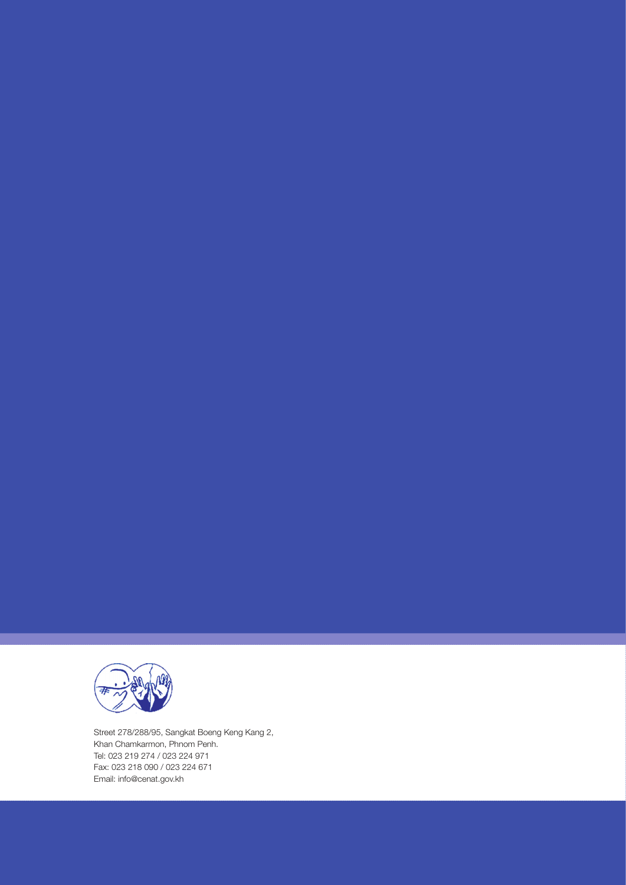Street 278/288/95, Sangkat Boeng Keng Kang 2,
Khan Chamkarmon, Phnom Penh.
Tel: 023 219 274 / 023 224 971
Fax: 023 218 090 / 023 224 671
Email: info@cenat.gov.kh